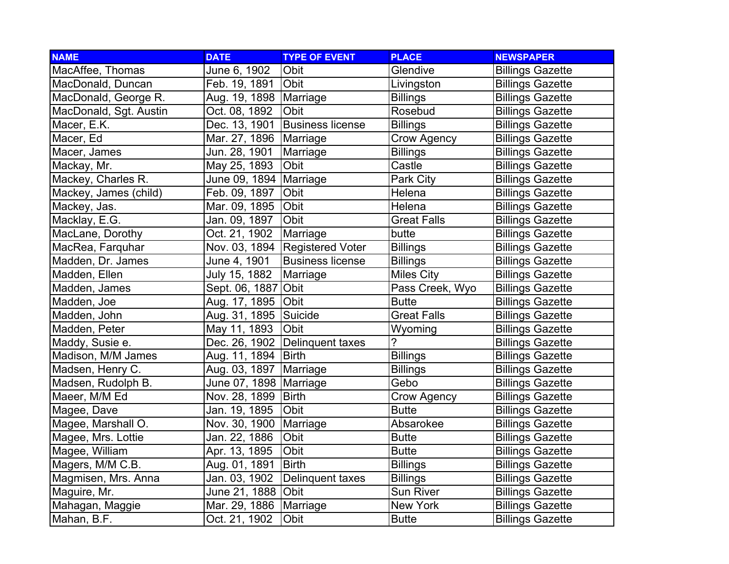| NAME | DATE | TYPE OF EVENT | PLACE | NEWSPAPER |
|---|---|---|---|---|
| MacAffee, Thomas | June 6, 1902 | Obit | Glendive | Billings Gazette |
| MacDonald, Duncan | Feb. 19, 1891 | Obit | Livingston | Billings Gazette |
| MacDonald, George R. | Aug. 19, 1898 | Marriage | Billings | Billings Gazette |
| MacDonald, Sgt. Austin | Oct. 08, 1892 | Obit | Rosebud | Billings Gazette |
| Macer, E.K. | Dec. 13, 1901 | Business license | Billings | Billings Gazette |
| Macer, Ed | Mar. 27, 1896 | Marriage | Crow Agency | Billings Gazette |
| Macer, James | Jun. 28, 1901 | Marriage | Billings | Billings Gazette |
| Mackay, Mr. | May 25, 1893 | Obit | Castle | Billings Gazette |
| Mackey, Charles R. | June 09, 1894 | Marriage | Park City | Billings Gazette |
| Mackey, James (child) | Feb. 09, 1897 | Obit | Helena | Billings Gazette |
| Mackey, Jas. | Mar. 09, 1895 | Obit | Helena | Billings Gazette |
| Macklay, E.G. | Jan. 09, 1897 | Obit | Great Falls | Billings Gazette |
| MacLane, Dorothy | Oct. 21, 1902 | Marriage | butte | Billings Gazette |
| MacRea, Farquhar | Nov. 03, 1894 | Registered Voter | Billings | Billings Gazette |
| Madden, Dr. James | June 4, 1901 | Business license | Billings | Billings Gazette |
| Madden, Ellen | July 15, 1882 | Marriage | Miles City | Billings Gazette |
| Madden, James | Sept. 06, 1887 | Obit | Pass Creek, Wyo | Billings Gazette |
| Madden, Joe | Aug. 17, 1895 | Obit | Butte | Billings Gazette |
| Madden, John | Aug. 31, 1895 | Suicide | Great Falls | Billings Gazette |
| Madden, Peter | May 11, 1893 | Obit | Wyoming | Billings Gazette |
| Maddy, Susie e. | Dec. 26, 1902 | Delinquent taxes | ? | Billings Gazette |
| Madison, M/M James | Aug. 11, 1894 | Birth | Billings | Billings Gazette |
| Madsen, Henry C. | Aug. 03, 1897 | Marriage | Billings | Billings Gazette |
| Madsen, Rudolph B. | June 07, 1898 | Marriage | Gebo | Billings Gazette |
| Maeer, M/M Ed | Nov. 28, 1899 | Birth | Crow Agency | Billings Gazette |
| Magee, Dave | Jan. 19, 1895 | Obit | Butte | Billings Gazette |
| Magee, Marshall O. | Nov. 30, 1900 | Marriage | Absarokee | Billings Gazette |
| Magee, Mrs. Lottie | Jan. 22, 1886 | Obit | Butte | Billings Gazette |
| Magee, William | Apr. 13, 1895 | Obit | Butte | Billings Gazette |
| Magers, M/M C.B. | Aug. 01, 1891 | Birth | Billings | Billings Gazette |
| Magmisen, Mrs. Anna | Jan. 03, 1902 | Delinquent taxes | Billings | Billings Gazette |
| Maguire, Mr. | June 21, 1888 | Obit | Sun River | Billings Gazette |
| Mahagan, Maggie | Mar. 29, 1886 | Marriage | New York | Billings Gazette |
| Mahan, B.F. | Oct. 21, 1902 | Obit | Butte | Billings Gazette |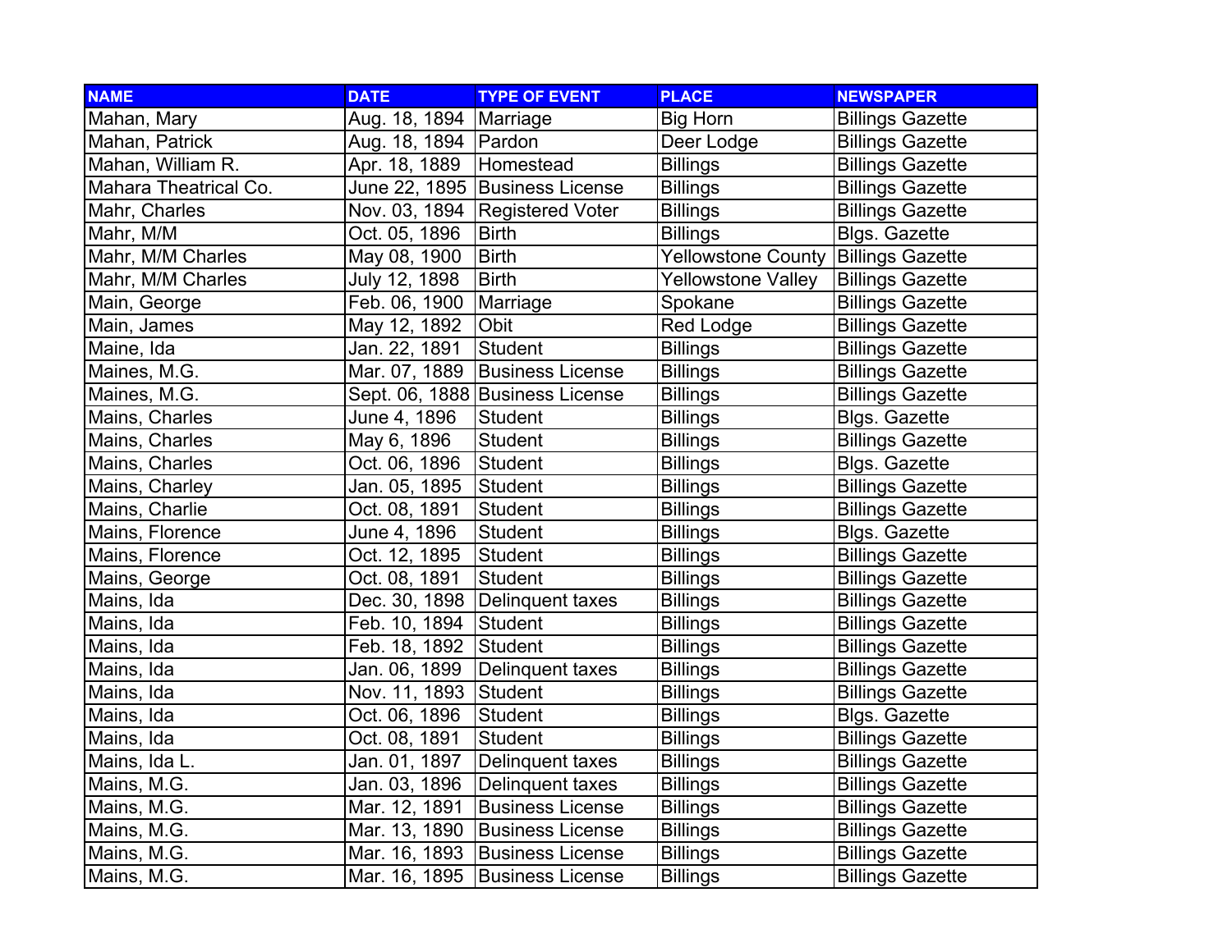| NAME | DATE | TYPE OF EVENT | PLACE | NEWSPAPER |
|---|---|---|---|---|
| Mahan, Mary | Aug. 18, 1894 | Marriage | Big Horn | Billings Gazette |
| Mahan, Patrick | Aug. 18, 1894 | Pardon | Deer Lodge | Billings Gazette |
| Mahan, William R. | Apr. 18, 1889 | Homestead | Billings | Billings Gazette |
| Mahara Theatrical Co. | June 22, 1895 | Business License | Billings | Billings Gazette |
| Mahr, Charles | Nov. 03, 1894 | Registered Voter | Billings | Billings Gazette |
| Mahr, M/M | Oct. 05, 1896 | Birth | Billings | Blgs. Gazette |
| Mahr, M/M Charles | May 08, 1900 | Birth | Yellowstone County | Billings Gazette |
| Mahr, M/M Charles | July 12, 1898 | Birth | Yellowstone Valley | Billings Gazette |
| Main, George | Feb. 06, 1900 | Marriage | Spokane | Billings Gazette |
| Main, James | May 12, 1892 | Obit | Red Lodge | Billings Gazette |
| Maine, Ida | Jan. 22, 1891 | Student | Billings | Billings Gazette |
| Maines, M.G. | Mar. 07, 1889 | Business License | Billings | Billings Gazette |
| Maines, M.G. | Sept. 06, 1888 | Business License | Billings | Billings Gazette |
| Mains, Charles | June 4, 1896 | Student | Billings | Blgs. Gazette |
| Mains, Charles | May 6, 1896 | Student | Billings | Billings Gazette |
| Mains, Charles | Oct. 06, 1896 | Student | Billings | Blgs. Gazette |
| Mains, Charley | Jan. 05, 1895 | Student | Billings | Billings Gazette |
| Mains, Charlie | Oct. 08, 1891 | Student | Billings | Billings Gazette |
| Mains, Florence | June 4, 1896 | Student | Billings | Blgs. Gazette |
| Mains, Florence | Oct. 12, 1895 | Student | Billings | Billings Gazette |
| Mains, George | Oct. 08, 1891 | Student | Billings | Billings Gazette |
| Mains, Ida | Dec. 30, 1898 | Delinquent taxes | Billings | Billings Gazette |
| Mains, Ida | Feb. 10, 1894 | Student | Billings | Billings Gazette |
| Mains, Ida | Feb. 18, 1892 | Student | Billings | Billings Gazette |
| Mains, Ida | Jan. 06, 1899 | Delinquent taxes | Billings | Billings Gazette |
| Mains, Ida | Nov. 11, 1893 | Student | Billings | Billings Gazette |
| Mains, Ida | Oct. 06, 1896 | Student | Billings | Blgs. Gazette |
| Mains, Ida | Oct. 08, 1891 | Student | Billings | Billings Gazette |
| Mains, Ida L. | Jan. 01, 1897 | Delinquent taxes | Billings | Billings Gazette |
| Mains, M.G. | Jan. 03, 1896 | Delinquent taxes | Billings | Billings Gazette |
| Mains, M.G. | Mar. 12, 1891 | Business License | Billings | Billings Gazette |
| Mains, M.G. | Mar. 13, 1890 | Business License | Billings | Billings Gazette |
| Mains, M.G. | Mar. 16, 1893 | Business License | Billings | Billings Gazette |
| Mains, M.G. | Mar. 16, 1895 | Business License | Billings | Billings Gazette |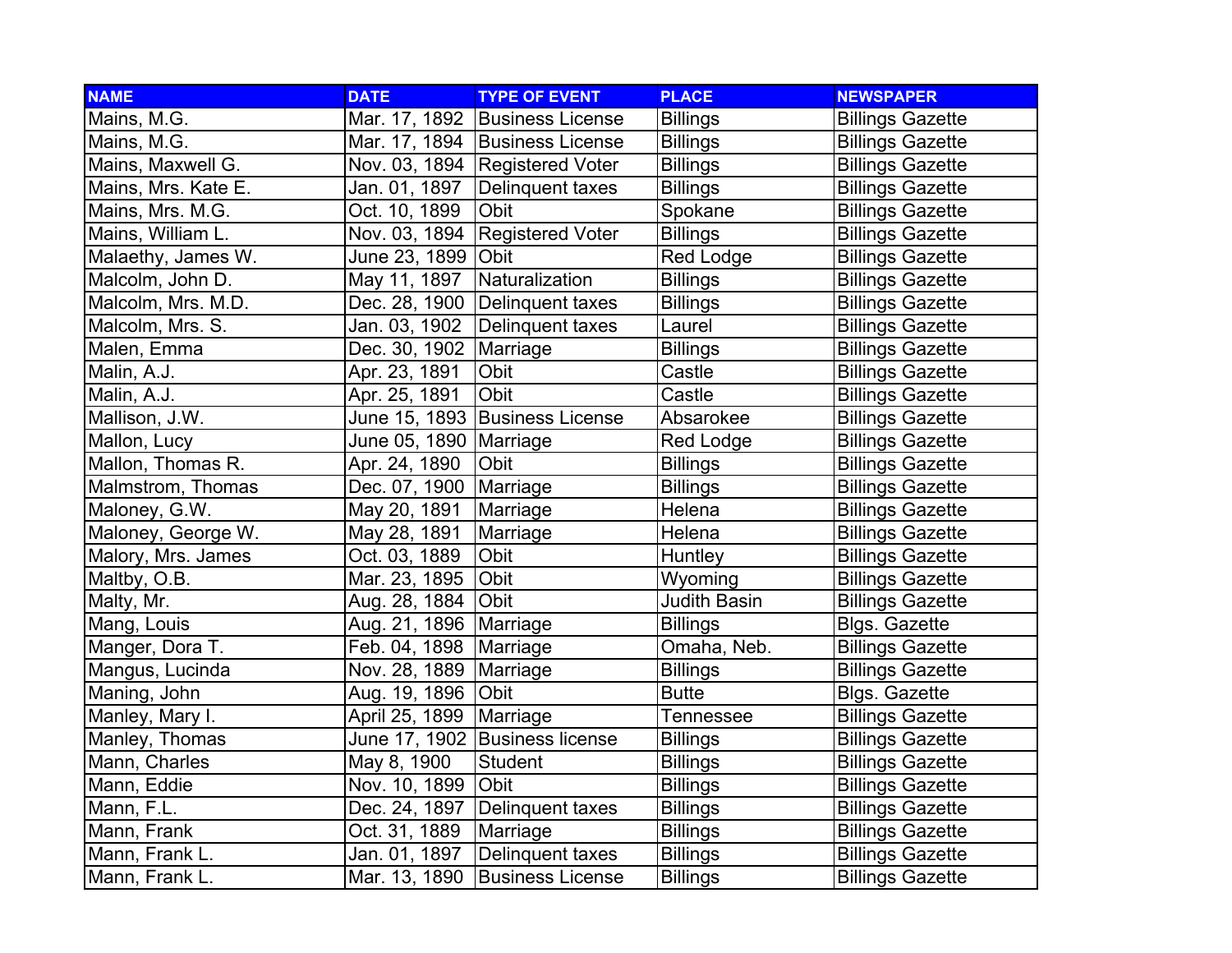| NAME | DATE | TYPE OF EVENT | PLACE | NEWSPAPER |
|---|---|---|---|---|
| Mains, M.G. | Mar. 17, 1892 | Business License | Billings | Billings Gazette |
| Mains, M.G. | Mar. 17, 1894 | Business License | Billings | Billings Gazette |
| Mains, Maxwell G. | Nov. 03, 1894 | Registered Voter | Billings | Billings Gazette |
| Mains, Mrs. Kate E. | Jan. 01, 1897 | Delinquent taxes | Billings | Billings Gazette |
| Mains, Mrs. M.G. | Oct. 10, 1899 | Obit | Spokane | Billings Gazette |
| Mains, William L. | Nov. 03, 1894 | Registered Voter | Billings | Billings Gazette |
| Malaethy, James W. | June 23, 1899 | Obit | Red Lodge | Billings Gazette |
| Malcolm, John D. | May 11, 1897 | Naturalization | Billings | Billings Gazette |
| Malcolm, Mrs. M.D. | Dec. 28, 1900 | Delinquent taxes | Billings | Billings Gazette |
| Malcolm, Mrs. S. | Jan. 03, 1902 | Delinquent taxes | Laurel | Billings Gazette |
| Malen, Emma | Dec. 30, 1902 | Marriage | Billings | Billings Gazette |
| Malin, A.J. | Apr. 23, 1891 | Obit | Castle | Billings Gazette |
| Malin, A.J. | Apr. 25, 1891 | Obit | Castle | Billings Gazette |
| Mallison, J.W. | June 15, 1893 | Business License | Absarokee | Billings Gazette |
| Mallon, Lucy | June 05, 1890 | Marriage | Red Lodge | Billings Gazette |
| Mallon, Thomas R. | Apr. 24, 1890 | Obit | Billings | Billings Gazette |
| Malmstrom, Thomas | Dec. 07, 1900 | Marriage | Billings | Billings Gazette |
| Maloney, G.W. | May 20, 1891 | Marriage | Helena | Billings Gazette |
| Maloney, George W. | May 28, 1891 | Marriage | Helena | Billings Gazette |
| Malory, Mrs. James | Oct. 03, 1889 | Obit | Huntley | Billings Gazette |
| Maltby, O.B. | Mar. 23, 1895 | Obit | Wyoming | Billings Gazette |
| Malty, Mr. | Aug. 28, 1884 | Obit | Judith Basin | Billings Gazette |
| Mang, Louis | Aug. 21, 1896 | Marriage | Billings | Blgs. Gazette |
| Manger, Dora T. | Feb. 04, 1898 | Marriage | Omaha, Neb. | Billings Gazette |
| Mangus, Lucinda | Nov. 28, 1889 | Marriage | Billings | Billings Gazette |
| Maning, John | Aug. 19, 1896 | Obit | Butte | Blgs. Gazette |
| Manley, Mary I. | April 25, 1899 | Marriage | Tennessee | Billings Gazette |
| Manley, Thomas | June 17, 1902 | Business license | Billings | Billings Gazette |
| Mann, Charles | May 8, 1900 | Student | Billings | Billings Gazette |
| Mann, Eddie | Nov. 10, 1899 | Obit | Billings | Billings Gazette |
| Mann, F.L. | Dec. 24, 1897 | Delinquent taxes | Billings | Billings Gazette |
| Mann, Frank | Oct. 31, 1889 | Marriage | Billings | Billings Gazette |
| Mann, Frank L. | Jan. 01, 1897 | Delinquent taxes | Billings | Billings Gazette |
| Mann, Frank L. | Mar. 13, 1890 | Business License | Billings | Billings Gazette |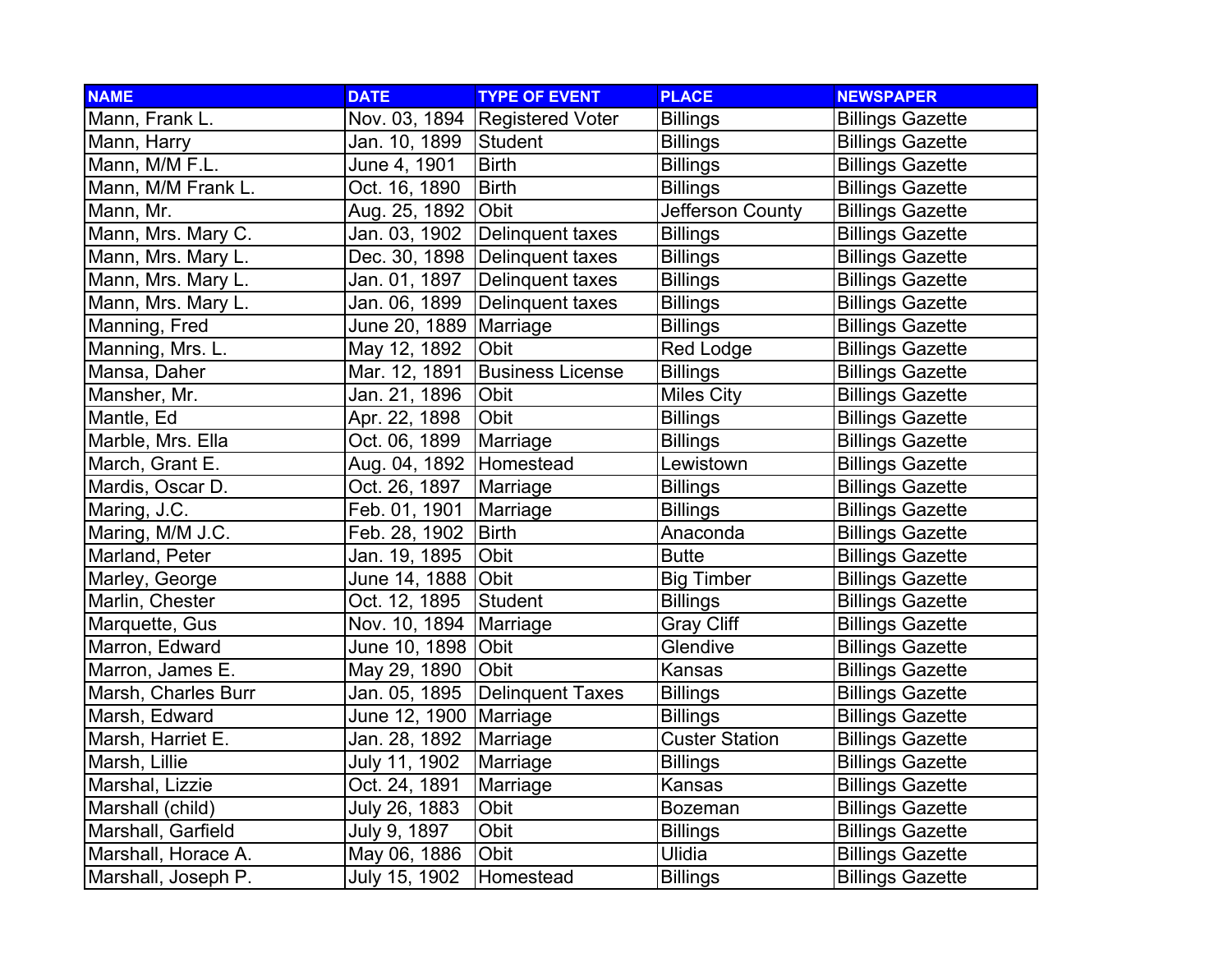| NAME | DATE | TYPE OF EVENT | PLACE | NEWSPAPER |
|---|---|---|---|---|
| Mann, Frank L. | Nov. 03, 1894 | Registered Voter | Billings | Billings Gazette |
| Mann, Harry | Jan. 10, 1899 | Student | Billings | Billings Gazette |
| Mann, M/M F.L. | June 4, 1901 | Birth | Billings | Billings Gazette |
| Mann, M/M Frank L. | Oct. 16, 1890 | Birth | Billings | Billings Gazette |
| Mann, Mr. | Aug. 25, 1892 | Obit | Jefferson County | Billings Gazette |
| Mann, Mrs. Mary C. | Jan. 03, 1902 | Delinquent taxes | Billings | Billings Gazette |
| Mann, Mrs. Mary L. | Dec. 30, 1898 | Delinquent taxes | Billings | Billings Gazette |
| Mann, Mrs. Mary L. | Jan. 01, 1897 | Delinquent taxes | Billings | Billings Gazette |
| Mann, Mrs. Mary L. | Jan. 06, 1899 | Delinquent taxes | Billings | Billings Gazette |
| Manning, Fred | June 20, 1889 | Marriage | Billings | Billings Gazette |
| Manning, Mrs. L. | May 12, 1892 | Obit | Red Lodge | Billings Gazette |
| Mansa, Daher | Mar. 12, 1891 | Business License | Billings | Billings Gazette |
| Mansher, Mr. | Jan. 21, 1896 | Obit | Miles City | Billings Gazette |
| Mantle, Ed | Apr. 22, 1898 | Obit | Billings | Billings Gazette |
| Marble, Mrs. Ella | Oct. 06, 1899 | Marriage | Billings | Billings Gazette |
| March, Grant E. | Aug. 04, 1892 | Homestead | Lewistown | Billings Gazette |
| Mardis, Oscar D. | Oct. 26, 1897 | Marriage | Billings | Billings Gazette |
| Maring, J.C. | Feb. 01, 1901 | Marriage | Billings | Billings Gazette |
| Maring, M/M J.C. | Feb. 28, 1902 | Birth | Anaconda | Billings Gazette |
| Marland, Peter | Jan. 19, 1895 | Obit | Butte | Billings Gazette |
| Marley, George | June 14, 1888 | Obit | Big Timber | Billings Gazette |
| Marlin, Chester | Oct. 12, 1895 | Student | Billings | Billings Gazette |
| Marquette, Gus | Nov. 10, 1894 | Marriage | Gray Cliff | Billings Gazette |
| Marron, Edward | June 10, 1898 | Obit | Glendive | Billings Gazette |
| Marron, James E. | May 29, 1890 | Obit | Kansas | Billings Gazette |
| Marsh, Charles Burr | Jan. 05, 1895 | Delinquent Taxes | Billings | Billings Gazette |
| Marsh, Edward | June 12, 1900 | Marriage | Billings | Billings Gazette |
| Marsh, Harriet E. | Jan. 28, 1892 | Marriage | Custer Station | Billings Gazette |
| Marsh, Lillie | July 11, 1902 | Marriage | Billings | Billings Gazette |
| Marshal, Lizzie | Oct. 24, 1891 | Marriage | Kansas | Billings Gazette |
| Marshall (child) | July 26, 1883 | Obit | Bozeman | Billings Gazette |
| Marshall, Garfield | July 9, 1897 | Obit | Billings | Billings Gazette |
| Marshall, Horace A. | May 06, 1886 | Obit | Ulidia | Billings Gazette |
| Marshall, Joseph P. | July 15, 1902 | Homestead | Billings | Billings Gazette |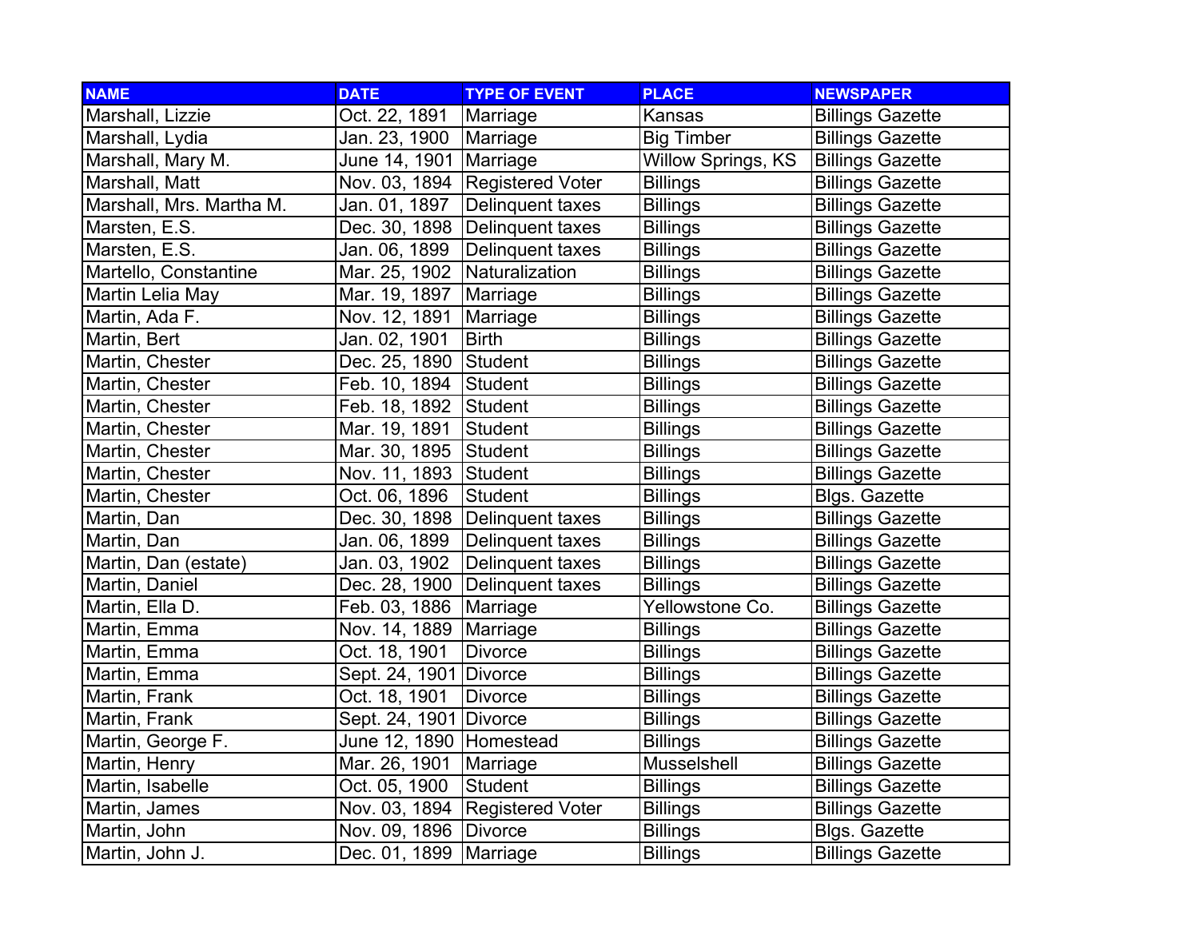| NAME | DATE | TYPE OF EVENT | PLACE | NEWSPAPER |
| --- | --- | --- | --- | --- |
| Marshall, Lizzie | Oct. 22, 1891 | Marriage | Kansas | Billings Gazette |
| Marshall, Lydia | Jan. 23, 1900 | Marriage | Big Timber | Billings Gazette |
| Marshall, Mary M. | June 14, 1901 | Marriage | Willow Springs, KS | Billings Gazette |
| Marshall, Matt | Nov. 03, 1894 | Registered Voter | Billings | Billings Gazette |
| Marshall, Mrs. Martha M. | Jan. 01, 1897 | Delinquent taxes | Billings | Billings Gazette |
| Marsten, E.S. | Dec. 30, 1898 | Delinquent taxes | Billings | Billings Gazette |
| Marsten, E.S. | Jan. 06, 1899 | Delinquent taxes | Billings | Billings Gazette |
| Martello, Constantine | Mar. 25, 1902 | Naturalization | Billings | Billings Gazette |
| Martin Lelia May | Mar. 19, 1897 | Marriage | Billings | Billings Gazette |
| Martin, Ada F. | Nov. 12, 1891 | Marriage | Billings | Billings Gazette |
| Martin, Bert | Jan. 02, 1901 | Birth | Billings | Billings Gazette |
| Martin, Chester | Dec. 25, 1890 | Student | Billings | Billings Gazette |
| Martin, Chester | Feb. 10, 1894 | Student | Billings | Billings Gazette |
| Martin, Chester | Feb. 18, 1892 | Student | Billings | Billings Gazette |
| Martin, Chester | Mar. 19, 1891 | Student | Billings | Billings Gazette |
| Martin, Chester | Mar. 30, 1895 | Student | Billings | Billings Gazette |
| Martin, Chester | Nov. 11, 1893 | Student | Billings | Billings Gazette |
| Martin, Chester | Oct. 06, 1896 | Student | Billings | Blgs. Gazette |
| Martin, Dan | Dec. 30, 1898 | Delinquent taxes | Billings | Billings Gazette |
| Martin, Dan | Jan. 06, 1899 | Delinquent taxes | Billings | Billings Gazette |
| Martin, Dan (estate) | Jan. 03, 1902 | Delinquent taxes | Billings | Billings Gazette |
| Martin, Daniel | Dec. 28, 1900 | Delinquent taxes | Billings | Billings Gazette |
| Martin, Ella D. | Feb. 03, 1886 | Marriage | Yellowstone Co. | Billings Gazette |
| Martin, Emma | Nov. 14, 1889 | Marriage | Billings | Billings Gazette |
| Martin, Emma | Oct. 18, 1901 | Divorce | Billings | Billings Gazette |
| Martin, Emma | Sept. 24, 1901 | Divorce | Billings | Billings Gazette |
| Martin, Frank | Oct. 18, 1901 | Divorce | Billings | Billings Gazette |
| Martin, Frank | Sept. 24, 1901 | Divorce | Billings | Billings Gazette |
| Martin, George F. | June 12, 1890 | Homestead | Billings | Billings Gazette |
| Martin, Henry | Mar. 26, 1901 | Marriage | Musselshell | Billings Gazette |
| Martin, Isabelle | Oct. 05, 1900 | Student | Billings | Billings Gazette |
| Martin, James | Nov. 03, 1894 | Registered Voter | Billings | Billings Gazette |
| Martin, John | Nov. 09, 1896 | Divorce | Billings | Blgs. Gazette |
| Martin, John J. | Dec. 01, 1899 | Marriage | Billings | Billings Gazette |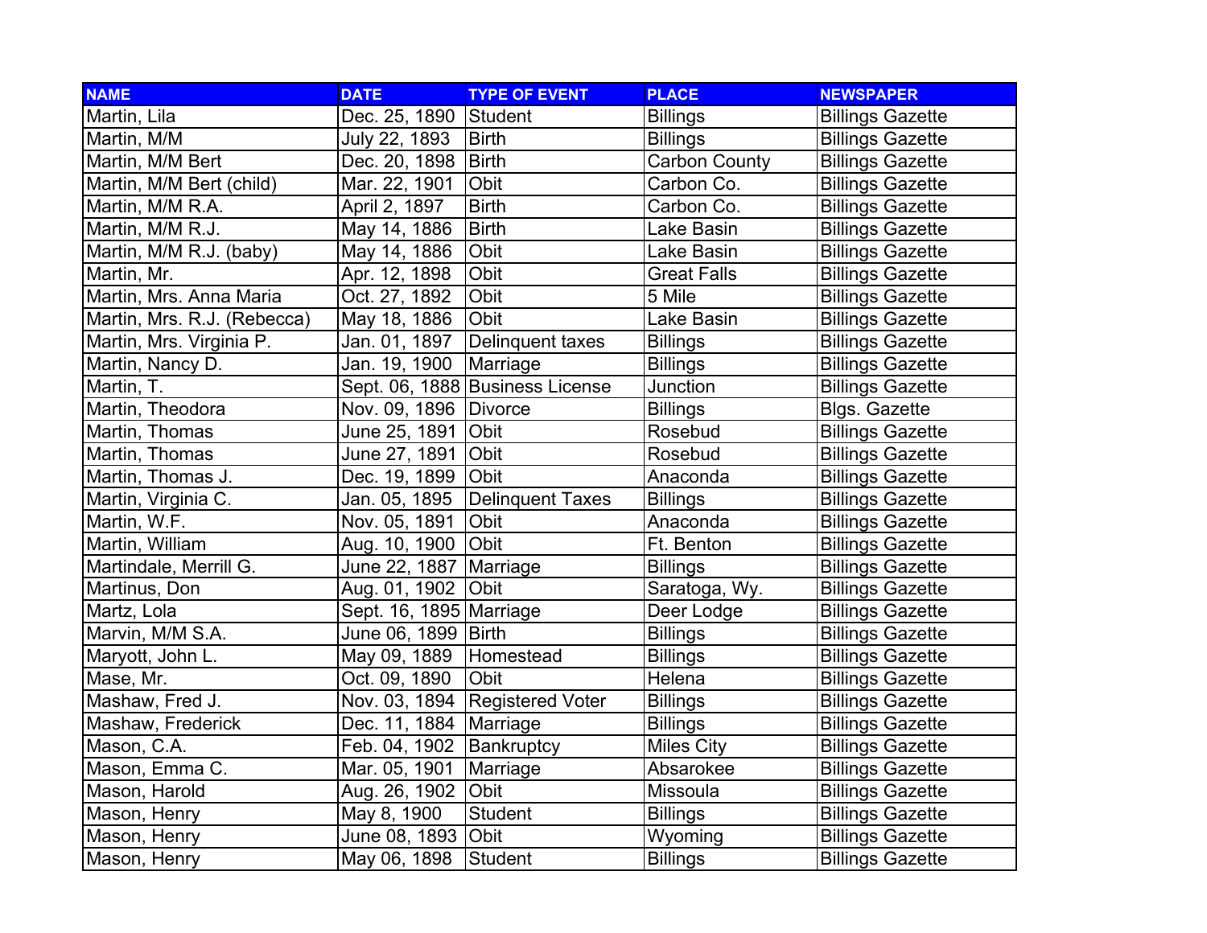| NAME | DATE | TYPE OF EVENT | PLACE | NEWSPAPER |
|---|---|---|---|---|
| Martin, Lila | Dec. 25, 1890 | Student | Billings | Billings Gazette |
| Martin, M/M | July 22, 1893 | Birth | Billings | Billings Gazette |
| Martin, M/M Bert | Dec. 20, 1898 | Birth | Carbon County | Billings Gazette |
| Martin, M/M Bert (child) | Mar. 22, 1901 | Obit | Carbon Co. | Billings Gazette |
| Martin, M/M R.A. | April 2, 1897 | Birth | Carbon Co. | Billings Gazette |
| Martin, M/M R.J. | May 14, 1886 | Birth | Lake Basin | Billings Gazette |
| Martin, M/M R.J. (baby) | May 14, 1886 | Obit | Lake Basin | Billings Gazette |
| Martin, Mr. | Apr. 12, 1898 | Obit | Great Falls | Billings Gazette |
| Martin, Mrs. Anna Maria | Oct. 27, 1892 | Obit | 5 Mile | Billings Gazette |
| Martin, Mrs. R.J. (Rebecca) | May 18, 1886 | Obit | Lake Basin | Billings Gazette |
| Martin, Mrs. Virginia P. | Jan. 01, 1897 | Delinquent taxes | Billings | Billings Gazette |
| Martin, Nancy D. | Jan. 19, 1900 | Marriage | Billings | Billings Gazette |
| Martin, T. | Sept. 06, 1888 | Business License | Junction | Billings Gazette |
| Martin, Theodora | Nov. 09, 1896 | Divorce | Billings | Blgs. Gazette |
| Martin, Thomas | June 25, 1891 | Obit | Rosebud | Billings Gazette |
| Martin, Thomas | June 27, 1891 | Obit | Rosebud | Billings Gazette |
| Martin, Thomas J. | Dec. 19, 1899 | Obit | Anaconda | Billings Gazette |
| Martin, Virginia C. | Jan. 05, 1895 | Delinquent Taxes | Billings | Billings Gazette |
| Martin, W.F. | Nov. 05, 1891 | Obit | Anaconda | Billings Gazette |
| Martin, William | Aug. 10, 1900 | Obit | Ft. Benton | Billings Gazette |
| Martindale, Merrill G. | June 22, 1887 | Marriage | Billings | Billings Gazette |
| Martinus, Don | Aug. 01, 1902 | Obit | Saratoga, Wy. | Billings Gazette |
| Martz, Lola | Sept. 16, 1895 | Marriage | Deer Lodge | Billings Gazette |
| Marvin, M/M S.A. | June 06, 1899 | Birth | Billings | Billings Gazette |
| Maryott, John L. | May 09, 1889 | Homestead | Billings | Billings Gazette |
| Mase, Mr. | Oct. 09, 1890 | Obit | Helena | Billings Gazette |
| Mashaw, Fred J. | Nov. 03, 1894 | Registered Voter | Billings | Billings Gazette |
| Mashaw, Frederick | Dec. 11, 1884 | Marriage | Billings | Billings Gazette |
| Mason, C.A. | Feb. 04, 1902 | Bankruptcy | Miles City | Billings Gazette |
| Mason, Emma C. | Mar. 05, 1901 | Marriage | Absarokee | Billings Gazette |
| Mason, Harold | Aug. 26, 1902 | Obit | Missoula | Billings Gazette |
| Mason, Henry | May 8, 1900 | Student | Billings | Billings Gazette |
| Mason, Henry | June 08, 1893 | Obit | Wyoming | Billings Gazette |
| Mason, Henry | May 06, 1898 | Student | Billings | Billings Gazette |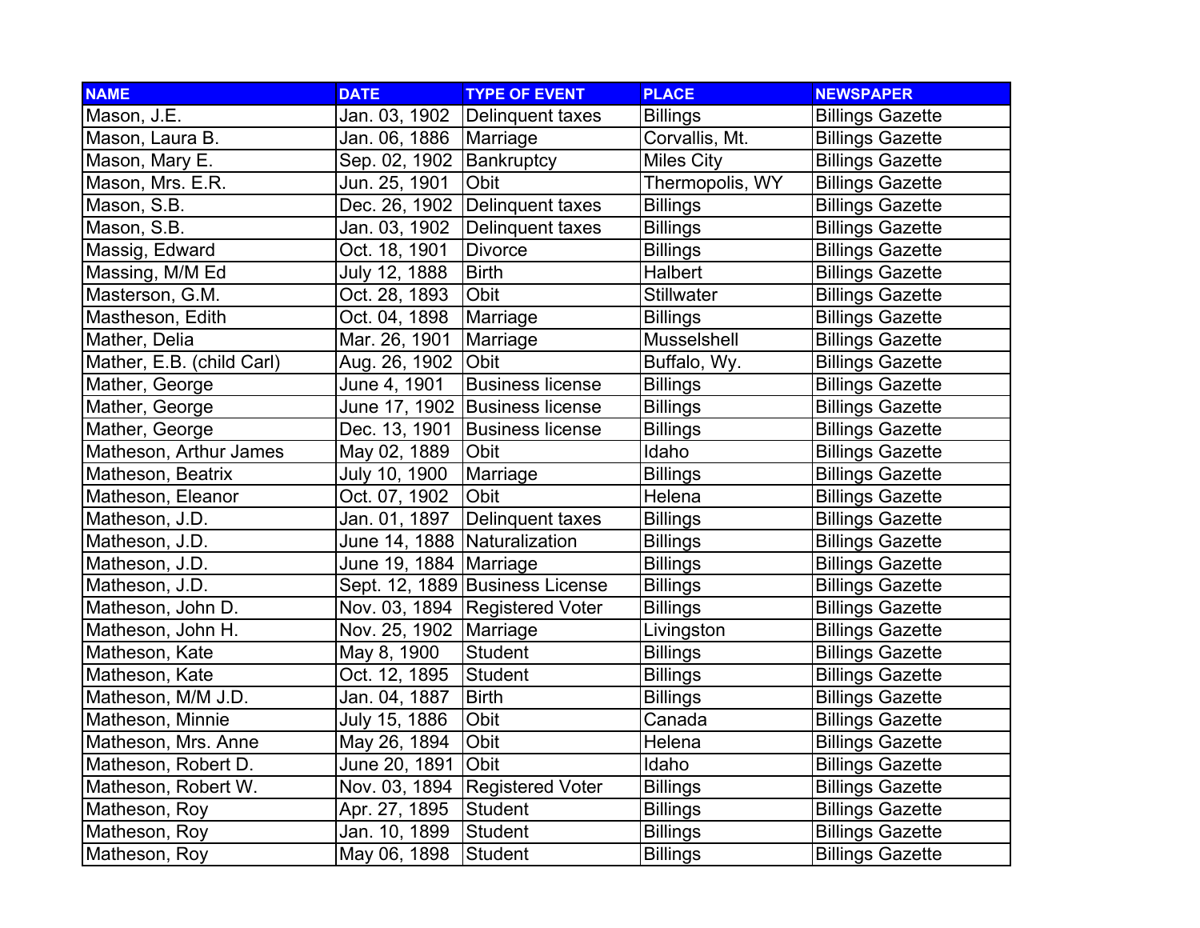| NAME | DATE | TYPE OF EVENT | PLACE | NEWSPAPER |
|---|---|---|---|---|
| Mason, J.E. | Jan. 03, 1902 | Delinquent taxes | Billings | Billings Gazette |
| Mason, Laura B. | Jan. 06, 1886 | Marriage | Corvallis, Mt. | Billings Gazette |
| Mason, Mary E. | Sep. 02, 1902 | Bankruptcy | Miles City | Billings Gazette |
| Mason, Mrs. E.R. | Jun. 25, 1901 | Obit | Thermopolis, WY | Billings Gazette |
| Mason, S.B. | Dec. 26, 1902 | Delinquent taxes | Billings | Billings Gazette |
| Mason, S.B. | Jan. 03, 1902 | Delinquent taxes | Billings | Billings Gazette |
| Massig, Edward | Oct. 18, 1901 | Divorce | Billings | Billings Gazette |
| Massing, M/M Ed | July 12, 1888 | Birth | Halbert | Billings Gazette |
| Masterson, G.M. | Oct. 28, 1893 | Obit | Stillwater | Billings Gazette |
| Mastheson, Edith | Oct. 04, 1898 | Marriage | Billings | Billings Gazette |
| Mather, Delia | Mar. 26, 1901 | Marriage | Musselshell | Billings Gazette |
| Mather, E.B. (child Carl) | Aug. 26, 1902 | Obit | Buffalo, Wy. | Billings Gazette |
| Mather, George | June 4, 1901 | Business license | Billings | Billings Gazette |
| Mather, George | June 17, 1902 | Business license | Billings | Billings Gazette |
| Mather, George | Dec. 13, 1901 | Business license | Billings | Billings Gazette |
| Matheson, Arthur James | May 02, 1889 | Obit | Idaho | Billings Gazette |
| Matheson, Beatrix | July 10, 1900 | Marriage | Billings | Billings Gazette |
| Matheson, Eleanor | Oct. 07, 1902 | Obit | Helena | Billings Gazette |
| Matheson, J.D. | Jan. 01, 1897 | Delinquent taxes | Billings | Billings Gazette |
| Matheson, J.D. | June 14, 1888 | Naturalization | Billings | Billings Gazette |
| Matheson, J.D. | June 19, 1884 | Marriage | Billings | Billings Gazette |
| Matheson, J.D. | Sept. 12, 1889 | Business License | Billings | Billings Gazette |
| Matheson, John D. | Nov. 03, 1894 | Registered Voter | Billings | Billings Gazette |
| Matheson, John H. | Nov. 25, 1902 | Marriage | Livingston | Billings Gazette |
| Matheson, Kate | May 8, 1900 | Student | Billings | Billings Gazette |
| Matheson, Kate | Oct. 12, 1895 | Student | Billings | Billings Gazette |
| Matheson, M/M J.D. | Jan. 04, 1887 | Birth | Billings | Billings Gazette |
| Matheson, Minnie | July 15, 1886 | Obit | Canada | Billings Gazette |
| Matheson, Mrs. Anne | May 26, 1894 | Obit | Helena | Billings Gazette |
| Matheson, Robert D. | June 20, 1891 | Obit | Idaho | Billings Gazette |
| Matheson, Robert W. | Nov. 03, 1894 | Registered Voter | Billings | Billings Gazette |
| Matheson, Roy | Apr. 27, 1895 | Student | Billings | Billings Gazette |
| Matheson, Roy | Jan. 10, 1899 | Student | Billings | Billings Gazette |
| Matheson, Roy | May 06, 1898 | Student | Billings | Billings Gazette |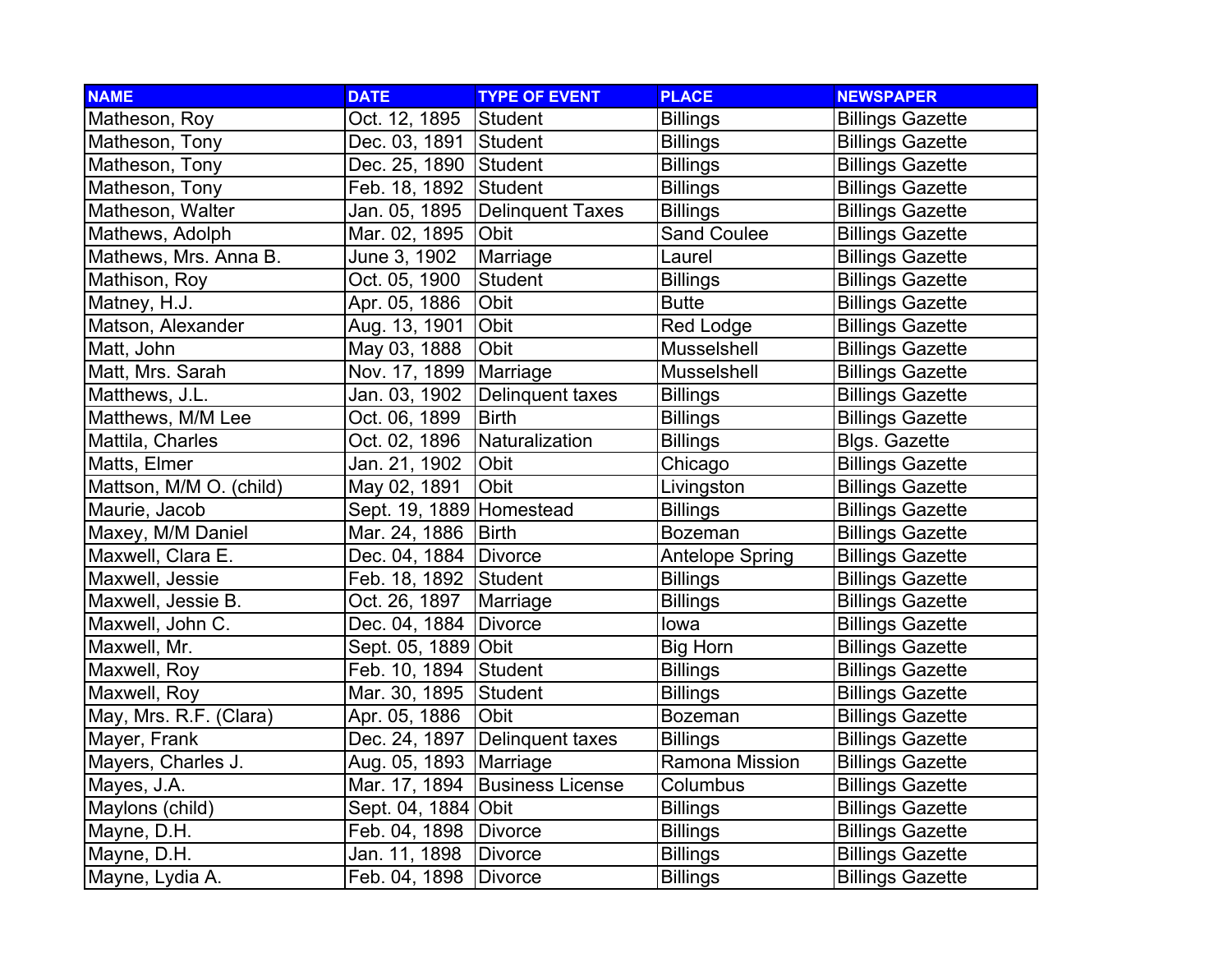| NAME | DATE | TYPE OF EVENT | PLACE | NEWSPAPER |
|---|---|---|---|---|
| Matheson, Roy | Oct. 12, 1895 | Student | Billings | Billings Gazette |
| Matheson, Tony | Dec. 03, 1891 | Student | Billings | Billings Gazette |
| Matheson, Tony | Dec. 25, 1890 | Student | Billings | Billings Gazette |
| Matheson, Tony | Feb. 18, 1892 | Student | Billings | Billings Gazette |
| Matheson, Walter | Jan. 05, 1895 | Delinquent Taxes | Billings | Billings Gazette |
| Mathews, Adolph | Mar. 02, 1895 | Obit | Sand Coulee | Billings Gazette |
| Mathews, Mrs. Anna B. | June 3, 1902 | Marriage | Laurel | Billings Gazette |
| Mathison, Roy | Oct. 05, 1900 | Student | Billings | Billings Gazette |
| Matney, H.J. | Apr. 05, 1886 | Obit | Butte | Billings Gazette |
| Matson, Alexander | Aug. 13, 1901 | Obit | Red Lodge | Billings Gazette |
| Matt, John | May 03, 1888 | Obit | Musselshell | Billings Gazette |
| Matt, Mrs. Sarah | Nov. 17, 1899 | Marriage | Musselshell | Billings Gazette |
| Matthews, J.L. | Jan. 03, 1902 | Delinquent taxes | Billings | Billings Gazette |
| Matthews, M/M Lee | Oct. 06, 1899 | Birth | Billings | Billings Gazette |
| Mattila, Charles | Oct. 02, 1896 | Naturalization | Billings | Blgs. Gazette |
| Matts, Elmer | Jan. 21, 1902 | Obit | Chicago | Billings Gazette |
| Mattson, M/M O. (child) | May 02, 1891 | Obit | Livingston | Billings Gazette |
| Maurie, Jacob | Sept. 19, 1889 | Homestead | Billings | Billings Gazette |
| Maxey, M/M Daniel | Mar. 24, 1886 | Birth | Bozeman | Billings Gazette |
| Maxwell, Clara E. | Dec. 04, 1884 | Divorce | Antelope Spring | Billings Gazette |
| Maxwell, Jessie | Feb. 18, 1892 | Student | Billings | Billings Gazette |
| Maxwell, Jessie B. | Oct. 26, 1897 | Marriage | Billings | Billings Gazette |
| Maxwell, John C. | Dec. 04, 1884 | Divorce | Iowa | Billings Gazette |
| Maxwell, Mr. | Sept. 05, 1889 | Obit | Big Horn | Billings Gazette |
| Maxwell, Roy | Feb. 10, 1894 | Student | Billings | Billings Gazette |
| Maxwell, Roy | Mar. 30, 1895 | Student | Billings | Billings Gazette |
| May, Mrs. R.F. (Clara) | Apr. 05, 1886 | Obit | Bozeman | Billings Gazette |
| Mayer, Frank | Dec. 24, 1897 | Delinquent taxes | Billings | Billings Gazette |
| Mayers, Charles J. | Aug. 05, 1893 | Marriage | Ramona Mission | Billings Gazette |
| Mayes, J.A. | Mar. 17, 1894 | Business License | Columbus | Billings Gazette |
| Maylons (child) | Sept. 04, 1884 | Obit | Billings | Billings Gazette |
| Mayne, D.H. | Feb. 04, 1898 | Divorce | Billings | Billings Gazette |
| Mayne, D.H. | Jan. 11, 1898 | Divorce | Billings | Billings Gazette |
| Mayne, Lydia A. | Feb. 04, 1898 | Divorce | Billings | Billings Gazette |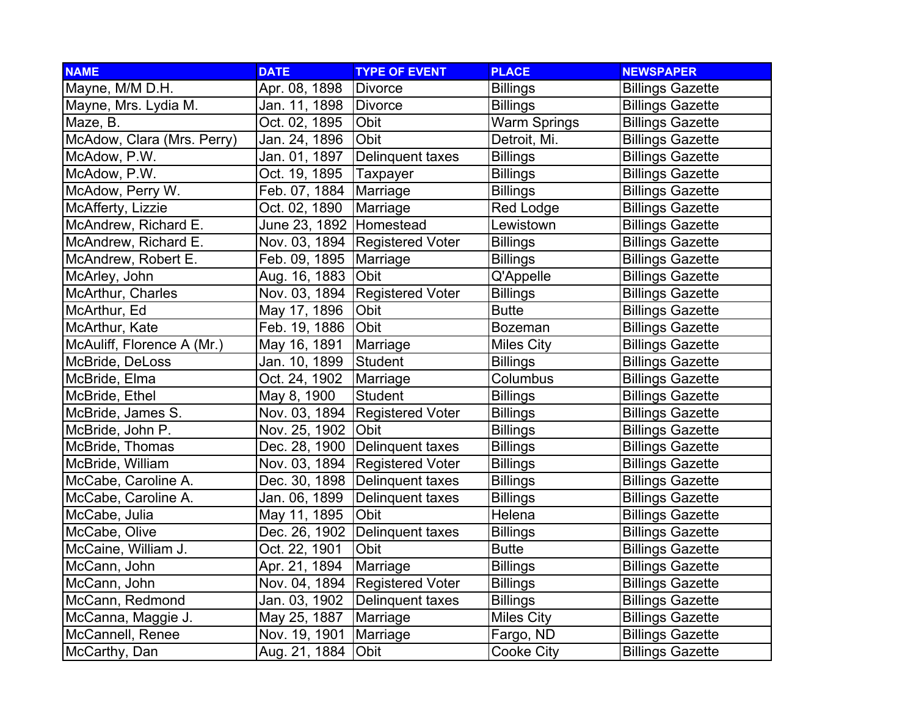| NAME | DATE | TYPE OF EVENT | PLACE | NEWSPAPER |
|---|---|---|---|---|
| Mayne, M/M D.H. | Apr. 08, 1898 | Divorce | Billings | Billings Gazette |
| Mayne, Mrs. Lydia M. | Jan. 11, 1898 | Divorce | Billings | Billings Gazette |
| Maze, B. | Oct. 02, 1895 | Obit | Warm Springs | Billings Gazette |
| McAdow, Clara (Mrs. Perry) | Jan. 24, 1896 | Obit | Detroit, Mi. | Billings Gazette |
| McAdow, P.W. | Jan. 01, 1897 | Delinquent taxes | Billings | Billings Gazette |
| McAdow, P.W. | Oct. 19, 1895 | Taxpayer | Billings | Billings Gazette |
| McAdow, Perry W. | Feb. 07, 1884 | Marriage | Billings | Billings Gazette |
| McAfferty, Lizzie | Oct. 02, 1890 | Marriage | Red Lodge | Billings Gazette |
| McAndrew, Richard E. | June 23, 1892 | Homestead | Lewistown | Billings Gazette |
| McAndrew, Richard E. | Nov. 03, 1894 | Registered Voter | Billings | Billings Gazette |
| McAndrew, Robert E. | Feb. 09, 1895 | Marriage | Billings | Billings Gazette |
| McArley, John | Aug. 16, 1883 | Obit | Q'Appelle | Billings Gazette |
| McArthur, Charles | Nov. 03, 1894 | Registered Voter | Billings | Billings Gazette |
| McArthur, Ed | May 17, 1896 | Obit | Butte | Billings Gazette |
| McArthur, Kate | Feb. 19, 1886 | Obit | Bozeman | Billings Gazette |
| McAuliff, Florence A (Mr.) | May 16, 1891 | Marriage | Miles City | Billings Gazette |
| McBride, DeLoss | Jan. 10, 1899 | Student | Billings | Billings Gazette |
| McBride, Elma | Oct. 24, 1902 | Marriage | Columbus | Billings Gazette |
| McBride, Ethel | May 8, 1900 | Student | Billings | Billings Gazette |
| McBride, James S. | Nov. 03, 1894 | Registered Voter | Billings | Billings Gazette |
| McBride, John P. | Nov. 25, 1902 | Obit | Billings | Billings Gazette |
| McBride, Thomas | Dec. 28, 1900 | Delinquent taxes | Billings | Billings Gazette |
| McBride, William | Nov. 03, 1894 | Registered Voter | Billings | Billings Gazette |
| McCabe, Caroline A. | Dec. 30, 1898 | Delinquent taxes | Billings | Billings Gazette |
| McCabe, Caroline A. | Jan. 06, 1899 | Delinquent taxes | Billings | Billings Gazette |
| McCabe, Julia | May 11, 1895 | Obit | Helena | Billings Gazette |
| McCabe, Olive | Dec. 26, 1902 | Delinquent taxes | Billings | Billings Gazette |
| McCaine, William J. | Oct. 22, 1901 | Obit | Butte | Billings Gazette |
| McCann, John | Apr. 21, 1894 | Marriage | Billings | Billings Gazette |
| McCann, John | Nov. 04, 1894 | Registered Voter | Billings | Billings Gazette |
| McCann, Redmond | Jan. 03, 1902 | Delinquent taxes | Billings | Billings Gazette |
| McCanna, Maggie J. | May 25, 1887 | Marriage | Miles City | Billings Gazette |
| McCannell, Renee | Nov. 19, 1901 | Marriage | Fargo, ND | Billings Gazette |
| McCarthy, Dan | Aug. 21, 1884 | Obit | Cooke City | Billings Gazette |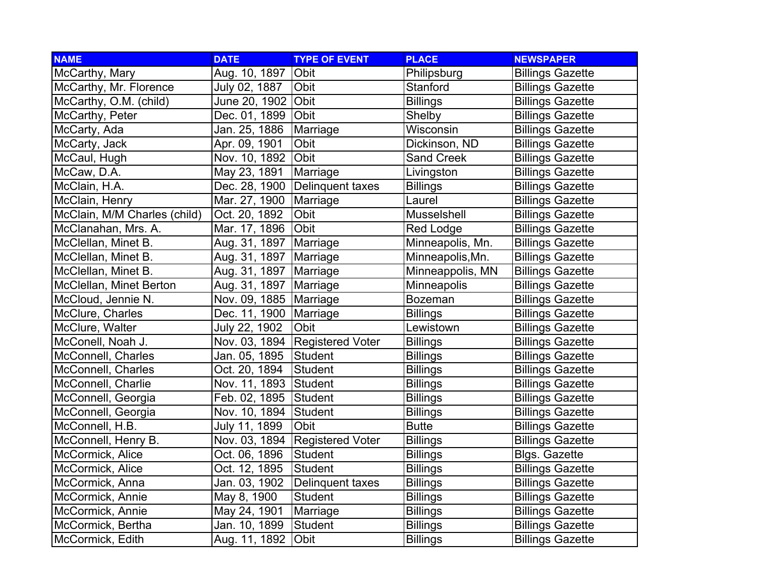| NAME | DATE | TYPE OF EVENT | PLACE | NEWSPAPER |
| --- | --- | --- | --- | --- |
| McCarthy, Mary | Aug. 10, 1897 | Obit | Philipsburg | Billings Gazette |
| McCarthy, Mr. Florence | July 02, 1887 | Obit | Stanford | Billings Gazette |
| McCarthy, O.M. (child) | June 20, 1902 | Obit | Billings | Billings Gazette |
| McCarthy, Peter | Dec. 01, 1899 | Obit | Shelby | Billings Gazette |
| McCarty, Ada | Jan. 25, 1886 | Marriage | Wisconsin | Billings Gazette |
| McCarty, Jack | Apr. 09, 1901 | Obit | Dickinson, ND | Billings Gazette |
| McCaul, Hugh | Nov. 10, 1892 | Obit | Sand Creek | Billings Gazette |
| McCaw, D.A. | May 23, 1891 | Marriage | Livingston | Billings Gazette |
| McClain, H.A. | Dec. 28, 1900 | Delinquent taxes | Billings | Billings Gazette |
| McClain, Henry | Mar. 27, 1900 | Marriage | Laurel | Billings Gazette |
| McClain, M/M Charles (child) | Oct. 20, 1892 | Obit | Musselshell | Billings Gazette |
| McClanahan, Mrs. A. | Mar. 17, 1896 | Obit | Red Lodge | Billings Gazette |
| McClellan, Minet B. | Aug. 31, 1897 | Marriage | Minneapolis, Mn. | Billings Gazette |
| McClellan, Minet B. | Aug. 31, 1897 | Marriage | Minneapolis,Mn. | Billings Gazette |
| McClellan, Minet B. | Aug. 31, 1897 | Marriage | Minneappolis, MN | Billings Gazette |
| McClellan, Minet Berton | Aug. 31, 1897 | Marriage | Minneapolis | Billings Gazette |
| McCloud, Jennie N. | Nov. 09, 1885 | Marriage | Bozeman | Billings Gazette |
| McClure, Charles | Dec. 11, 1900 | Marriage | Billings | Billings Gazette |
| McClure, Walter | July 22, 1902 | Obit | Lewistown | Billings Gazette |
| McConell, Noah J. | Nov. 03, 1894 | Registered Voter | Billings | Billings Gazette |
| McConnell, Charles | Jan. 05, 1895 | Student | Billings | Billings Gazette |
| McConnell, Charles | Oct. 20, 1894 | Student | Billings | Billings Gazette |
| McConnell, Charlie | Nov. 11, 1893 | Student | Billings | Billings Gazette |
| McConnell, Georgia | Feb. 02, 1895 | Student | Billings | Billings Gazette |
| McConnell, Georgia | Nov. 10, 1894 | Student | Billings | Billings Gazette |
| McConnell, H.B. | July 11, 1899 | Obit | Butte | Billings Gazette |
| McConnell, Henry B. | Nov. 03, 1894 | Registered Voter | Billings | Billings Gazette |
| McCormick, Alice | Oct. 06, 1896 | Student | Billings | Blgs. Gazette |
| McCormick, Alice | Oct. 12, 1895 | Student | Billings | Billings Gazette |
| McCormick, Anna | Jan. 03, 1902 | Delinquent taxes | Billings | Billings Gazette |
| McCormick, Annie | May 8, 1900 | Student | Billings | Billings Gazette |
| McCormick, Annie | May 24, 1901 | Marriage | Billings | Billings Gazette |
| McCormick, Bertha | Jan. 10, 1899 | Student | Billings | Billings Gazette |
| McCormick, Edith | Aug. 11, 1892 | Obit | Billings | Billings Gazette |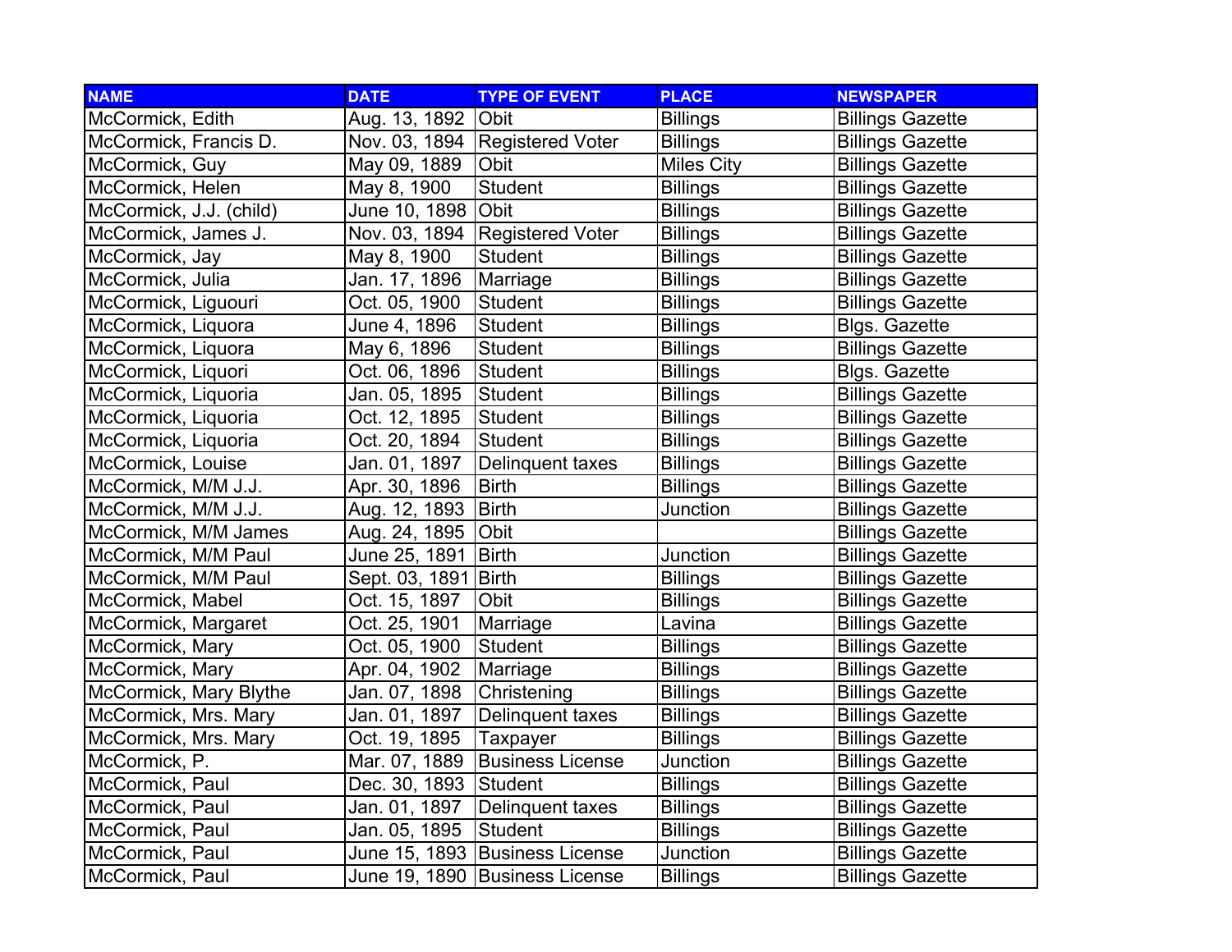| NAME | DATE | TYPE OF EVENT | PLACE | NEWSPAPER |
|---|---|---|---|---|
| McCormick, Edith | Aug. 13, 1892 | Obit | Billings | Billings Gazette |
| McCormick, Francis D. | Nov. 03, 1894 | Registered Voter | Billings | Billings Gazette |
| McCormick, Guy | May 09, 1889 | Obit | Miles City | Billings Gazette |
| McCormick, Helen | May 8, 1900 | Student | Billings | Billings Gazette |
| McCormick, J.J. (child) | June 10, 1898 | Obit | Billings | Billings Gazette |
| McCormick, James J. | Nov. 03, 1894 | Registered Voter | Billings | Billings Gazette |
| McCormick, Jay | May 8, 1900 | Student | Billings | Billings Gazette |
| McCormick, Julia | Jan. 17, 1896 | Marriage | Billings | Billings Gazette |
| McCormick, Liguouri | Oct. 05, 1900 | Student | Billings | Billings Gazette |
| McCormick, Liquora | June 4, 1896 | Student | Billings | Blgs. Gazette |
| McCormick, Liquora | May 6, 1896 | Student | Billings | Billings Gazette |
| McCormick, Liquori | Oct. 06, 1896 | Student | Billings | Blgs. Gazette |
| McCormick, Liquoria | Jan. 05, 1895 | Student | Billings | Billings Gazette |
| McCormick, Liquoria | Oct. 12, 1895 | Student | Billings | Billings Gazette |
| McCormick, Liquoria | Oct. 20, 1894 | Student | Billings | Billings Gazette |
| McCormick, Louise | Jan. 01, 1897 | Delinquent taxes | Billings | Billings Gazette |
| McCormick, M/M J.J. | Apr. 30, 1896 | Birth | Billings | Billings Gazette |
| McCormick, M/M J.J. | Aug. 12, 1893 | Birth | Junction | Billings Gazette |
| McCormick, M/M James | Aug. 24, 1895 | Obit | | Billings Gazette |
| McCormick, M/M Paul | June 25, 1891 | Birth | Junction | Billings Gazette |
| McCormick, M/M Paul | Sept. 03, 1891 | Birth | Billings | Billings Gazette |
| McCormick, Mabel | Oct. 15, 1897 | Obit | Billings | Billings Gazette |
| McCormick, Margaret | Oct. 25, 1901 | Marriage | Lavina | Billings Gazette |
| McCormick, Mary | Oct. 05, 1900 | Student | Billings | Billings Gazette |
| McCormick, Mary | Apr. 04, 1902 | Marriage | Billings | Billings Gazette |
| McCormick, Mary Blythe | Jan. 07, 1898 | Christening | Billings | Billings Gazette |
| McCormick, Mrs. Mary | Jan. 01, 1897 | Delinquent taxes | Billings | Billings Gazette |
| McCormick, Mrs. Mary | Oct. 19, 1895 | Taxpayer | Billings | Billings Gazette |
| McCormick, P. | Mar. 07, 1889 | Business License | Junction | Billings Gazette |
| McCormick, Paul | Dec. 30, 1893 | Student | Billings | Billings Gazette |
| McCormick, Paul | Jan. 01, 1897 | Delinquent taxes | Billings | Billings Gazette |
| McCormick, Paul | Jan. 05, 1895 | Student | Billings | Billings Gazette |
| McCormick, Paul | June 15, 1893 | Business License | Junction | Billings Gazette |
| McCormick, Paul | June 19, 1890 | Business License | Billings | Billings Gazette |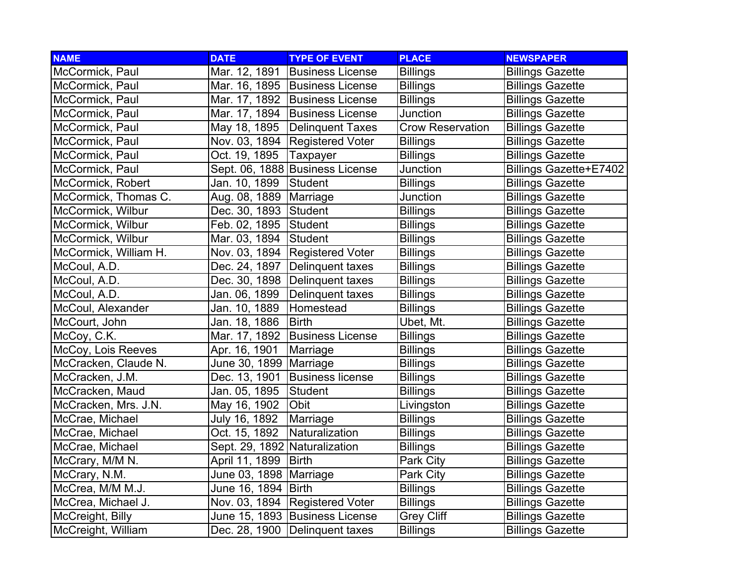| NAME | DATE | TYPE OF EVENT | PLACE | NEWSPAPER |
|---|---|---|---|---|
| McCormick, Paul | Mar. 12, 1891 | Business License | Billings | Billings Gazette |
| McCormick, Paul | Mar. 16, 1895 | Business License | Billings | Billings Gazette |
| McCormick, Paul | Mar. 17, 1892 | Business License | Billings | Billings Gazette |
| McCormick, Paul | Mar. 17, 1894 | Business License | Junction | Billings Gazette |
| McCormick, Paul | May 18, 1895 | Delinquent Taxes | Crow Reservation | Billings Gazette |
| McCormick, Paul | Nov. 03, 1894 | Registered Voter | Billings | Billings Gazette |
| McCormick, Paul | Oct. 19, 1895 | Taxpayer | Billings | Billings Gazette |
| McCormick, Paul | Sept. 06, 1888 | Business License | Junction | Billings Gazette+E7402 |
| McCormick, Robert | Jan. 10, 1899 | Student | Billings | Billings Gazette |
| McCormick, Thomas C. | Aug. 08, 1889 | Marriage | Junction | Billings Gazette |
| McCormick, Wilbur | Dec. 30, 1893 | Student | Billings | Billings Gazette |
| McCormick, Wilbur | Feb. 02, 1895 | Student | Billings | Billings Gazette |
| McCormick, Wilbur | Mar. 03, 1894 | Student | Billings | Billings Gazette |
| McCormick, William H. | Nov. 03, 1894 | Registered Voter | Billings | Billings Gazette |
| McCoul, A.D. | Dec. 24, 1897 | Delinquent taxes | Billings | Billings Gazette |
| McCoul, A.D. | Dec. 30, 1898 | Delinquent taxes | Billings | Billings Gazette |
| McCoul, A.D. | Jan. 06, 1899 | Delinquent taxes | Billings | Billings Gazette |
| McCoul, Alexander | Jan. 10, 1889 | Homestead | Billings | Billings Gazette |
| McCourt, John | Jan. 18, 1886 | Birth | Ubet, Mt. | Billings Gazette |
| McCoy, C.K. | Mar. 17, 1892 | Business License | Billings | Billings Gazette |
| McCoy, Lois Reeves | Apr. 16, 1901 | Marriage | Billings | Billings Gazette |
| McCracken, Claude N. | June 30, 1899 | Marriage | Billings | Billings Gazette |
| McCracken, J.M. | Dec. 13, 1901 | Business license | Billings | Billings Gazette |
| McCracken, Maud | Jan. 05, 1895 | Student | Billings | Billings Gazette |
| McCracken, Mrs. J.N. | May 16, 1902 | Obit | Livingston | Billings Gazette |
| McCrae, Michael | July 16, 1892 | Marriage | Billings | Billings Gazette |
| McCrae, Michael | Oct. 15, 1892 | Naturalization | Billings | Billings Gazette |
| McCrae, Michael | Sept. 29, 1892 | Naturalization | Billings | Billings Gazette |
| McCrary, M/M N. | April 11, 1899 | Birth | Park City | Billings Gazette |
| McCrary, N.M. | June 03, 1898 | Marriage | Park City | Billings Gazette |
| McCrea, M/M M.J. | June 16, 1894 | Birth | Billings | Billings Gazette |
| McCrea, Michael J. | Nov. 03, 1894 | Registered Voter | Billings | Billings Gazette |
| McCreight, Billy | June 15, 1893 | Business License | Grey Cliff | Billings Gazette |
| McCreight, William | Dec. 28, 1900 | Delinquent taxes | Billings | Billings Gazette |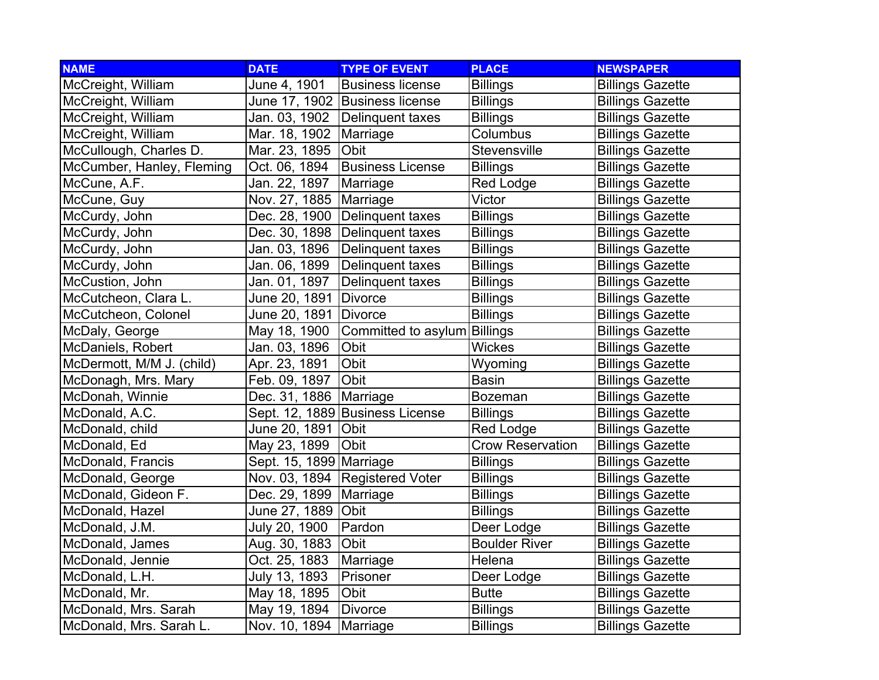| NAME | DATE | TYPE OF EVENT | PLACE | NEWSPAPER |
|---|---|---|---|---|
| McCreight, William | June 4, 1901 | Business license | Billings | Billings Gazette |
| McCreight, William | June 17, 1902 | Business license | Billings | Billings Gazette |
| McCreight, William | Jan. 03, 1902 | Delinquent taxes | Billings | Billings Gazette |
| McCreight, William | Mar. 18, 1902 | Marriage | Columbus | Billings Gazette |
| McCullough, Charles D. | Mar. 23, 1895 | Obit | Stevensville | Billings Gazette |
| McCumber, Hanley, Fleming | Oct. 06, 1894 | Business License | Billings | Billings Gazette |
| McCune, A.F. | Jan. 22, 1897 | Marriage | Red Lodge | Billings Gazette |
| McCune, Guy | Nov. 27, 1885 | Marriage | Victor | Billings Gazette |
| McCurdy, John | Dec. 28, 1900 | Delinquent taxes | Billings | Billings Gazette |
| McCurdy, John | Dec. 30, 1898 | Delinquent taxes | Billings | Billings Gazette |
| McCurdy, John | Jan. 03, 1896 | Delinquent taxes | Billings | Billings Gazette |
| McCurdy, John | Jan. 06, 1899 | Delinquent taxes | Billings | Billings Gazette |
| McCustion, John | Jan. 01, 1897 | Delinquent taxes | Billings | Billings Gazette |
| McCutcheon, Clara L. | June 20, 1891 | Divorce | Billings | Billings Gazette |
| McCutcheon, Colonel | June 20, 1891 | Divorce | Billings | Billings Gazette |
| McDaly, George | May 18, 1900 | Committed to asylum | Billings | Billings Gazette |
| McDaniels, Robert | Jan. 03, 1896 | Obit | Wickes | Billings Gazette |
| McDermott, M/M J. (child) | Apr. 23, 1891 | Obit | Wyoming | Billings Gazette |
| McDonagh, Mrs. Mary | Feb. 09, 1897 | Obit | Basin | Billings Gazette |
| McDonah, Winnie | Dec. 31, 1886 | Marriage | Bozeman | Billings Gazette |
| McDonald, A.C. | Sept. 12, 1889 | Business License | Billings | Billings Gazette |
| McDonald, child | June 20, 1891 | Obit | Red Lodge | Billings Gazette |
| McDonald, Ed | May 23, 1899 | Obit | Crow Reservation | Billings Gazette |
| McDonald, Francis | Sept. 15, 1899 | Marriage | Billings | Billings Gazette |
| McDonald, George | Nov. 03, 1894 | Registered Voter | Billings | Billings Gazette |
| McDonald, Gideon F. | Dec. 29, 1899 | Marriage | Billings | Billings Gazette |
| McDonald, Hazel | June 27, 1889 | Obit | Billings | Billings Gazette |
| McDonald, J.M. | July 20, 1900 | Pardon | Deer Lodge | Billings Gazette |
| McDonald, James | Aug. 30, 1883 | Obit | Boulder River | Billings Gazette |
| McDonald, Jennie | Oct. 25, 1883 | Marriage | Helena | Billings Gazette |
| McDonald, L.H. | July 13, 1893 | Prisoner | Deer Lodge | Billings Gazette |
| McDonald, Mr. | May 18, 1895 | Obit | Butte | Billings Gazette |
| McDonald, Mrs. Sarah | May 19, 1894 | Divorce | Billings | Billings Gazette |
| McDonald, Mrs. Sarah L. | Nov. 10, 1894 | Marriage | Billings | Billings Gazette |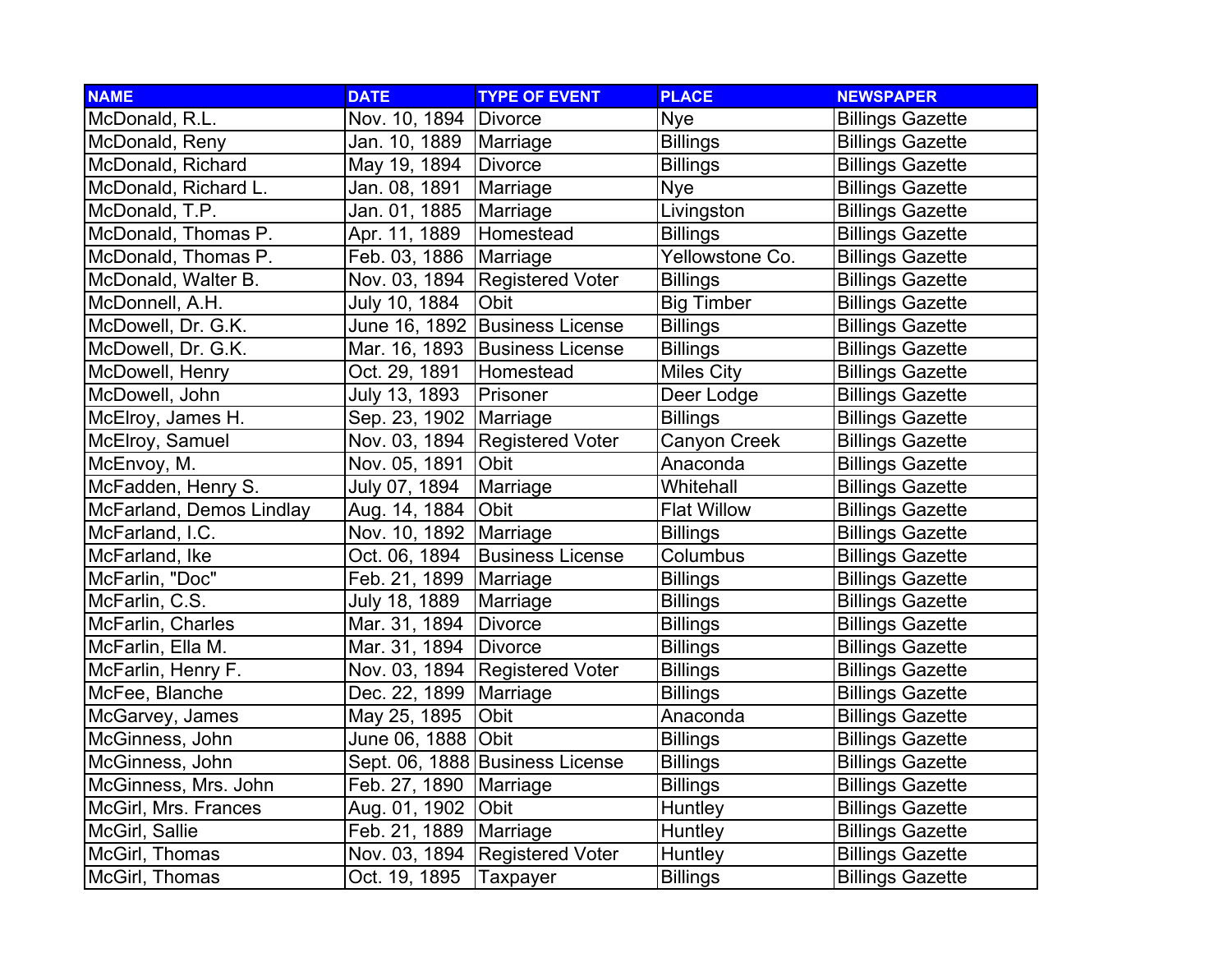| NAME | DATE | TYPE OF EVENT | PLACE | NEWSPAPER |
|---|---|---|---|---|
| McDonald, R.L. | Nov. 10, 1894 | Divorce | Nye | Billings Gazette |
| McDonald, Reny | Jan. 10, 1889 | Marriage | Billings | Billings Gazette |
| McDonald, Richard | May 19, 1894 | Divorce | Billings | Billings Gazette |
| McDonald, Richard L. | Jan. 08, 1891 | Marriage | Nye | Billings Gazette |
| McDonald, T.P. | Jan. 01, 1885 | Marriage | Livingston | Billings Gazette |
| McDonald, Thomas P. | Apr. 11, 1889 | Homestead | Billings | Billings Gazette |
| McDonald, Thomas P. | Feb. 03, 1886 | Marriage | Yellowstone Co. | Billings Gazette |
| McDonald, Walter B. | Nov. 03, 1894 | Registered Voter | Billings | Billings Gazette |
| McDonnell, A.H. | July 10, 1884 | Obit | Big Timber | Billings Gazette |
| McDowell, Dr. G.K. | June 16, 1892 | Business License | Billings | Billings Gazette |
| McDowell, Dr. G.K. | Mar. 16, 1893 | Business License | Billings | Billings Gazette |
| McDowell, Henry | Oct. 29, 1891 | Homestead | Miles City | Billings Gazette |
| McDowell, John | July 13, 1893 | Prisoner | Deer Lodge | Billings Gazette |
| McElroy, James H. | Sep. 23, 1902 | Marriage | Billings | Billings Gazette |
| McElroy, Samuel | Nov. 03, 1894 | Registered Voter | Canyon Creek | Billings Gazette |
| McEnvoy, M. | Nov. 05, 1891 | Obit | Anaconda | Billings Gazette |
| McFadden, Henry S. | July 07, 1894 | Marriage | Whitehall | Billings Gazette |
| McFarland, Demos Lindlay | Aug. 14, 1884 | Obit | Flat Willow | Billings Gazette |
| McFarland, I.C. | Nov. 10, 1892 | Marriage | Billings | Billings Gazette |
| McFarland, Ike | Oct. 06, 1894 | Business License | Columbus | Billings Gazette |
| McFarlin, "Doc" | Feb. 21, 1899 | Marriage | Billings | Billings Gazette |
| McFarlin, C.S. | July 18, 1889 | Marriage | Billings | Billings Gazette |
| McFarlin, Charles | Mar. 31, 1894 | Divorce | Billings | Billings Gazette |
| McFarlin, Ella M. | Mar. 31, 1894 | Divorce | Billings | Billings Gazette |
| McFarlin, Henry F. | Nov. 03, 1894 | Registered Voter | Billings | Billings Gazette |
| McFee, Blanche | Dec. 22, 1899 | Marriage | Billings | Billings Gazette |
| McGarvey, James | May 25, 1895 | Obit | Anaconda | Billings Gazette |
| McGinness, John | June 06, 1888 | Obit | Billings | Billings Gazette |
| McGinness, John | Sept. 06, 1888 | Business License | Billings | Billings Gazette |
| McGinness, Mrs. John | Feb. 27, 1890 | Marriage | Billings | Billings Gazette |
| McGirl, Mrs. Frances | Aug. 01, 1902 | Obit | Huntley | Billings Gazette |
| McGirl, Sallie | Feb. 21, 1889 | Marriage | Huntley | Billings Gazette |
| McGirl, Thomas | Nov. 03, 1894 | Registered Voter | Huntley | Billings Gazette |
| McGirl, Thomas | Oct. 19, 1895 | Taxpayer | Billings | Billings Gazette |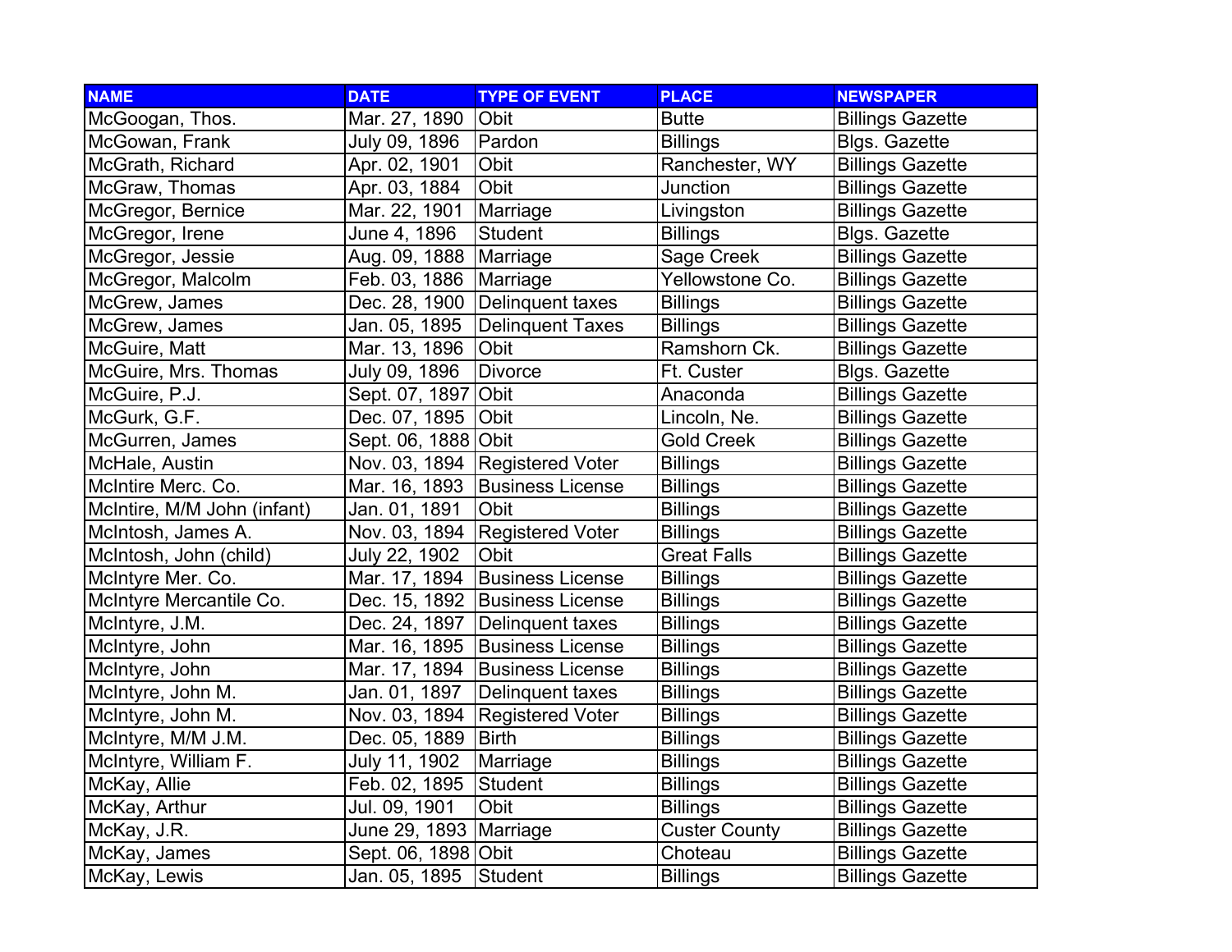| NAME | DATE | TYPE OF EVENT | PLACE | NEWSPAPER |
|---|---|---|---|---|
| McGoogan, Thos. | Mar. 27, 1890 | Obit | Butte | Billings Gazette |
| McGowan, Frank | July 09, 1896 | Pardon | Billings | Blgs. Gazette |
| McGrath, Richard | Apr. 02, 1901 | Obit | Ranchester, WY | Billings Gazette |
| McGraw, Thomas | Apr. 03, 1884 | Obit | Junction | Billings Gazette |
| McGregor, Bernice | Mar. 22, 1901 | Marriage | Livingston | Billings Gazette |
| McGregor, Irene | June 4, 1896 | Student | Billings | Blgs. Gazette |
| McGregor, Jessie | Aug. 09, 1888 | Marriage | Sage Creek | Billings Gazette |
| McGregor, Malcolm | Feb. 03, 1886 | Marriage | Yellowstone Co. | Billings Gazette |
| McGrew, James | Dec. 28, 1900 | Delinquent taxes | Billings | Billings Gazette |
| McGrew, James | Jan. 05, 1895 | Delinquent Taxes | Billings | Billings Gazette |
| McGuire, Matt | Mar. 13, 1896 | Obit | Ramshorn Ck. | Billings Gazette |
| McGuire, Mrs. Thomas | July 09, 1896 | Divorce | Ft. Custer | Blgs. Gazette |
| McGuire, P.J. | Sept. 07, 1897 | Obit | Anaconda | Billings Gazette |
| McGurk, G.F. | Dec. 07, 1895 | Obit | Lincoln, Ne. | Billings Gazette |
| McGurren, James | Sept. 06, 1888 | Obit | Gold Creek | Billings Gazette |
| McHale, Austin | Nov. 03, 1894 | Registered Voter | Billings | Billings Gazette |
| McIntire Merc. Co. | Mar. 16, 1893 | Business License | Billings | Billings Gazette |
| McIntire, M/M John (infant) | Jan. 01, 1891 | Obit | Billings | Billings Gazette |
| McIntosh, James A. | Nov. 03, 1894 | Registered Voter | Billings | Billings Gazette |
| McIntosh, John (child) | July 22, 1902 | Obit | Great Falls | Billings Gazette |
| McIntyre Mer. Co. | Mar. 17, 1894 | Business License | Billings | Billings Gazette |
| McIntyre Mercantile Co. | Dec. 15, 1892 | Business License | Billings | Billings Gazette |
| McIntyre, J.M. | Dec. 24, 1897 | Delinquent taxes | Billings | Billings Gazette |
| McIntyre, John | Mar. 16, 1895 | Business License | Billings | Billings Gazette |
| McIntyre, John | Mar. 17, 1894 | Business License | Billings | Billings Gazette |
| McIntyre, John M. | Jan. 01, 1897 | Delinquent taxes | Billings | Billings Gazette |
| McIntyre, John M. | Nov. 03, 1894 | Registered Voter | Billings | Billings Gazette |
| McIntyre, M/M J.M. | Dec. 05, 1889 | Birth | Billings | Billings Gazette |
| McIntyre, William F. | July 11, 1902 | Marriage | Billings | Billings Gazette |
| McKay, Allie | Feb. 02, 1895 | Student | Billings | Billings Gazette |
| McKay, Arthur | Jul. 09, 1901 | Obit | Billings | Billings Gazette |
| McKay, J.R. | June 29, 1893 | Marriage | Custer County | Billings Gazette |
| McKay, James | Sept. 06, 1898 | Obit | Choteau | Billings Gazette |
| McKay, Lewis | Jan. 05, 1895 | Student | Billings | Billings Gazette |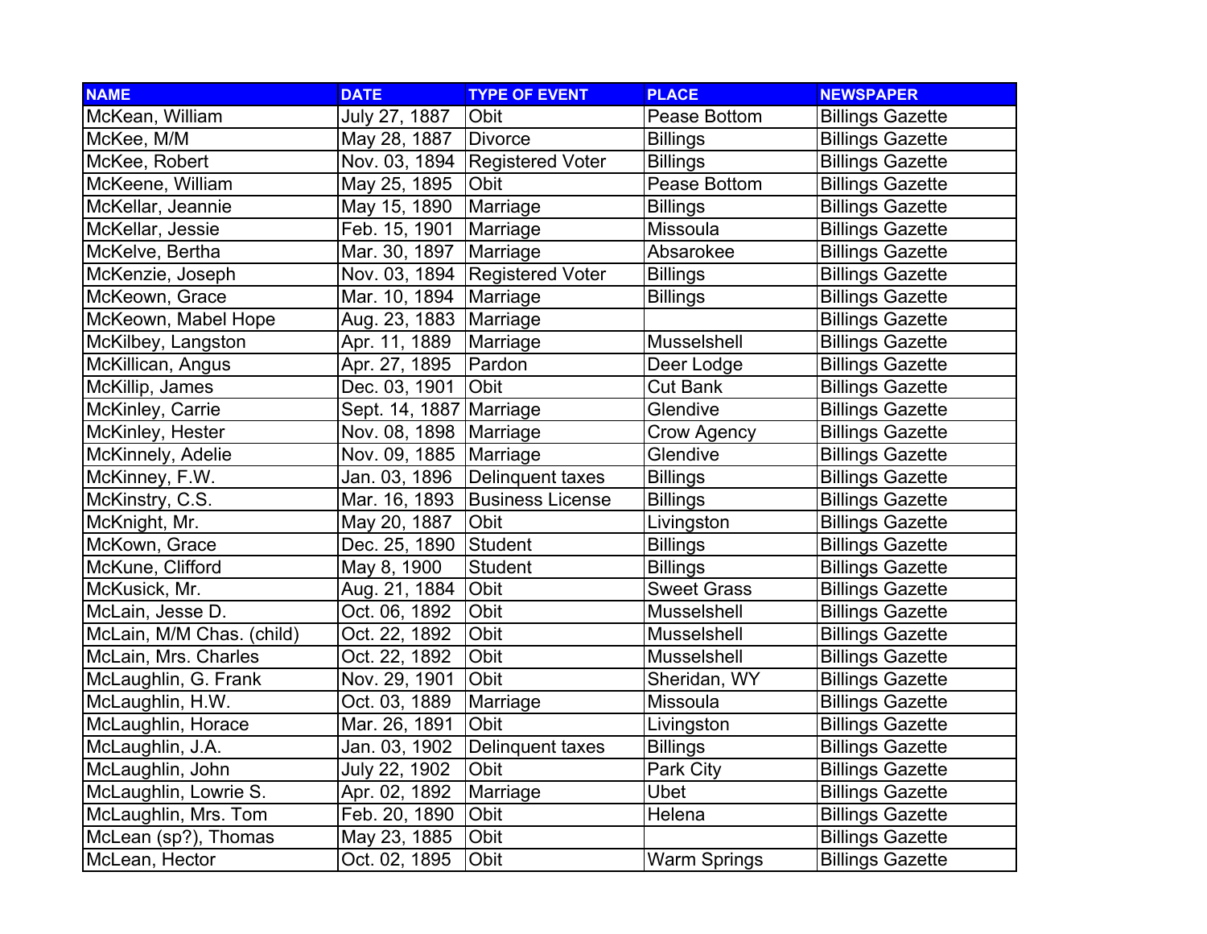| NAME | DATE | TYPE OF EVENT | PLACE | NEWSPAPER |
|---|---|---|---|---|
| McKean, William | July 27, 1887 | Obit | Pease Bottom | Billings Gazette |
| McKee, M/M | May 28, 1887 | Divorce | Billings | Billings Gazette |
| McKee, Robert | Nov. 03, 1894 | Registered Voter | Billings | Billings Gazette |
| McKeene, William | May 25, 1895 | Obit | Pease Bottom | Billings Gazette |
| McKellar, Jeannie | May 15, 1890 | Marriage | Billings | Billings Gazette |
| McKellar, Jessie | Feb. 15, 1901 | Marriage | Missoula | Billings Gazette |
| McKelve, Bertha | Mar. 30, 1897 | Marriage | Absarokee | Billings Gazette |
| McKenzie, Joseph | Nov. 03, 1894 | Registered Voter | Billings | Billings Gazette |
| McKeown, Grace | Mar. 10, 1894 | Marriage | Billings | Billings Gazette |
| McKeown, Mabel Hope | Aug. 23, 1883 | Marriage | | Billings Gazette |
| McKilbey, Langston | Apr. 11, 1889 | Marriage | Musselshell | Billings Gazette |
| McKillican, Angus | Apr. 27, 1895 | Pardon | Deer Lodge | Billings Gazette |
| McKillip, James | Dec. 03, 1901 | Obit | Cut Bank | Billings Gazette |
| McKinley, Carrie | Sept. 14, 1887 | Marriage | Glendive | Billings Gazette |
| McKinley, Hester | Nov. 08, 1898 | Marriage | Crow Agency | Billings Gazette |
| McKinnely, Adelie | Nov. 09, 1885 | Marriage | Glendive | Billings Gazette |
| McKinney, F.W. | Jan. 03, 1896 | Delinquent taxes | Billings | Billings Gazette |
| McKinstry, C.S. | Mar. 16, 1893 | Business License | Billings | Billings Gazette |
| McKnight, Mr. | May 20, 1887 | Obit | Livingston | Billings Gazette |
| McKown, Grace | Dec. 25, 1890 | Student | Billings | Billings Gazette |
| McKune, Clifford | May 8, 1900 | Student | Billings | Billings Gazette |
| McKusick, Mr. | Aug. 21, 1884 | Obit | Sweet Grass | Billings Gazette |
| McLain, Jesse D. | Oct. 06, 1892 | Obit | Musselshell | Billings Gazette |
| McLain, M/M Chas. (child) | Oct. 22, 1892 | Obit | Musselshell | Billings Gazette |
| McLain, Mrs. Charles | Oct. 22, 1892 | Obit | Musselshell | Billings Gazette |
| McLaughlin, G. Frank | Nov. 29, 1901 | Obit | Sheridan, WY | Billings Gazette |
| McLaughlin, H.W. | Oct. 03, 1889 | Marriage | Missoula | Billings Gazette |
| McLaughlin, Horace | Mar. 26, 1891 | Obit | Livingston | Billings Gazette |
| McLaughlin, J.A. | Jan. 03, 1902 | Delinquent taxes | Billings | Billings Gazette |
| McLaughlin, John | July 22, 1902 | Obit | Park City | Billings Gazette |
| McLaughlin, Lowrie S. | Apr. 02, 1892 | Marriage | Ubet | Billings Gazette |
| McLaughlin, Mrs. Tom | Feb. 20, 1890 | Obit | Helena | Billings Gazette |
| McLean (sp?), Thomas | May 23, 1885 | Obit | | Billings Gazette |
| McLean, Hector | Oct. 02, 1895 | Obit | Warm Springs | Billings Gazette |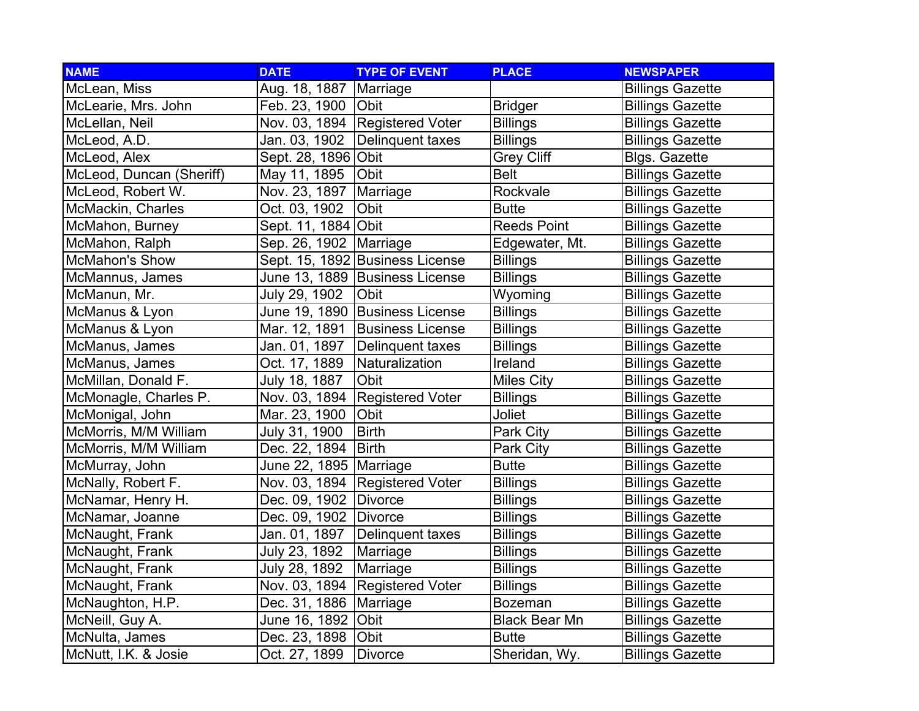| NAME | DATE | TYPE OF EVENT | PLACE | NEWSPAPER |
|---|---|---|---|---|
| McLean, Miss | Aug. 18, 1887 | Marriage | | Billings Gazette |
| McLearie, Mrs. John | Feb. 23, 1900 | Obit | Bridger | Billings Gazette |
| McLellan, Neil | Nov. 03, 1894 | Registered Voter | Billings | Billings Gazette |
| McLeod, A.D. | Jan. 03, 1902 | Delinquent taxes | Billings | Billings Gazette |
| McLeod, Alex | Sept. 28, 1896 | Obit | Grey Cliff | Blgs. Gazette |
| McLeod, Duncan (Sheriff) | May 11, 1895 | Obit | Belt | Billings Gazette |
| McLeod, Robert W. | Nov. 23, 1897 | Marriage | Rockvale | Billings Gazette |
| McMackin, Charles | Oct. 03, 1902 | Obit | Butte | Billings Gazette |
| McMahon, Burney | Sept. 11, 1884 | Obit | Reeds Point | Billings Gazette |
| McMahon, Ralph | Sep. 26, 1902 | Marriage | Edgewater, Mt. | Billings Gazette |
| McMahon's Show | Sept. 15, 1892 | Business License | Billings | Billings Gazette |
| McMannus, James | June 13, 1889 | Business License | Billings | Billings Gazette |
| McManun, Mr. | July 29, 1902 | Obit | Wyoming | Billings Gazette |
| McManus & Lyon | June 19, 1890 | Business License | Billings | Billings Gazette |
| McManus & Lyon | Mar. 12, 1891 | Business License | Billings | Billings Gazette |
| McManus, James | Jan. 01, 1897 | Delinquent taxes | Billings | Billings Gazette |
| McManus, James | Oct. 17, 1889 | Naturalization | Ireland | Billings Gazette |
| McMillan, Donald F. | July 18, 1887 | Obit | Miles City | Billings Gazette |
| McMonagle, Charles P. | Nov. 03, 1894 | Registered Voter | Billings | Billings Gazette |
| McMonigal, John | Mar. 23, 1900 | Obit | Joliet | Billings Gazette |
| McMorris, M/M William | July 31, 1900 | Birth | Park City | Billings Gazette |
| McMorris, M/M William | Dec. 22, 1894 | Birth | Park City | Billings Gazette |
| McMurray, John | June 22, 1895 | Marriage | Butte | Billings Gazette |
| McNally, Robert F. | Nov. 03, 1894 | Registered Voter | Billings | Billings Gazette |
| McNamar, Henry H. | Dec. 09, 1902 | Divorce | Billings | Billings Gazette |
| McNamar, Joanne | Dec. 09, 1902 | Divorce | Billings | Billings Gazette |
| McNaught, Frank | Jan. 01, 1897 | Delinquent taxes | Billings | Billings Gazette |
| McNaught, Frank | July 23, 1892 | Marriage | Billings | Billings Gazette |
| McNaught, Frank | July 28, 1892 | Marriage | Billings | Billings Gazette |
| McNaught, Frank | Nov. 03, 1894 | Registered Voter | Billings | Billings Gazette |
| McNaughton, H.P. | Dec. 31, 1886 | Marriage | Bozeman | Billings Gazette |
| McNeill, Guy A. | June 16, 1892 | Obit | Black Bear Mn | Billings Gazette |
| McNulta, James | Dec. 23, 1898 | Obit | Butte | Billings Gazette |
| McNutt, I.K. & Josie | Oct. 27, 1899 | Divorce | Sheridan, Wy. | Billings Gazette |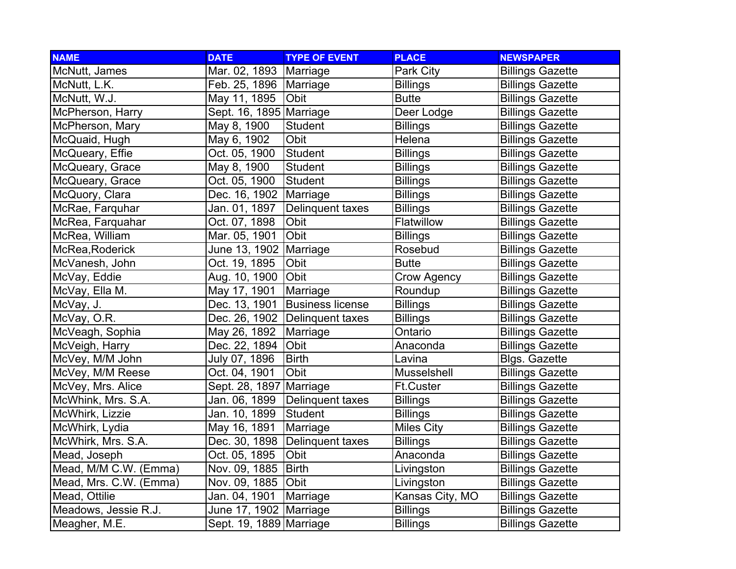| NAME | DATE | TYPE OF EVENT | PLACE | NEWSPAPER |
|---|---|---|---|---|
| McNutt, James | Mar. 02, 1893 | Marriage | Park City | Billings Gazette |
| McNutt, L.K. | Feb. 25, 1896 | Marriage | Billings | Billings Gazette |
| McNutt, W.J. | May 11, 1895 | Obit | Butte | Billings Gazette |
| McPherson, Harry | Sept. 16, 1895 | Marriage | Deer Lodge | Billings Gazette |
| McPherson, Mary | May 8, 1900 | Student | Billings | Billings Gazette |
| McQuaid, Hugh | May 6, 1902 | Obit | Helena | Billings Gazette |
| McQueary, Effie | Oct. 05, 1900 | Student | Billings | Billings Gazette |
| McQueary, Grace | May 8, 1900 | Student | Billings | Billings Gazette |
| McQueary, Grace | Oct. 05, 1900 | Student | Billings | Billings Gazette |
| McQuory, Clara | Dec. 16, 1902 | Marriage | Billings | Billings Gazette |
| McRae, Farquhar | Jan. 01, 1897 | Delinquent taxes | Billings | Billings Gazette |
| McRea, Farquahar | Oct. 07, 1898 | Obit | Flatwillow | Billings Gazette |
| McRea, William | Mar. 05, 1901 | Obit | Billings | Billings Gazette |
| McRea,Roderick | June 13, 1902 | Marriage | Rosebud | Billings Gazette |
| McVanesh, John | Oct. 19, 1895 | Obit | Butte | Billings Gazette |
| McVay, Eddie | Aug. 10, 1900 | Obit | Crow Agency | Billings Gazette |
| McVay, Ella M. | May 17, 1901 | Marriage | Roundup | Billings Gazette |
| McVay, J. | Dec. 13, 1901 | Business license | Billings | Billings Gazette |
| McVay, O.R. | Dec. 26, 1902 | Delinquent taxes | Billings | Billings Gazette |
| McVeagh, Sophia | May 26, 1892 | Marriage | Ontario | Billings Gazette |
| McVeigh, Harry | Dec. 22, 1894 | Obit | Anaconda | Billings Gazette |
| McVey, M/M John | July 07, 1896 | Birth | Lavina | Blgs. Gazette |
| McVey, M/M Reese | Oct. 04, 1901 | Obit | Musselshell | Billings Gazette |
| McVey, Mrs. Alice | Sept. 28, 1897 | Marriage | Ft.Custer | Billings Gazette |
| McWhink, Mrs. S.A. | Jan. 06, 1899 | Delinquent taxes | Billings | Billings Gazette |
| McWhirk, Lizzie | Jan. 10, 1899 | Student | Billings | Billings Gazette |
| McWhirk, Lydia | May 16, 1891 | Marriage | Miles City | Billings Gazette |
| McWhirk, Mrs. S.A. | Dec. 30, 1898 | Delinquent taxes | Billings | Billings Gazette |
| Mead, Joseph | Oct. 05, 1895 | Obit | Anaconda | Billings Gazette |
| Mead, M/M C.W. (Emma) | Nov. 09, 1885 | Birth | Livingston | Billings Gazette |
| Mead, Mrs. C.W. (Emma) | Nov. 09, 1885 | Obit | Livingston | Billings Gazette |
| Mead, Ottilie | Jan. 04, 1901 | Marriage | Kansas City, MO | Billings Gazette |
| Meadows, Jessie R.J. | June 17, 1902 | Marriage | Billings | Billings Gazette |
| Meagher, M.E. | Sept. 19, 1889 | Marriage | Billings | Billings Gazette |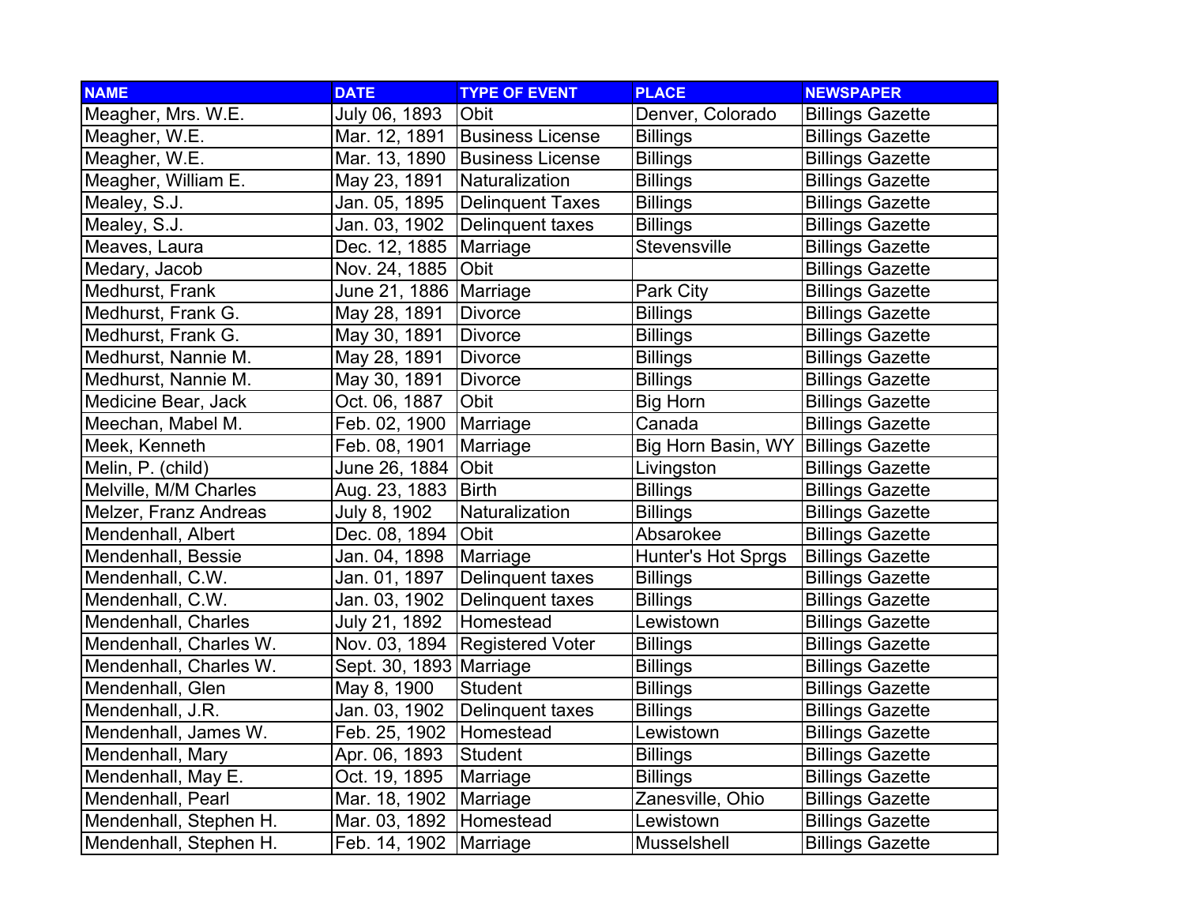| NAME | DATE | TYPE OF EVENT | PLACE | NEWSPAPER |
|---|---|---|---|---|
| Meagher, Mrs. W.E. | July 06, 1893 | Obit | Denver, Colorado | Billings Gazette |
| Meagher, W.E. | Mar. 12, 1891 | Business License | Billings | Billings Gazette |
| Meagher, W.E. | Mar. 13, 1890 | Business License | Billings | Billings Gazette |
| Meagher, William E. | May 23, 1891 | Naturalization | Billings | Billings Gazette |
| Mealey, S.J. | Jan. 05, 1895 | Delinquent Taxes | Billings | Billings Gazette |
| Mealey, S.J. | Jan. 03, 1902 | Delinquent taxes | Billings | Billings Gazette |
| Meaves, Laura | Dec. 12, 1885 | Marriage | Stevensville | Billings Gazette |
| Medary, Jacob | Nov. 24, 1885 | Obit | | Billings Gazette |
| Medhurst, Frank | June 21, 1886 | Marriage | Park City | Billings Gazette |
| Medhurst, Frank G. | May 28, 1891 | Divorce | Billings | Billings Gazette |
| Medhurst, Frank G. | May 30, 1891 | Divorce | Billings | Billings Gazette |
| Medhurst, Nannie M. | May 28, 1891 | Divorce | Billings | Billings Gazette |
| Medhurst, Nannie M. | May 30, 1891 | Divorce | Billings | Billings Gazette |
| Medicine Bear, Jack | Oct. 06, 1887 | Obit | Big Horn | Billings Gazette |
| Meechan, Mabel M. | Feb. 02, 1900 | Marriage | Canada | Billings Gazette |
| Meek, Kenneth | Feb. 08, 1901 | Marriage | Big Horn Basin, WY | Billings Gazette |
| Melin, P. (child) | June 26, 1884 | Obit | Livingston | Billings Gazette |
| Melville, M/M Charles | Aug. 23, 1883 | Birth | Billings | Billings Gazette |
| Melzer, Franz Andreas | July 8, 1902 | Naturalization | Billings | Billings Gazette |
| Mendenhall, Albert | Dec. 08, 1894 | Obit | Absarokee | Billings Gazette |
| Mendenhall, Bessie | Jan. 04, 1898 | Marriage | Hunter's Hot Sprgs | Billings Gazette |
| Mendenhall, C.W. | Jan. 01, 1897 | Delinquent taxes | Billings | Billings Gazette |
| Mendenhall, C.W. | Jan. 03, 1902 | Delinquent taxes | Billings | Billings Gazette |
| Mendenhall, Charles | July 21, 1892 | Homestead | Lewistown | Billings Gazette |
| Mendenhall, Charles W. | Nov. 03, 1894 | Registered Voter | Billings | Billings Gazette |
| Mendenhall, Charles W. | Sept. 30, 1893 | Marriage | Billings | Billings Gazette |
| Mendenhall, Glen | May 8, 1900 | Student | Billings | Billings Gazette |
| Mendenhall, J.R. | Jan. 03, 1902 | Delinquent taxes | Billings | Billings Gazette |
| Mendenhall, James W. | Feb. 25, 1902 | Homestead | Lewistown | Billings Gazette |
| Mendenhall, Mary | Apr. 06, 1893 | Student | Billings | Billings Gazette |
| Mendenhall, May E. | Oct. 19, 1895 | Marriage | Billings | Billings Gazette |
| Mendenhall, Pearl | Mar. 18, 1902 | Marriage | Zanesville, Ohio | Billings Gazette |
| Mendenhall, Stephen H. | Mar. 03, 1892 | Homestead | Lewistown | Billings Gazette |
| Mendenhall, Stephen H. | Feb. 14, 1902 | Marriage | Musselshell | Billings Gazette |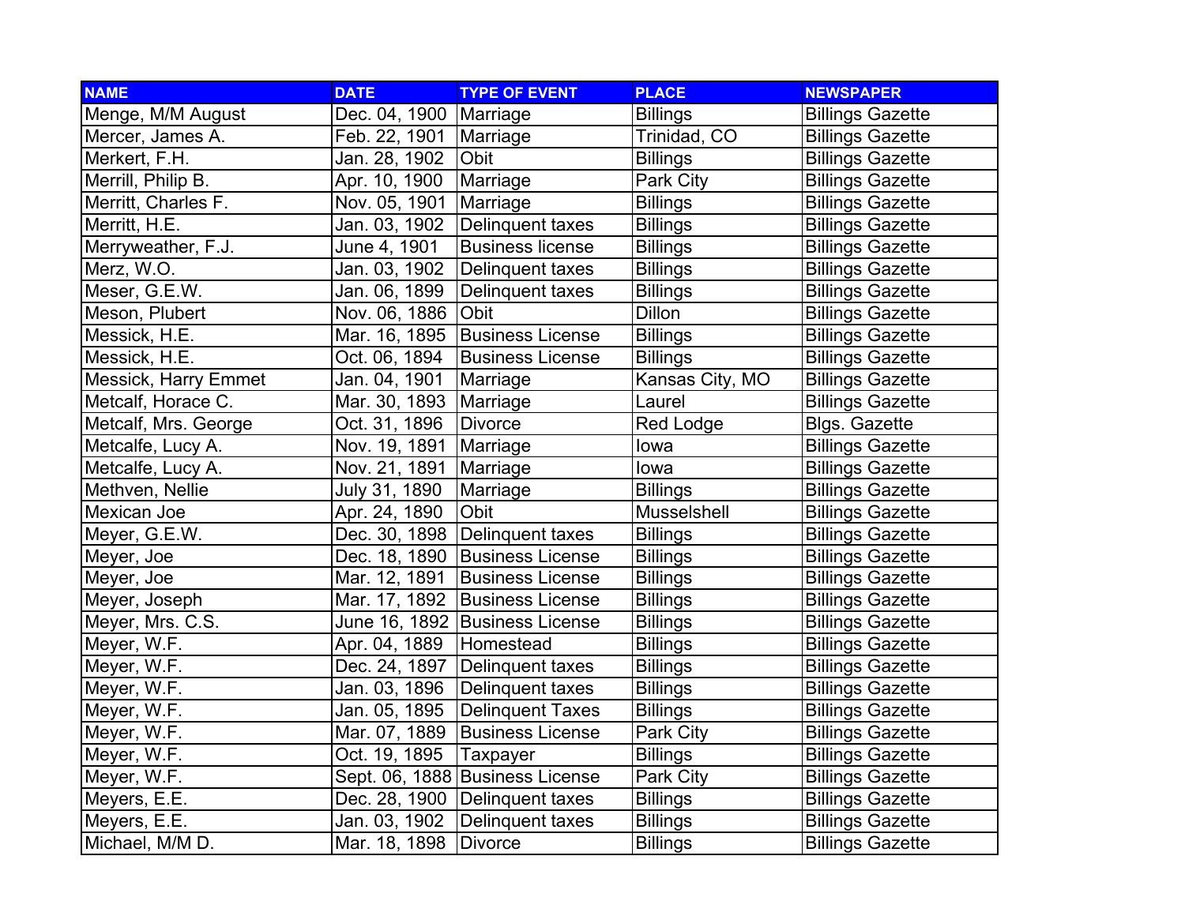| NAME | DATE | TYPE OF EVENT | PLACE | NEWSPAPER |
|---|---|---|---|---|
| Menge, M/M August | Dec. 04, 1900 | Marriage | Billings | Billings Gazette |
| Mercer, James A. | Feb. 22, 1901 | Marriage | Trinidad, CO | Billings Gazette |
| Merkert, F.H. | Jan. 28, 1902 | Obit | Billings | Billings Gazette |
| Merrill, Philip B. | Apr. 10, 1900 | Marriage | Park City | Billings Gazette |
| Merritt, Charles F. | Nov. 05, 1901 | Marriage | Billings | Billings Gazette |
| Merritt, H.E. | Jan. 03, 1902 | Delinquent taxes | Billings | Billings Gazette |
| Merryweather, F.J. | June 4, 1901 | Business license | Billings | Billings Gazette |
| Merz, W.O. | Jan. 03, 1902 | Delinquent taxes | Billings | Billings Gazette |
| Meser, G.E.W. | Jan. 06, 1899 | Delinquent taxes | Billings | Billings Gazette |
| Meson, Plubert | Nov. 06, 1886 | Obit | Dillon | Billings Gazette |
| Messick, H.E. | Mar. 16, 1895 | Business License | Billings | Billings Gazette |
| Messick, H.E. | Oct. 06, 1894 | Business License | Billings | Billings Gazette |
| Messick, Harry Emmet | Jan. 04, 1901 | Marriage | Kansas City, MO | Billings Gazette |
| Metcalf, Horace C. | Mar. 30, 1893 | Marriage | Laurel | Billings Gazette |
| Metcalf, Mrs. George | Oct. 31, 1896 | Divorce | Red Lodge | Blgs. Gazette |
| Metcalfe, Lucy A. | Nov. 19, 1891 | Marriage | Iowa | Billings Gazette |
| Metcalfe, Lucy A. | Nov. 21, 1891 | Marriage | Iowa | Billings Gazette |
| Methven, Nellie | July 31, 1890 | Marriage | Billings | Billings Gazette |
| Mexican Joe | Apr. 24, 1890 | Obit | Musselshell | Billings Gazette |
| Meyer, G.E.W. | Dec. 30, 1898 | Delinquent taxes | Billings | Billings Gazette |
| Meyer, Joe | Dec. 18, 1890 | Business License | Billings | Billings Gazette |
| Meyer, Joe | Mar. 12, 1891 | Business License | Billings | Billings Gazette |
| Meyer, Joseph | Mar. 17, 1892 | Business License | Billings | Billings Gazette |
| Meyer, Mrs. C.S. | June 16, 1892 | Business License | Billings | Billings Gazette |
| Meyer, W.F. | Apr. 04, 1889 | Homestead | Billings | Billings Gazette |
| Meyer, W.F. | Dec. 24, 1897 | Delinquent taxes | Billings | Billings Gazette |
| Meyer, W.F. | Jan. 03, 1896 | Delinquent taxes | Billings | Billings Gazette |
| Meyer, W.F. | Jan. 05, 1895 | Delinquent Taxes | Billings | Billings Gazette |
| Meyer, W.F. | Mar. 07, 1889 | Business License | Park City | Billings Gazette |
| Meyer, W.F. | Oct. 19, 1895 | Taxpayer | Billings | Billings Gazette |
| Meyer, W.F. | Sept. 06, 1888 | Business License | Park City | Billings Gazette |
| Meyers, E.E. | Dec. 28, 1900 | Delinquent taxes | Billings | Billings Gazette |
| Meyers, E.E. | Jan. 03, 1902 | Delinquent taxes | Billings | Billings Gazette |
| Michael, M/M D. | Mar. 18, 1898 | Divorce | Billings | Billings Gazette |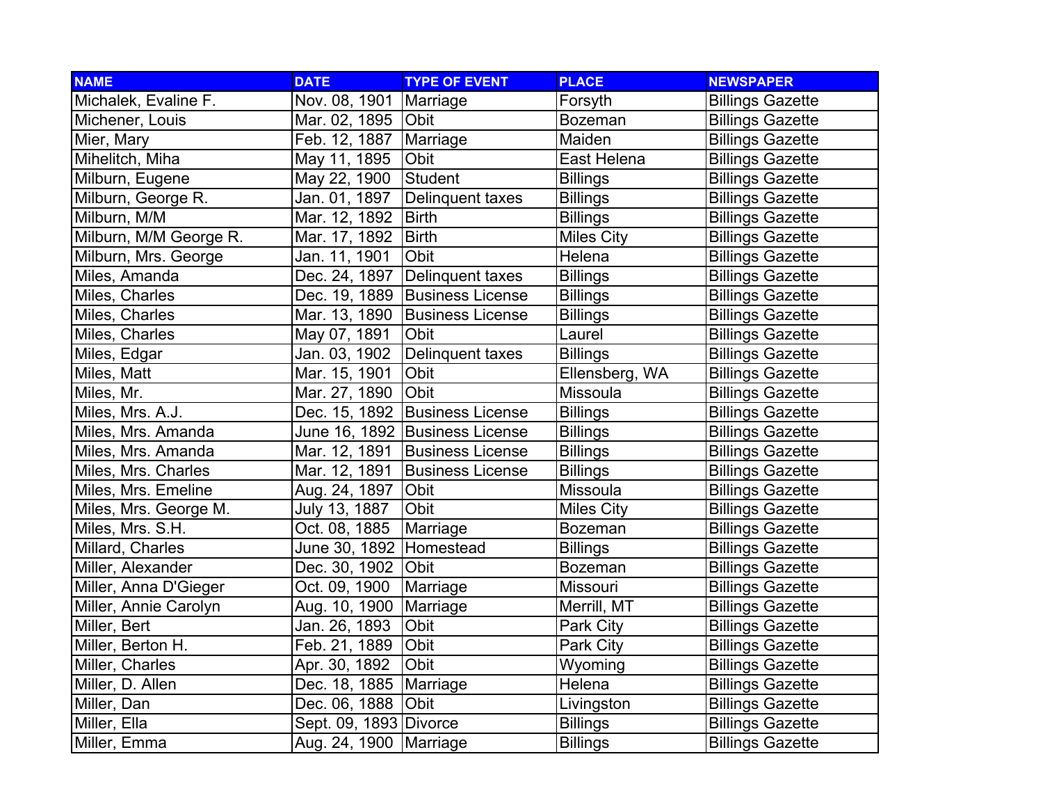| NAME | DATE | TYPE OF EVENT | PLACE | NEWSPAPER |
|---|---|---|---|---|
| Michalek, Evaline F. | Nov. 08, 1901 | Marriage | Forsyth | Billings Gazette |
| Michener, Louis | Mar. 02, 1895 | Obit | Bozeman | Billings Gazette |
| Mier, Mary | Feb. 12, 1887 | Marriage | Maiden | Billings Gazette |
| Mihelitch, Miha | May 11, 1895 | Obit | East Helena | Billings Gazette |
| Milburn, Eugene | May 22, 1900 | Student | Billings | Billings Gazette |
| Milburn, George R. | Jan. 01, 1897 | Delinquent taxes | Billings | Billings Gazette |
| Milburn, M/M | Mar. 12, 1892 | Birth | Billings | Billings Gazette |
| Milburn, M/M George R. | Mar. 17, 1892 | Birth | Miles City | Billings Gazette |
| Milburn, Mrs. George | Jan. 11, 1901 | Obit | Helena | Billings Gazette |
| Miles, Amanda | Dec. 24, 1897 | Delinquent taxes | Billings | Billings Gazette |
| Miles, Charles | Dec. 19, 1889 | Business License | Billings | Billings Gazette |
| Miles, Charles | Mar. 13, 1890 | Business License | Billings | Billings Gazette |
| Miles, Charles | May 07, 1891 | Obit | Laurel | Billings Gazette |
| Miles, Edgar | Jan. 03, 1902 | Delinquent taxes | Billings | Billings Gazette |
| Miles, Matt | Mar. 15, 1901 | Obit | Ellensberg, WA | Billings Gazette |
| Miles, Mr. | Mar. 27, 1890 | Obit | Missoula | Billings Gazette |
| Miles, Mrs. A.J. | Dec. 15, 1892 | Business License | Billings | Billings Gazette |
| Miles, Mrs. Amanda | June 16, 1892 | Business License | Billings | Billings Gazette |
| Miles, Mrs. Amanda | Mar. 12, 1891 | Business License | Billings | Billings Gazette |
| Miles, Mrs. Charles | Mar. 12, 1891 | Business License | Billings | Billings Gazette |
| Miles, Mrs. Emeline | Aug. 24, 1897 | Obit | Missoula | Billings Gazette |
| Miles, Mrs. George M. | July 13, 1887 | Obit | Miles City | Billings Gazette |
| Miles, Mrs. S.H. | Oct. 08, 1885 | Marriage | Bozeman | Billings Gazette |
| Millard, Charles | June 30, 1892 | Homestead | Billings | Billings Gazette |
| Miller, Alexander | Dec. 30, 1902 | Obit | Bozeman | Billings Gazette |
| Miller, Anna D'Gieger | Oct. 09, 1900 | Marriage | Missouri | Billings Gazette |
| Miller, Annie Carolyn | Aug. 10, 1900 | Marriage | Merrill, MT | Billings Gazette |
| Miller, Bert | Jan. 26, 1893 | Obit | Park City | Billings Gazette |
| Miller, Berton H. | Feb. 21, 1889 | Obit | Park City | Billings Gazette |
| Miller, Charles | Apr. 30, 1892 | Obit | Wyoming | Billings Gazette |
| Miller, D. Allen | Dec. 18, 1885 | Marriage | Helena | Billings Gazette |
| Miller, Dan | Dec. 06, 1888 | Obit | Livingston | Billings Gazette |
| Miller, Ella | Sept. 09, 1893 | Divorce | Billings | Billings Gazette |
| Miller, Emma | Aug. 24, 1900 | Marriage | Billings | Billings Gazette |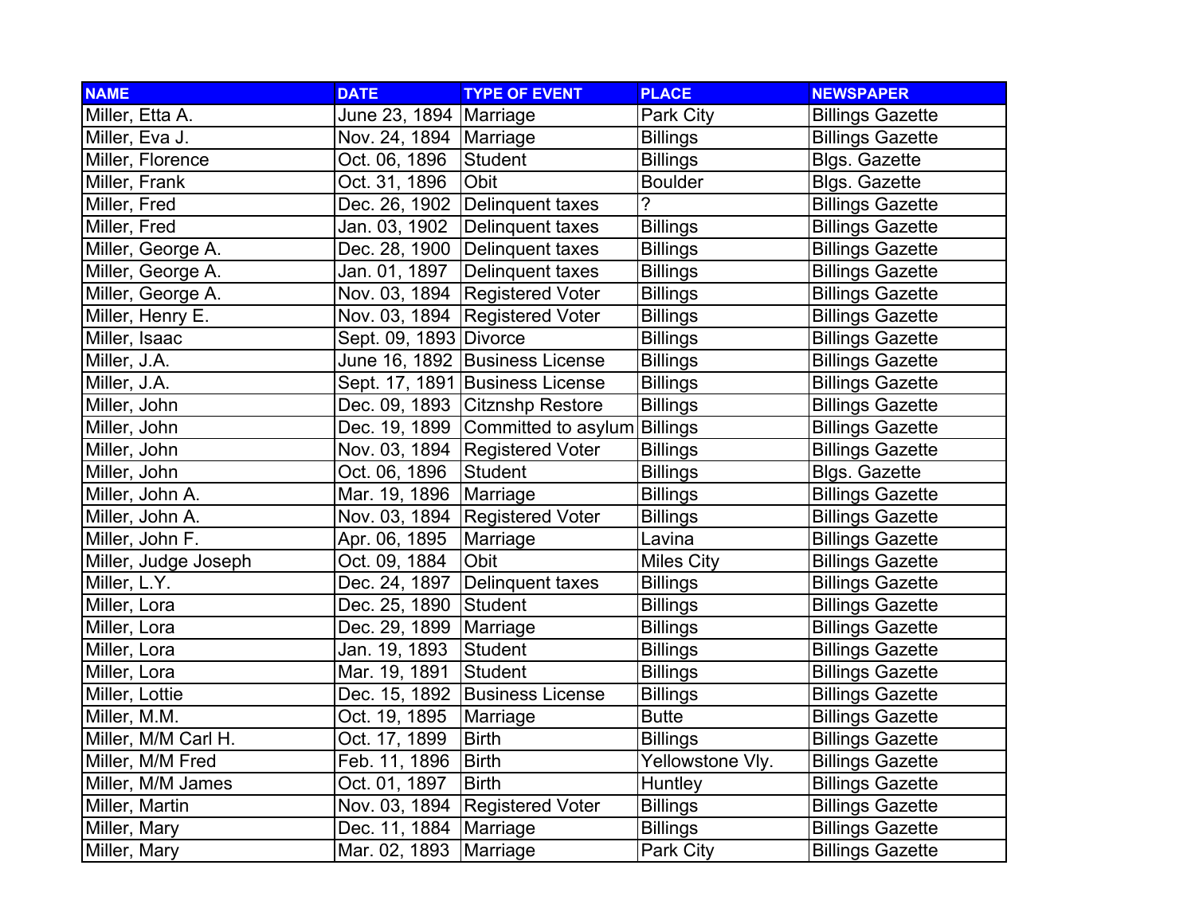| NAME | DATE | TYPE OF EVENT | PLACE | NEWSPAPER |
|---|---|---|---|---|
| Miller, Etta A. | June 23, 1894 | Marriage | Park City | Billings Gazette |
| Miller, Eva J. | Nov. 24, 1894 | Marriage | Billings | Billings Gazette |
| Miller, Florence | Oct. 06, 1896 | Student | Billings | Blgs. Gazette |
| Miller, Frank | Oct. 31, 1896 | Obit | Boulder | Blgs. Gazette |
| Miller, Fred | Dec. 26, 1902 | Delinquent taxes | ? | Billings Gazette |
| Miller, Fred | Jan. 03, 1902 | Delinquent taxes | Billings | Billings Gazette |
| Miller, George A. | Dec. 28, 1900 | Delinquent taxes | Billings | Billings Gazette |
| Miller, George A. | Jan. 01, 1897 | Delinquent taxes | Billings | Billings Gazette |
| Miller, George A. | Nov. 03, 1894 | Registered Voter | Billings | Billings Gazette |
| Miller, Henry E. | Nov. 03, 1894 | Registered Voter | Billings | Billings Gazette |
| Miller, Isaac | Sept. 09, 1893 | Divorce | Billings | Billings Gazette |
| Miller, J.A. | June 16, 1892 | Business License | Billings | Billings Gazette |
| Miller, J.A. | Sept. 17, 1891 | Business License | Billings | Billings Gazette |
| Miller, John | Dec. 09, 1893 | Citznshp Restore | Billings | Billings Gazette |
| Miller, John | Dec. 19, 1899 | Committed to asylum | Billings | Billings Gazette |
| Miller, John | Nov. 03, 1894 | Registered Voter | Billings | Billings Gazette |
| Miller, John | Oct. 06, 1896 | Student | Billings | Blgs. Gazette |
| Miller, John A. | Mar. 19, 1896 | Marriage | Billings | Billings Gazette |
| Miller, John A. | Nov. 03, 1894 | Registered Voter | Billings | Billings Gazette |
| Miller, John F. | Apr. 06, 1895 | Marriage | Lavina | Billings Gazette |
| Miller, Judge Joseph | Oct. 09, 1884 | Obit | Miles City | Billings Gazette |
| Miller, L.Y. | Dec. 24, 1897 | Delinquent taxes | Billings | Billings Gazette |
| Miller, Lora | Dec. 25, 1890 | Student | Billings | Billings Gazette |
| Miller, Lora | Dec. 29, 1899 | Marriage | Billings | Billings Gazette |
| Miller, Lora | Jan. 19, 1893 | Student | Billings | Billings Gazette |
| Miller, Lora | Mar. 19, 1891 | Student | Billings | Billings Gazette |
| Miller, Lottie | Dec. 15, 1892 | Business License | Billings | Billings Gazette |
| Miller, M.M. | Oct. 19, 1895 | Marriage | Butte | Billings Gazette |
| Miller, M/M Carl H. | Oct. 17, 1899 | Birth | Billings | Billings Gazette |
| Miller, M/M Fred | Feb. 11, 1896 | Birth | Yellowstone Vly. | Billings Gazette |
| Miller, M/M James | Oct. 01, 1897 | Birth | Huntley | Billings Gazette |
| Miller, Martin | Nov. 03, 1894 | Registered Voter | Billings | Billings Gazette |
| Miller, Mary | Dec. 11, 1884 | Marriage | Billings | Billings Gazette |
| Miller, Mary | Mar. 02, 1893 | Marriage | Park City | Billings Gazette |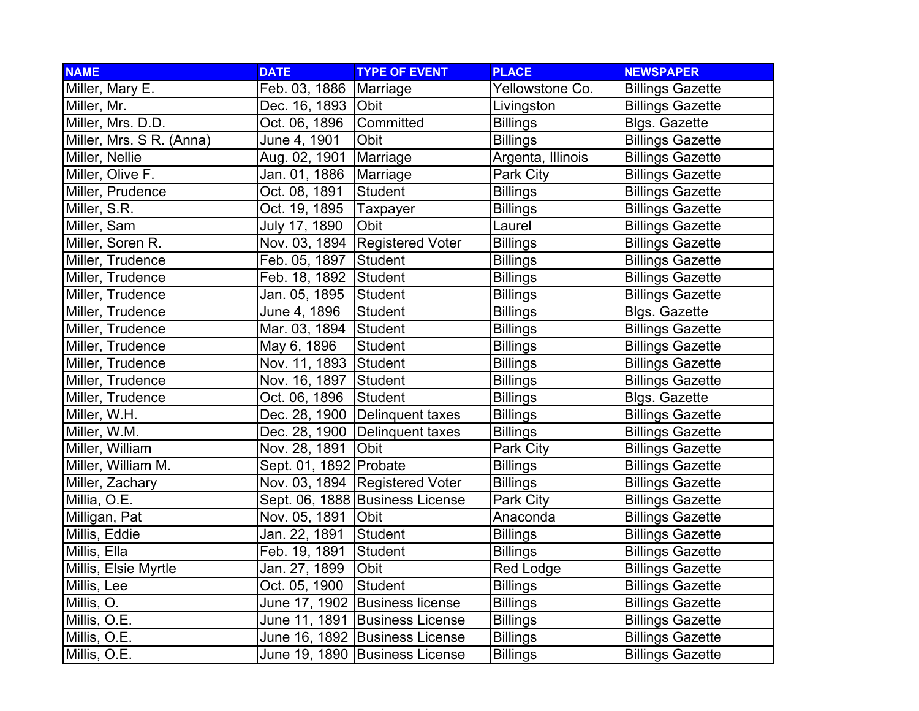| NAME | DATE | TYPE OF EVENT | PLACE | NEWSPAPER |
|---|---|---|---|---|
| Miller, Mary E. | Feb. 03, 1886 | Marriage | Yellowstone Co. | Billings Gazette |
| Miller, Mr. | Dec. 16, 1893 | Obit | Livingston | Billings Gazette |
| Miller, Mrs. D.D. | Oct. 06, 1896 | Committed | Billings | Blgs. Gazette |
| Miller, Mrs. S R. (Anna) | June 4, 1901 | Obit | Billings | Billings Gazette |
| Miller, Nellie | Aug. 02, 1901 | Marriage | Argenta, Illinois | Billings Gazette |
| Miller, Olive F. | Jan. 01, 1886 | Marriage | Park City | Billings Gazette |
| Miller, Prudence | Oct. 08, 1891 | Student | Billings | Billings Gazette |
| Miller, S.R. | Oct. 19, 1895 | Taxpayer | Billings | Billings Gazette |
| Miller, Sam | July 17, 1890 | Obit | Laurel | Billings Gazette |
| Miller, Soren R. | Nov. 03, 1894 | Registered Voter | Billings | Billings Gazette |
| Miller, Trudence | Feb. 05, 1897 | Student | Billings | Billings Gazette |
| Miller, Trudence | Feb. 18, 1892 | Student | Billings | Billings Gazette |
| Miller, Trudence | Jan. 05, 1895 | Student | Billings | Billings Gazette |
| Miller, Trudence | June 4, 1896 | Student | Billings | Blgs. Gazette |
| Miller, Trudence | Mar. 03, 1894 | Student | Billings | Billings Gazette |
| Miller, Trudence | May 6, 1896 | Student | Billings | Billings Gazette |
| Miller, Trudence | Nov. 11, 1893 | Student | Billings | Billings Gazette |
| Miller, Trudence | Nov. 16, 1897 | Student | Billings | Billings Gazette |
| Miller, Trudence | Oct. 06, 1896 | Student | Billings | Blgs. Gazette |
| Miller, W.H. | Dec. 28, 1900 | Delinquent taxes | Billings | Billings Gazette |
| Miller, W.M. | Dec. 28, 1900 | Delinquent taxes | Billings | Billings Gazette |
| Miller, William | Nov. 28, 1891 | Obit | Park City | Billings Gazette |
| Miller, William M. | Sept. 01, 1892 | Probate | Billings | Billings Gazette |
| Miller, Zachary | Nov. 03, 1894 | Registered Voter | Billings | Billings Gazette |
| Millia, O.E. | Sept. 06, 1888 | Business License | Park City | Billings Gazette |
| Milligan, Pat | Nov. 05, 1891 | Obit | Anaconda | Billings Gazette |
| Millis, Eddie | Jan. 22, 1891 | Student | Billings | Billings Gazette |
| Millis, Ella | Feb. 19, 1891 | Student | Billings | Billings Gazette |
| Millis, Elsie Myrtle | Jan. 27, 1899 | Obit | Red Lodge | Billings Gazette |
| Millis, Lee | Oct. 05, 1900 | Student | Billings | Billings Gazette |
| Millis, O. | June 17, 1902 | Business license | Billings | Billings Gazette |
| Millis, O.E. | June 11, 1891 | Business License | Billings | Billings Gazette |
| Millis, O.E. | June 16, 1892 | Business License | Billings | Billings Gazette |
| Millis, O.E. | June 19, 1890 | Business License | Billings | Billings Gazette |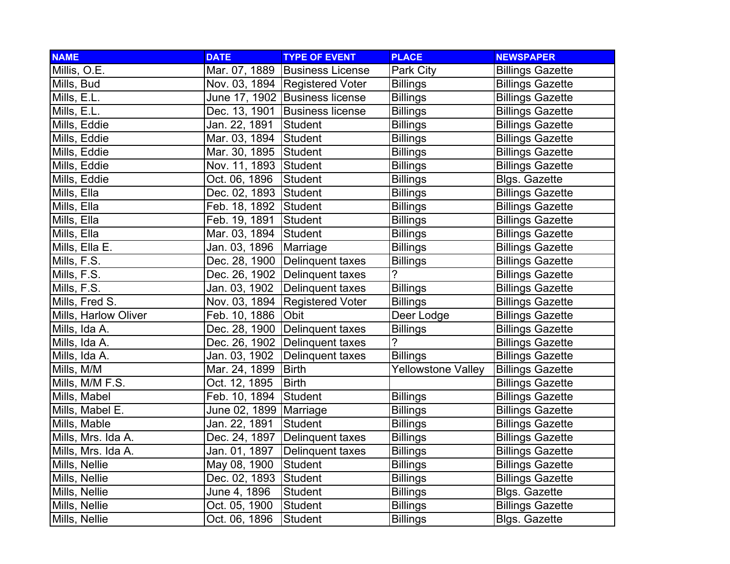| NAME | DATE | TYPE OF EVENT | PLACE | NEWSPAPER |
| --- | --- | --- | --- | --- |
| Millis, O.E. | Mar. 07, 1889 | Business License | Park City | Billings Gazette |
| Mills, Bud | Nov. 03, 1894 | Registered Voter | Billings | Billings Gazette |
| Mills, E.L. | June 17, 1902 | Business license | Billings | Billings Gazette |
| Mills, E.L. | Dec. 13, 1901 | Business license | Billings | Billings Gazette |
| Mills, Eddie | Jan. 22, 1891 | Student | Billings | Billings Gazette |
| Mills, Eddie | Mar. 03, 1894 | Student | Billings | Billings Gazette |
| Mills, Eddie | Mar. 30, 1895 | Student | Billings | Billings Gazette |
| Mills, Eddie | Nov. 11, 1893 | Student | Billings | Billings Gazette |
| Mills, Eddie | Oct. 06, 1896 | Student | Billings | Blgs. Gazette |
| Mills, Ella | Dec. 02, 1893 | Student | Billings | Billings Gazette |
| Mills, Ella | Feb. 18, 1892 | Student | Billings | Billings Gazette |
| Mills, Ella | Feb. 19, 1891 | Student | Billings | Billings Gazette |
| Mills, Ella | Mar. 03, 1894 | Student | Billings | Billings Gazette |
| Mills, Ella E. | Jan. 03, 1896 | Marriage | Billings | Billings Gazette |
| Mills, F.S. | Dec. 28, 1900 | Delinquent taxes | Billings | Billings Gazette |
| Mills, F.S. | Dec. 26, 1902 | Delinquent taxes | ? | Billings Gazette |
| Mills, F.S. | Jan. 03, 1902 | Delinquent taxes | Billings | Billings Gazette |
| Mills, Fred S. | Nov. 03, 1894 | Registered Voter | Billings | Billings Gazette |
| Mills, Harlow Oliver | Feb. 10, 1886 | Obit | Deer Lodge | Billings Gazette |
| Mills, Ida A. | Dec. 28, 1900 | Delinquent taxes | Billings | Billings Gazette |
| Mills, Ida A. | Dec. 26, 1902 | Delinquent taxes | ? | Billings Gazette |
| Mills, Ida A. | Jan. 03, 1902 | Delinquent taxes | Billings | Billings Gazette |
| Mills, M/M | Mar. 24, 1899 | Birth | Yellowstone Valley | Billings Gazette |
| Mills, M/M F.S. | Oct. 12, 1895 | Birth | | Billings Gazette |
| Mills, Mabel | Feb. 10, 1894 | Student | Billings | Billings Gazette |
| Mills, Mabel E. | June 02, 1899 | Marriage | Billings | Billings Gazette |
| Mills, Mable | Jan. 22, 1891 | Student | Billings | Billings Gazette |
| Mills, Mrs. Ida A. | Dec. 24, 1897 | Delinquent taxes | Billings | Billings Gazette |
| Mills, Mrs. Ida A. | Jan. 01, 1897 | Delinquent taxes | Billings | Billings Gazette |
| Mills, Nellie | May 08, 1900 | Student | Billings | Billings Gazette |
| Mills, Nellie | Dec. 02, 1893 | Student | Billings | Billings Gazette |
| Mills, Nellie | June 4, 1896 | Student | Billings | Blgs. Gazette |
| Mills, Nellie | Oct. 05, 1900 | Student | Billings | Billings Gazette |
| Mills, Nellie | Oct. 06, 1896 | Student | Billings | Blgs. Gazette |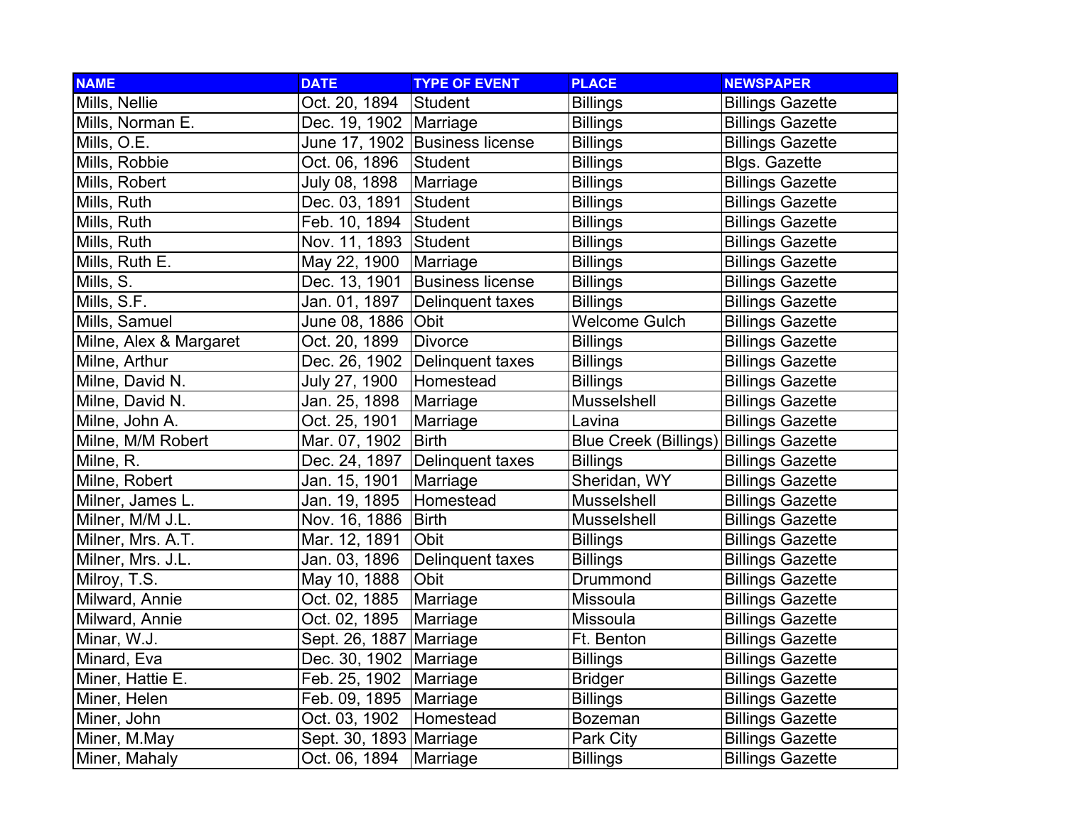| NAME | DATE | TYPE OF EVENT | PLACE | NEWSPAPER |
|---|---|---|---|---|
| Mills, Nellie | Oct. 20, 1894 | Student | Billings | Billings Gazette |
| Mills, Norman E. | Dec. 19, 1902 | Marriage | Billings | Billings Gazette |
| Mills, O.E. | June 17, 1902 | Business license | Billings | Billings Gazette |
| Mills, Robbie | Oct. 06, 1896 | Student | Billings | Blgs. Gazette |
| Mills, Robert | July 08, 1898 | Marriage | Billings | Billings Gazette |
| Mills, Ruth | Dec. 03, 1891 | Student | Billings | Billings Gazette |
| Mills, Ruth | Feb. 10, 1894 | Student | Billings | Billings Gazette |
| Mills, Ruth | Nov. 11, 1893 | Student | Billings | Billings Gazette |
| Mills, Ruth E. | May 22, 1900 | Marriage | Billings | Billings Gazette |
| Mills, S. | Dec. 13, 1901 | Business license | Billings | Billings Gazette |
| Mills, S.F. | Jan. 01, 1897 | Delinquent taxes | Billings | Billings Gazette |
| Mills, Samuel | June 08, 1886 | Obit | Welcome Gulch | Billings Gazette |
| Milne, Alex & Margaret | Oct. 20, 1899 | Divorce | Billings | Billings Gazette |
| Milne, Arthur | Dec. 26, 1902 | Delinquent taxes | Billings | Billings Gazette |
| Milne, David N. | July 27, 1900 | Homestead | Billings | Billings Gazette |
| Milne, David N. | Jan. 25, 1898 | Marriage | Musselshell | Billings Gazette |
| Milne, John A. | Oct. 25, 1901 | Marriage | Lavina | Billings Gazette |
| Milne, M/M Robert | Mar. 07, 1902 | Birth | Blue Creek (Billings) | Billings Gazette |
| Milne, R. | Dec. 24, 1897 | Delinquent taxes | Billings | Billings Gazette |
| Milne, Robert | Jan. 15, 1901 | Marriage | Sheridan, WY | Billings Gazette |
| Milner, James L. | Jan. 19, 1895 | Homestead | Musselshell | Billings Gazette |
| Milner, M/M J.L. | Nov. 16, 1886 | Birth | Musselshell | Billings Gazette |
| Milner, Mrs. A.T. | Mar. 12, 1891 | Obit | Billings | Billings Gazette |
| Milner, Mrs. J.L. | Jan. 03, 1896 | Delinquent taxes | Billings | Billings Gazette |
| Milroy, T.S. | May 10, 1888 | Obit | Drummond | Billings Gazette |
| Milward, Annie | Oct. 02, 1885 | Marriage | Missoula | Billings Gazette |
| Milward, Annie | Oct. 02, 1895 | Marriage | Missoula | Billings Gazette |
| Minar, W.J. | Sept. 26, 1887 | Marriage | Ft. Benton | Billings Gazette |
| Minard, Eva | Dec. 30, 1902 | Marriage | Billings | Billings Gazette |
| Miner, Hattie E. | Feb. 25, 1902 | Marriage | Bridger | Billings Gazette |
| Miner, Helen | Feb. 09, 1895 | Marriage | Billings | Billings Gazette |
| Miner, John | Oct. 03, 1902 | Homestead | Bozeman | Billings Gazette |
| Miner, M.May | Sept. 30, 1893 | Marriage | Park City | Billings Gazette |
| Miner, Mahaly | Oct. 06, 1894 | Marriage | Billings | Billings Gazette |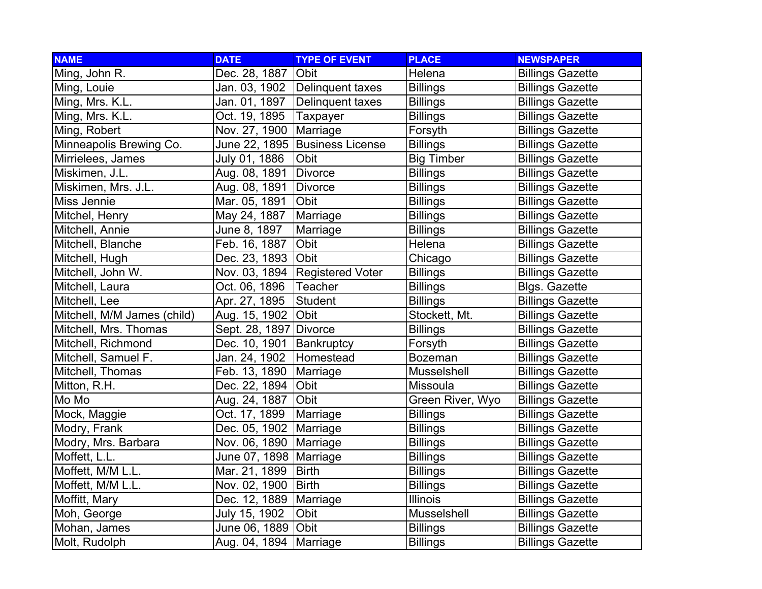| NAME | DATE | TYPE OF EVENT | PLACE | NEWSPAPER |
|---|---|---|---|---|
| Ming, John R. | Dec. 28, 1887 | Obit | Helena | Billings Gazette |
| Ming, Louie | Jan. 03, 1902 | Delinquent taxes | Billings | Billings Gazette |
| Ming, Mrs. K.L. | Jan. 01, 1897 | Delinquent taxes | Billings | Billings Gazette |
| Ming, Mrs. K.L. | Oct. 19, 1895 | Taxpayer | Billings | Billings Gazette |
| Ming, Robert | Nov. 27, 1900 | Marriage | Forsyth | Billings Gazette |
| Minneapolis Brewing Co. | June 22, 1895 | Business License | Billings | Billings Gazette |
| Mirrielees, James | July 01, 1886 | Obit | Big Timber | Billings Gazette |
| Miskimen, J.L. | Aug. 08, 1891 | Divorce | Billings | Billings Gazette |
| Miskimen, Mrs. J.L. | Aug. 08, 1891 | Divorce | Billings | Billings Gazette |
| Miss Jennie | Mar. 05, 1891 | Obit | Billings | Billings Gazette |
| Mitchel, Henry | May 24, 1887 | Marriage | Billings | Billings Gazette |
| Mitchell, Annie | June 8, 1897 | Marriage | Billings | Billings Gazette |
| Mitchell, Blanche | Feb. 16, 1887 | Obit | Helena | Billings Gazette |
| Mitchell, Hugh | Dec. 23, 1893 | Obit | Chicago | Billings Gazette |
| Mitchell, John W. | Nov. 03, 1894 | Registered Voter | Billings | Billings Gazette |
| Mitchell, Laura | Oct. 06, 1896 | Teacher | Billings | Blgs. Gazette |
| Mitchell, Lee | Apr. 27, 1895 | Student | Billings | Billings Gazette |
| Mitchell, M/M James (child) | Aug. 15, 1902 | Obit | Stockett, Mt. | Billings Gazette |
| Mitchell, Mrs. Thomas | Sept. 28, 1897 | Divorce | Billings | Billings Gazette |
| Mitchell, Richmond | Dec. 10, 1901 | Bankruptcy | Forsyth | Billings Gazette |
| Mitchell, Samuel F. | Jan. 24, 1902 | Homestead | Bozeman | Billings Gazette |
| Mitchell, Thomas | Feb. 13, 1890 | Marriage | Musselshell | Billings Gazette |
| Mitton, R.H. | Dec. 22, 1894 | Obit | Missoula | Billings Gazette |
| Mo Mo | Aug. 24, 1887 | Obit | Green River, Wyo | Billings Gazette |
| Mock, Maggie | Oct. 17, 1899 | Marriage | Billings | Billings Gazette |
| Modry, Frank | Dec. 05, 1902 | Marriage | Billings | Billings Gazette |
| Modry, Mrs. Barbara | Nov. 06, 1890 | Marriage | Billings | Billings Gazette |
| Moffett, L.L. | June 07, 1898 | Marriage | Billings | Billings Gazette |
| Moffett, M/M L.L. | Mar. 21, 1899 | Birth | Billings | Billings Gazette |
| Moffett, M/M L.L. | Nov. 02, 1900 | Birth | Billings | Billings Gazette |
| Moffitt, Mary | Dec. 12, 1889 | Marriage | Illinois | Billings Gazette |
| Moh, George | July 15, 1902 | Obit | Musselshell | Billings Gazette |
| Mohan, James | June 06, 1889 | Obit | Billings | Billings Gazette |
| Molt, Rudolph | Aug. 04, 1894 | Marriage | Billings | Billings Gazette |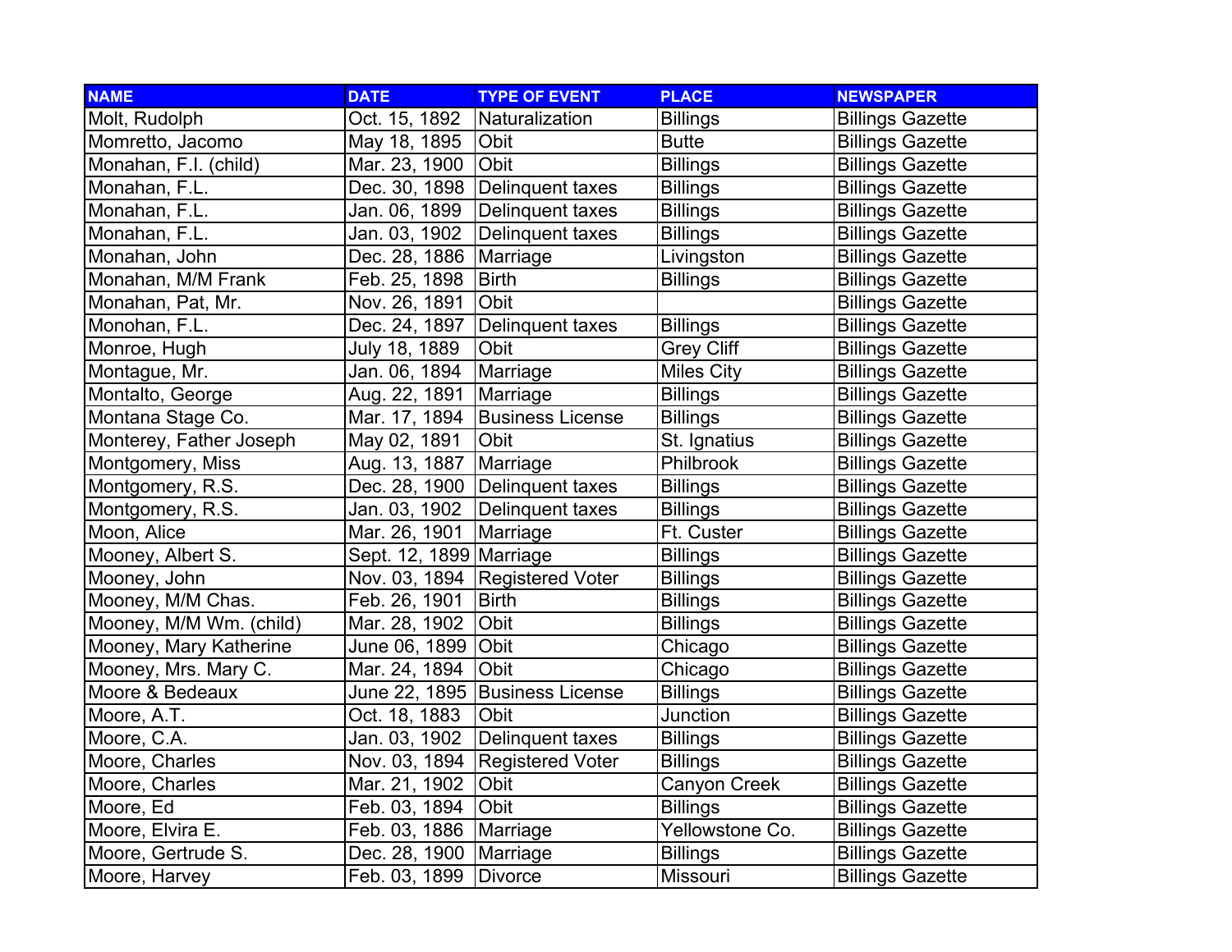| NAME | DATE | TYPE OF EVENT | PLACE | NEWSPAPER |
| --- | --- | --- | --- | --- |
| Molt, Rudolph | Oct. 15, 1892 | Naturalization | Billings | Billings Gazette |
| Momretto, Jacomo | May 18, 1895 | Obit | Butte | Billings Gazette |
| Monahan, F.l. (child) | Mar. 23, 1900 | Obit | Billings | Billings Gazette |
| Monahan, F.L. | Dec. 30, 1898 | Delinquent taxes | Billings | Billings Gazette |
| Monahan, F.L. | Jan. 06, 1899 | Delinquent taxes | Billings | Billings Gazette |
| Monahan, F.L. | Jan. 03, 1902 | Delinquent taxes | Billings | Billings Gazette |
| Monahan, John | Dec. 28, 1886 | Marriage | Livingston | Billings Gazette |
| Monahan, M/M Frank | Feb. 25, 1898 | Birth | Billings | Billings Gazette |
| Monahan, Pat, Mr. | Nov. 26, 1891 | Obit | | Billings Gazette |
| Monohan, F.L. | Dec. 24, 1897 | Delinquent taxes | Billings | Billings Gazette |
| Monroe, Hugh | July 18, 1889 | Obit | Grey Cliff | Billings Gazette |
| Montague, Mr. | Jan. 06, 1894 | Marriage | Miles City | Billings Gazette |
| Montalto, George | Aug. 22, 1891 | Marriage | Billings | Billings Gazette |
| Montana Stage Co. | Mar. 17, 1894 | Business License | Billings | Billings Gazette |
| Monterey, Father Joseph | May 02, 1891 | Obit | St. Ignatius | Billings Gazette |
| Montgomery, Miss | Aug. 13, 1887 | Marriage | Philbrook | Billings Gazette |
| Montgomery, R.S. | Dec. 28, 1900 | Delinquent taxes | Billings | Billings Gazette |
| Montgomery, R.S. | Jan. 03, 1902 | Delinquent taxes | Billings | Billings Gazette |
| Moon, Alice | Mar. 26, 1901 | Marriage | Ft. Custer | Billings Gazette |
| Mooney, Albert S. | Sept. 12, 1899 | Marriage | Billings | Billings Gazette |
| Mooney, John | Nov. 03, 1894 | Registered Voter | Billings | Billings Gazette |
| Mooney, M/M Chas. | Feb. 26, 1901 | Birth | Billings | Billings Gazette |
| Mooney, M/M Wm. (child) | Mar. 28, 1902 | Obit | Billings | Billings Gazette |
| Mooney, Mary Katherine | June 06, 1899 | Obit | Chicago | Billings Gazette |
| Mooney, Mrs. Mary C. | Mar. 24, 1894 | Obit | Chicago | Billings Gazette |
| Moore & Bedeaux | June 22, 1895 | Business License | Billings | Billings Gazette |
| Moore, A.T. | Oct. 18, 1883 | Obit | Junction | Billings Gazette |
| Moore, C.A. | Jan. 03, 1902 | Delinquent taxes | Billings | Billings Gazette |
| Moore, Charles | Nov. 03, 1894 | Registered Voter | Billings | Billings Gazette |
| Moore, Charles | Mar. 21, 1902 | Obit | Canyon Creek | Billings Gazette |
| Moore, Ed | Feb. 03, 1894 | Obit | Billings | Billings Gazette |
| Moore, Elvira E. | Feb. 03, 1886 | Marriage | Yellowstone Co. | Billings Gazette |
| Moore, Gertrude S. | Dec. 28, 1900 | Marriage | Billings | Billings Gazette |
| Moore, Harvey | Feb. 03, 1899 | Divorce | Missouri | Billings Gazette |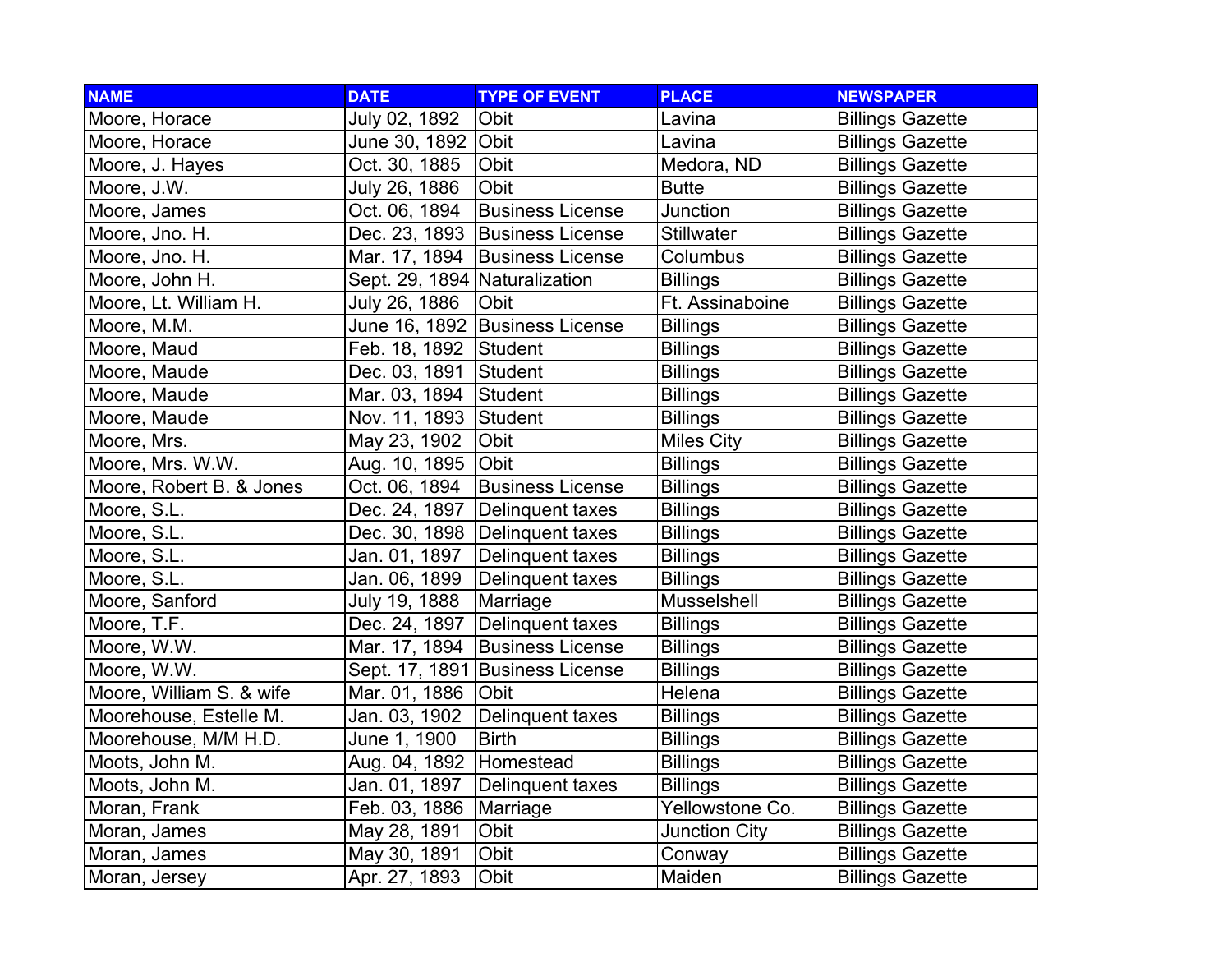| NAME | DATE | TYPE OF EVENT | PLACE | NEWSPAPER |
|---|---|---|---|---|
| Moore, Horace | July 02, 1892 | Obit | Lavina | Billings Gazette |
| Moore, Horace | June 30, 1892 | Obit | Lavina | Billings Gazette |
| Moore, J. Hayes | Oct. 30, 1885 | Obit | Medora, ND | Billings Gazette |
| Moore, J.W. | July 26, 1886 | Obit | Butte | Billings Gazette |
| Moore, James | Oct. 06, 1894 | Business License | Junction | Billings Gazette |
| Moore, Jno. H. | Dec. 23, 1893 | Business License | Stillwater | Billings Gazette |
| Moore, Jno. H. | Mar. 17, 1894 | Business License | Columbus | Billings Gazette |
| Moore, John H. | Sept. 29, 1894 | Naturalization | Billings | Billings Gazette |
| Moore, Lt. William H. | July 26, 1886 | Obit | Ft. Assinaboine | Billings Gazette |
| Moore, M.M. | June 16, 1892 | Business License | Billings | Billings Gazette |
| Moore, Maud | Feb. 18, 1892 | Student | Billings | Billings Gazette |
| Moore, Maude | Dec. 03, 1891 | Student | Billings | Billings Gazette |
| Moore, Maude | Mar. 03, 1894 | Student | Billings | Billings Gazette |
| Moore, Maude | Nov. 11, 1893 | Student | Billings | Billings Gazette |
| Moore, Mrs. | May 23, 1902 | Obit | Miles City | Billings Gazette |
| Moore, Mrs. W.W. | Aug. 10, 1895 | Obit | Billings | Billings Gazette |
| Moore, Robert B. & Jones | Oct. 06, 1894 | Business License | Billings | Billings Gazette |
| Moore, S.L. | Dec. 24, 1897 | Delinquent taxes | Billings | Billings Gazette |
| Moore, S.L. | Dec. 30, 1898 | Delinquent taxes | Billings | Billings Gazette |
| Moore, S.L. | Jan. 01, 1897 | Delinquent taxes | Billings | Billings Gazette |
| Moore, S.L. | Jan. 06, 1899 | Delinquent taxes | Billings | Billings Gazette |
| Moore, Sanford | July 19, 1888 | Marriage | Musselshell | Billings Gazette |
| Moore, T.F. | Dec. 24, 1897 | Delinquent taxes | Billings | Billings Gazette |
| Moore, W.W. | Mar. 17, 1894 | Business License | Billings | Billings Gazette |
| Moore, W.W. | Sept. 17, 1891 | Business License | Billings | Billings Gazette |
| Moore, William S. & wife | Mar. 01, 1886 | Obit | Helena | Billings Gazette |
| Moorehouse, Estelle M. | Jan. 03, 1902 | Delinquent taxes | Billings | Billings Gazette |
| Moorehouse, M/M H.D. | June 1, 1900 | Birth | Billings | Billings Gazette |
| Moots, John M. | Aug. 04, 1892 | Homestead | Billings | Billings Gazette |
| Moots, John M. | Jan. 01, 1897 | Delinquent taxes | Billings | Billings Gazette |
| Moran, Frank | Feb. 03, 1886 | Marriage | Yellowstone Co. | Billings Gazette |
| Moran, James | May 28, 1891 | Obit | Junction City | Billings Gazette |
| Moran, James | May 30, 1891 | Obit | Conway | Billings Gazette |
| Moran, Jersey | Apr. 27, 1893 | Obit | Maiden | Billings Gazette |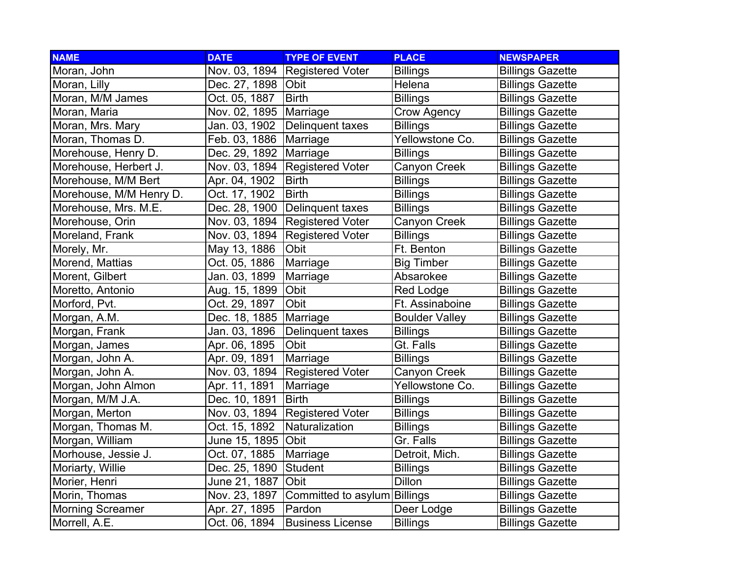| NAME | DATE | TYPE OF EVENT | PLACE | NEWSPAPER |
|---|---|---|---|---|
| Moran, John | Nov. 03, 1894 | Registered Voter | Billings | Billings Gazette |
| Moran, Lilly | Dec. 27, 1898 | Obit | Helena | Billings Gazette |
| Moran, M/M James | Oct. 05, 1887 | Birth | Billings | Billings Gazette |
| Moran, Maria | Nov. 02, 1895 | Marriage | Crow Agency | Billings Gazette |
| Moran, Mrs. Mary | Jan. 03, 1902 | Delinquent taxes | Billings | Billings Gazette |
| Moran, Thomas D. | Feb. 03, 1886 | Marriage | Yellowstone Co. | Billings Gazette |
| Morehouse, Henry D. | Dec. 29, 1892 | Marriage | Billings | Billings Gazette |
| Morehouse, Herbert J. | Nov. 03, 1894 | Registered Voter | Canyon Creek | Billings Gazette |
| Morehouse, M/M Bert | Apr. 04, 1902 | Birth | Billings | Billings Gazette |
| Morehouse, M/M Henry D. | Oct. 17, 1902 | Birth | Billings | Billings Gazette |
| Morehouse, Mrs. M.E. | Dec. 28, 1900 | Delinquent taxes | Billings | Billings Gazette |
| Morehouse, Orin | Nov. 03, 1894 | Registered Voter | Canyon Creek | Billings Gazette |
| Moreland, Frank | Nov. 03, 1894 | Registered Voter | Billings | Billings Gazette |
| Morely, Mr. | May 13, 1886 | Obit | Ft. Benton | Billings Gazette |
| Morend, Mattias | Oct. 05, 1886 | Marriage | Big Timber | Billings Gazette |
| Morent, Gilbert | Jan. 03, 1899 | Marriage | Absarokee | Billings Gazette |
| Moretto, Antonio | Aug. 15, 1899 | Obit | Red Lodge | Billings Gazette |
| Morford, Pvt. | Oct. 29, 1897 | Obit | Ft. Assinaboine | Billings Gazette |
| Morgan, A.M. | Dec. 18, 1885 | Marriage | Boulder Valley | Billings Gazette |
| Morgan, Frank | Jan. 03, 1896 | Delinquent taxes | Billings | Billings Gazette |
| Morgan, James | Apr. 06, 1895 | Obit | Gt. Falls | Billings Gazette |
| Morgan, John A. | Apr. 09, 1891 | Marriage | Billings | Billings Gazette |
| Morgan, John A. | Nov. 03, 1894 | Registered Voter | Canyon Creek | Billings Gazette |
| Morgan, John Almon | Apr. 11, 1891 | Marriage | Yellowstone Co. | Billings Gazette |
| Morgan, M/M J.A. | Dec. 10, 1891 | Birth | Billings | Billings Gazette |
| Morgan, Merton | Nov. 03, 1894 | Registered Voter | Billings | Billings Gazette |
| Morgan, Thomas M. | Oct. 15, 1892 | Naturalization | Billings | Billings Gazette |
| Morgan, William | June 15, 1895 | Obit | Gr. Falls | Billings Gazette |
| Morhouse, Jessie J. | Oct. 07, 1885 | Marriage | Detroit, Mich. | Billings Gazette |
| Moriarty, Willie | Dec. 25, 1890 | Student | Billings | Billings Gazette |
| Morier, Henri | June 21, 1887 | Obit | Dillon | Billings Gazette |
| Morin, Thomas | Nov. 23, 1897 | Committed to asylum | Billings | Billings Gazette |
| Morning Screamer | Apr. 27, 1895 | Pardon | Deer Lodge | Billings Gazette |
| Morrell, A.E. | Oct. 06, 1894 | Business License | Billings | Billings Gazette |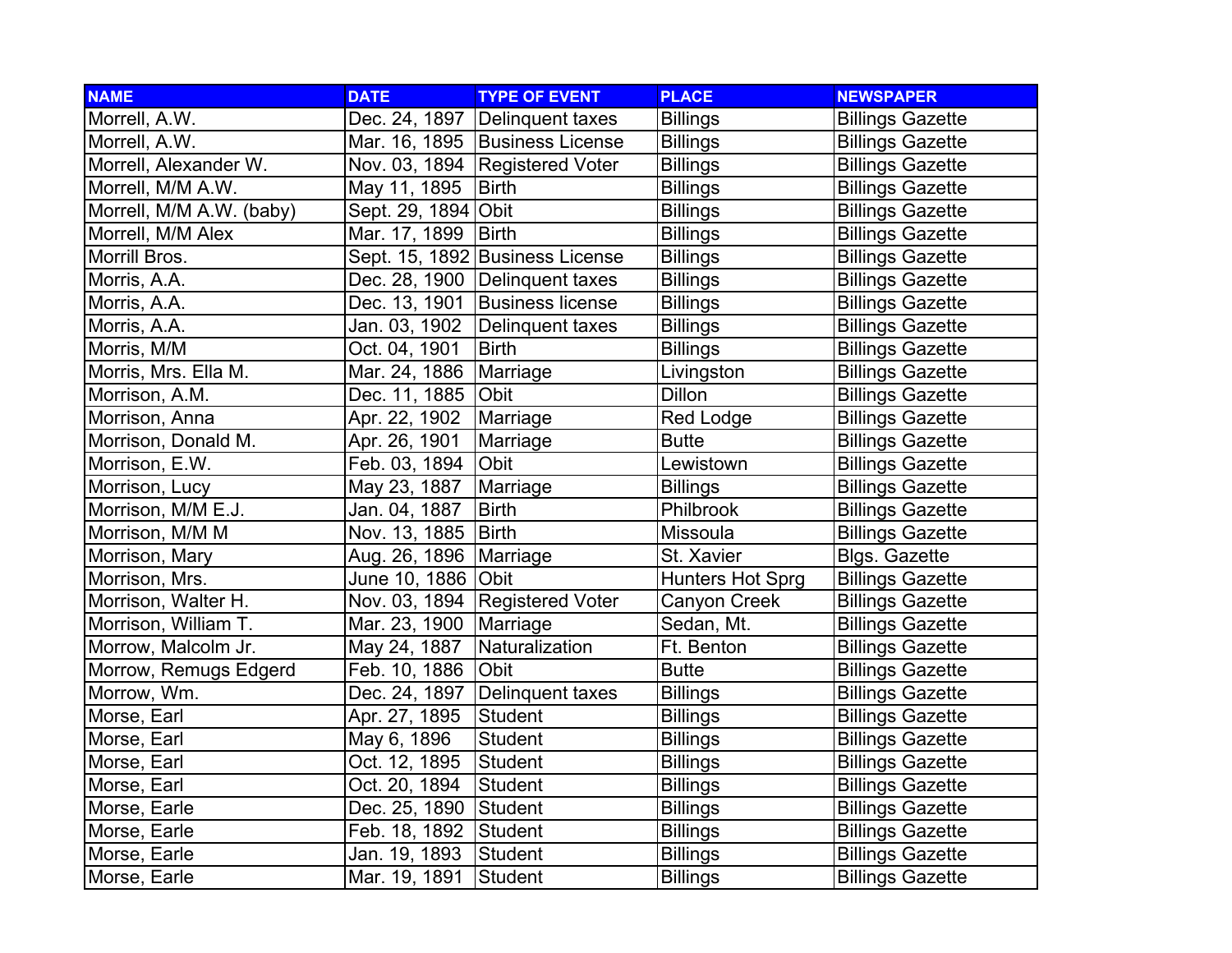| NAME | DATE | TYPE OF EVENT | PLACE | NEWSPAPER |
|---|---|---|---|---|
| Morrell, A.W. | Dec. 24, 1897 | Delinquent taxes | Billings | Billings Gazette |
| Morrell, A.W. | Mar. 16, 1895 | Business License | Billings | Billings Gazette |
| Morrell, Alexander W. | Nov. 03, 1894 | Registered Voter | Billings | Billings Gazette |
| Morrell, M/M A.W. | May 11, 1895 | Birth | Billings | Billings Gazette |
| Morrell, M/M A.W. (baby) | Sept. 29, 1894 | Obit | Billings | Billings Gazette |
| Morrell, M/M Alex | Mar. 17, 1899 | Birth | Billings | Billings Gazette |
| Morrill Bros. | Sept. 15, 1892 | Business License | Billings | Billings Gazette |
| Morris, A.A. | Dec. 28, 1900 | Delinquent taxes | Billings | Billings Gazette |
| Morris, A.A. | Dec. 13, 1901 | Business license | Billings | Billings Gazette |
| Morris, A.A. | Jan. 03, 1902 | Delinquent taxes | Billings | Billings Gazette |
| Morris, M/M | Oct. 04, 1901 | Birth | Billings | Billings Gazette |
| Morris, Mrs. Ella M. | Mar. 24, 1886 | Marriage | Livingston | Billings Gazette |
| Morrison, A.M. | Dec. 11, 1885 | Obit | Dillon | Billings Gazette |
| Morrison, Anna | Apr. 22, 1902 | Marriage | Red Lodge | Billings Gazette |
| Morrison, Donald M. | Apr. 26, 1901 | Marriage | Butte | Billings Gazette |
| Morrison, E.W. | Feb. 03, 1894 | Obit | Lewistown | Billings Gazette |
| Morrison, Lucy | May 23, 1887 | Marriage | Billings | Billings Gazette |
| Morrison, M/M E.J. | Jan. 04, 1887 | Birth | Philbrook | Billings Gazette |
| Morrison, M/M M | Nov. 13, 1885 | Birth | Missoula | Billings Gazette |
| Morrison, Mary | Aug. 26, 1896 | Marriage | St. Xavier | Blgs. Gazette |
| Morrison, Mrs. | June 10, 1886 | Obit | Hunters Hot Sprg | Billings Gazette |
| Morrison, Walter H. | Nov. 03, 1894 | Registered Voter | Canyon Creek | Billings Gazette |
| Morrison, William T. | Mar. 23, 1900 | Marriage | Sedan, Mt. | Billings Gazette |
| Morrow, Malcolm Jr. | May 24, 1887 | Naturalization | Ft. Benton | Billings Gazette |
| Morrow, Remugs Edgerd | Feb. 10, 1886 | Obit | Butte | Billings Gazette |
| Morrow, Wm. | Dec. 24, 1897 | Delinquent taxes | Billings | Billings Gazette |
| Morse, Earl | Apr. 27, 1895 | Student | Billings | Billings Gazette |
| Morse, Earl | May 6, 1896 | Student | Billings | Billings Gazette |
| Morse, Earl | Oct. 12, 1895 | Student | Billings | Billings Gazette |
| Morse, Earl | Oct. 20, 1894 | Student | Billings | Billings Gazette |
| Morse, Earle | Dec. 25, 1890 | Student | Billings | Billings Gazette |
| Morse, Earle | Feb. 18, 1892 | Student | Billings | Billings Gazette |
| Morse, Earle | Jan. 19, 1893 | Student | Billings | Billings Gazette |
| Morse, Earle | Mar. 19, 1891 | Student | Billings | Billings Gazette |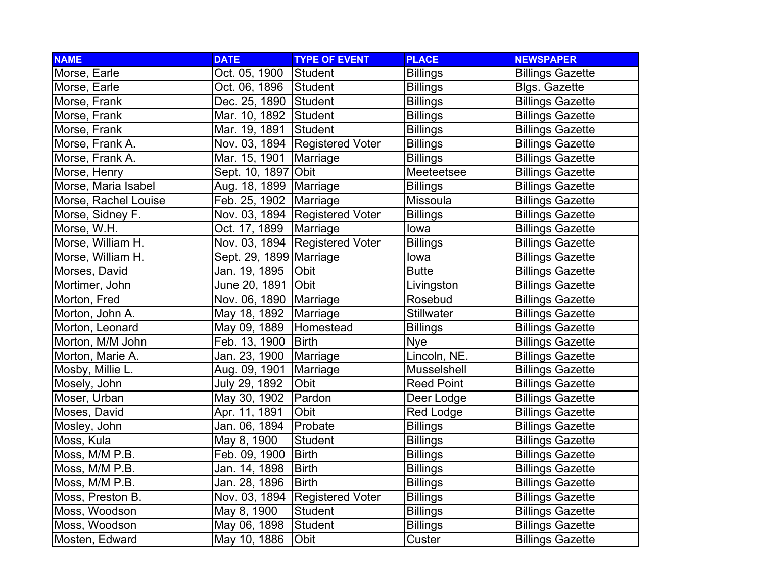| NAME | DATE | TYPE OF EVENT | PLACE | NEWSPAPER |
|---|---|---|---|---|
| Morse, Earle | Oct. 05, 1900 | Student | Billings | Billings Gazette |
| Morse, Earle | Oct. 06, 1896 | Student | Billings | Blgs. Gazette |
| Morse, Frank | Dec. 25, 1890 | Student | Billings | Billings Gazette |
| Morse, Frank | Mar. 10, 1892 | Student | Billings | Billings Gazette |
| Morse, Frank | Mar. 19, 1891 | Student | Billings | Billings Gazette |
| Morse, Frank A. | Nov. 03, 1894 | Registered Voter | Billings | Billings Gazette |
| Morse, Frank A. | Mar. 15, 1901 | Marriage | Billings | Billings Gazette |
| Morse, Henry | Sept. 10, 1897 | Obit | Meeteetsee | Billings Gazette |
| Morse, Maria Isabel | Aug. 18, 1899 | Marriage | Billings | Billings Gazette |
| Morse, Rachel Louise | Feb. 25, 1902 | Marriage | Missoula | Billings Gazette |
| Morse, Sidney F. | Nov. 03, 1894 | Registered Voter | Billings | Billings Gazette |
| Morse, W.H. | Oct. 17, 1899 | Marriage | Iowa | Billings Gazette |
| Morse, William H. | Nov. 03, 1894 | Registered Voter | Billings | Billings Gazette |
| Morse, William H. | Sept. 29, 1899 | Marriage | Iowa | Billings Gazette |
| Morses, David | Jan. 19, 1895 | Obit | Butte | Billings Gazette |
| Mortimer, John | June 20, 1891 | Obit | Livingston | Billings Gazette |
| Morton, Fred | Nov. 06, 1890 | Marriage | Rosebud | Billings Gazette |
| Morton, John A. | May 18, 1892 | Marriage | Stillwater | Billings Gazette |
| Morton, Leonard | May 09, 1889 | Homestead | Billings | Billings Gazette |
| Morton, M/M John | Feb. 13, 1900 | Birth | Nye | Billings Gazette |
| Morton, Marie A. | Jan. 23, 1900 | Marriage | Lincoln, NE. | Billings Gazette |
| Mosby, Millie L. | Aug. 09, 1901 | Marriage | Musselshell | Billings Gazette |
| Mosely, John | July 29, 1892 | Obit | Reed Point | Billings Gazette |
| Moser, Urban | May 30, 1902 | Pardon | Deer Lodge | Billings Gazette |
| Moses, David | Apr. 11, 1891 | Obit | Red Lodge | Billings Gazette |
| Mosley, John | Jan. 06, 1894 | Probate | Billings | Billings Gazette |
| Moss, Kula | May 8, 1900 | Student | Billings | Billings Gazette |
| Moss, M/M P.B. | Feb. 09, 1900 | Birth | Billings | Billings Gazette |
| Moss, M/M P.B. | Jan. 14, 1898 | Birth | Billings | Billings Gazette |
| Moss, M/M P.B. | Jan. 28, 1896 | Birth | Billings | Billings Gazette |
| Moss, Preston B. | Nov. 03, 1894 | Registered Voter | Billings | Billings Gazette |
| Moss, Woodson | May 8, 1900 | Student | Billings | Billings Gazette |
| Moss, Woodson | May 06, 1898 | Student | Billings | Billings Gazette |
| Mosten, Edward | May 10, 1886 | Obit | Custer | Billings Gazette |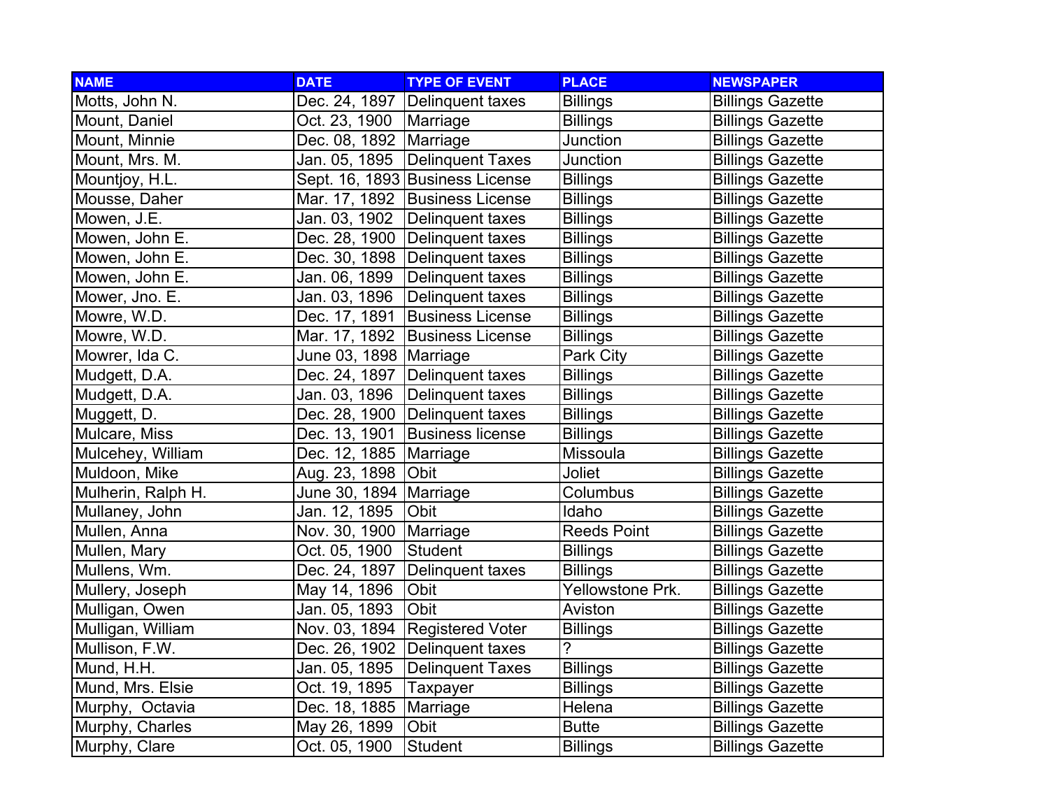| NAME | DATE | TYPE OF EVENT | PLACE | NEWSPAPER |
| --- | --- | --- | --- | --- |
| Motts, John N. | Dec. 24, 1897 | Delinquent taxes | Billings | Billings Gazette |
| Mount, Daniel | Oct. 23, 1900 | Marriage | Billings | Billings Gazette |
| Mount, Minnie | Dec. 08, 1892 | Marriage | Junction | Billings Gazette |
| Mount, Mrs. M. | Jan. 05, 1895 | Delinquent Taxes | Junction | Billings Gazette |
| Mountjoy, H.L. | Sept. 16, 1893 | Business License | Billings | Billings Gazette |
| Mousse, Daher | Mar. 17, 1892 | Business License | Billings | Billings Gazette |
| Mowen, J.E. | Jan. 03, 1902 | Delinquent taxes | Billings | Billings Gazette |
| Mowen, John E. | Dec. 28, 1900 | Delinquent taxes | Billings | Billings Gazette |
| Mowen, John E. | Dec. 30, 1898 | Delinquent taxes | Billings | Billings Gazette |
| Mowen, John E. | Jan. 06, 1899 | Delinquent taxes | Billings | Billings Gazette |
| Mower, Jno. E. | Jan. 03, 1896 | Delinquent taxes | Billings | Billings Gazette |
| Mowre, W.D. | Dec. 17, 1891 | Business License | Billings | Billings Gazette |
| Mowre, W.D. | Mar. 17, 1892 | Business License | Billings | Billings Gazette |
| Mowrer, Ida C. | June 03, 1898 | Marriage | Park City | Billings Gazette |
| Mudgett, D.A. | Dec. 24, 1897 | Delinquent taxes | Billings | Billings Gazette |
| Mudgett, D.A. | Jan. 03, 1896 | Delinquent taxes | Billings | Billings Gazette |
| Muggett, D. | Dec. 28, 1900 | Delinquent taxes | Billings | Billings Gazette |
| Mulcare, Miss | Dec. 13, 1901 | Business license | Billings | Billings Gazette |
| Mulcehey, William | Dec. 12, 1885 | Marriage | Missoula | Billings Gazette |
| Muldoon, Mike | Aug. 23, 1898 | Obit | Joliet | Billings Gazette |
| Mulherin, Ralph H. | June 30, 1894 | Marriage | Columbus | Billings Gazette |
| Mullaney, John | Jan. 12, 1895 | Obit | Idaho | Billings Gazette |
| Mullen, Anna | Nov. 30, 1900 | Marriage | Reeds Point | Billings Gazette |
| Mullen, Mary | Oct. 05, 1900 | Student | Billings | Billings Gazette |
| Mullens, Wm. | Dec. 24, 1897 | Delinquent taxes | Billings | Billings Gazette |
| Mullery, Joseph | May 14, 1896 | Obit | Yellowstone Prk. | Billings Gazette |
| Mulligan, Owen | Jan. 05, 1893 | Obit | Aviston | Billings Gazette |
| Mulligan, William | Nov. 03, 1894 | Registered Voter | Billings | Billings Gazette |
| Mullison, F.W. | Dec. 26, 1902 | Delinquent taxes | ? | Billings Gazette |
| Mund, H.H. | Jan. 05, 1895 | Delinquent Taxes | Billings | Billings Gazette |
| Mund, Mrs. Elsie | Oct. 19, 1895 | Taxpayer | Billings | Billings Gazette |
| Murphy, Octavia | Dec. 18, 1885 | Marriage | Helena | Billings Gazette |
| Murphy, Charles | May 26, 1899 | Obit | Butte | Billings Gazette |
| Murphy, Clare | Oct. 05, 1900 | Student | Billings | Billings Gazette |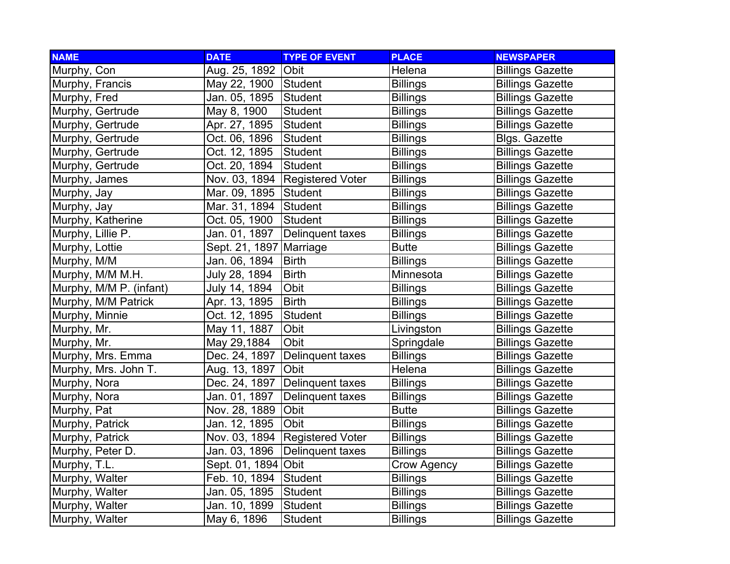| NAME | DATE | TYPE OF EVENT | PLACE | NEWSPAPER |
|---|---|---|---|---|
| Murphy, Con | Aug. 25, 1892 | Obit | Helena | Billings Gazette |
| Murphy, Francis | May 22, 1900 | Student | Billings | Billings Gazette |
| Murphy, Fred | Jan. 05, 1895 | Student | Billings | Billings Gazette |
| Murphy, Gertrude | May 8, 1900 | Student | Billings | Billings Gazette |
| Murphy, Gertrude | Apr. 27, 1895 | Student | Billings | Billings Gazette |
| Murphy, Gertrude | Oct. 06, 1896 | Student | Billings | Blgs. Gazette |
| Murphy, Gertrude | Oct. 12, 1895 | Student | Billings | Billings Gazette |
| Murphy, Gertrude | Oct. 20, 1894 | Student | Billings | Billings Gazette |
| Murphy, James | Nov. 03, 1894 | Registered Voter | Billings | Billings Gazette |
| Murphy, Jay | Mar. 09, 1895 | Student | Billings | Billings Gazette |
| Murphy, Jay | Mar. 31, 1894 | Student | Billings | Billings Gazette |
| Murphy, Katherine | Oct. 05, 1900 | Student | Billings | Billings Gazette |
| Murphy, Lillie P. | Jan. 01, 1897 | Delinquent taxes | Billings | Billings Gazette |
| Murphy, Lottie | Sept. 21, 1897 | Marriage | Butte | Billings Gazette |
| Murphy, M/M | Jan. 06, 1894 | Birth | Billings | Billings Gazette |
| Murphy, M/M M.H. | July 28, 1894 | Birth | Minnesota | Billings Gazette |
| Murphy, M/M P. (infant) | July 14, 1894 | Obit | Billings | Billings Gazette |
| Murphy, M/M Patrick | Apr. 13, 1895 | Birth | Billings | Billings Gazette |
| Murphy, Minnie | Oct. 12, 1895 | Student | Billings | Billings Gazette |
| Murphy, Mr. | May 11, 1887 | Obit | Livingston | Billings Gazette |
| Murphy, Mr. | May 29,1884 | Obit | Springdale | Billings Gazette |
| Murphy, Mrs. Emma | Dec. 24, 1897 | Delinquent taxes | Billings | Billings Gazette |
| Murphy, Mrs. John T. | Aug. 13, 1897 | Obit | Helena | Billings Gazette |
| Murphy, Nora | Dec. 24, 1897 | Delinquent taxes | Billings | Billings Gazette |
| Murphy, Nora | Jan. 01, 1897 | Delinquent taxes | Billings | Billings Gazette |
| Murphy, Pat | Nov. 28, 1889 | Obit | Butte | Billings Gazette |
| Murphy, Patrick | Jan. 12, 1895 | Obit | Billings | Billings Gazette |
| Murphy, Patrick | Nov. 03, 1894 | Registered Voter | Billings | Billings Gazette |
| Murphy, Peter D. | Jan. 03, 1896 | Delinquent taxes | Billings | Billings Gazette |
| Murphy, T.L. | Sept. 01, 1894 | Obit | Crow Agency | Billings Gazette |
| Murphy, Walter | Feb. 10, 1894 | Student | Billings | Billings Gazette |
| Murphy, Walter | Jan. 05, 1895 | Student | Billings | Billings Gazette |
| Murphy, Walter | Jan. 10, 1899 | Student | Billings | Billings Gazette |
| Murphy, Walter | May 6, 1896 | Student | Billings | Billings Gazette |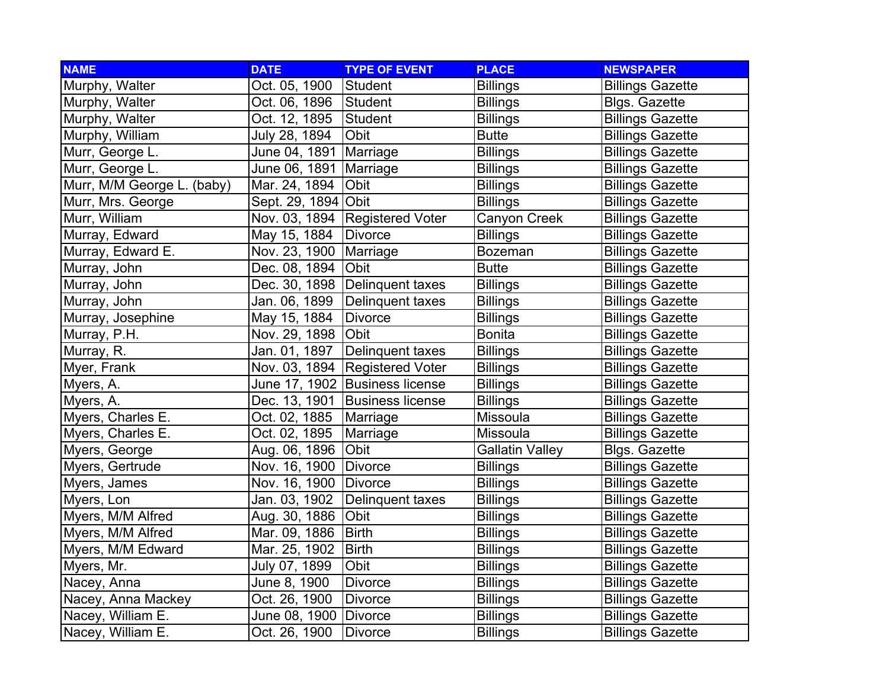| NAME | DATE | TYPE OF EVENT | PLACE | NEWSPAPER |
|---|---|---|---|---|
| Murphy, Walter | Oct. 05, 1900 | Student | Billings | Billings Gazette |
| Murphy, Walter | Oct. 06, 1896 | Student | Billings | Blgs. Gazette |
| Murphy, Walter | Oct. 12, 1895 | Student | Billings | Billings Gazette |
| Murphy, William | July 28, 1894 | Obit | Butte | Billings Gazette |
| Murr, George L. | June 04, 1891 | Marriage | Billings | Billings Gazette |
| Murr, George L. | June 06, 1891 | Marriage | Billings | Billings Gazette |
| Murr, M/M George L. (baby) | Mar. 24, 1894 | Obit | Billings | Billings Gazette |
| Murr, Mrs. George | Sept. 29, 1894 | Obit | Billings | Billings Gazette |
| Murr, William | Nov. 03, 1894 | Registered Voter | Canyon Creek | Billings Gazette |
| Murray, Edward | May 15, 1884 | Divorce | Billings | Billings Gazette |
| Murray, Edward E. | Nov. 23, 1900 | Marriage | Bozeman | Billings Gazette |
| Murray, John | Dec. 08, 1894 | Obit | Butte | Billings Gazette |
| Murray, John | Dec. 30, 1898 | Delinquent taxes | Billings | Billings Gazette |
| Murray, John | Jan. 06, 1899 | Delinquent taxes | Billings | Billings Gazette |
| Murray, Josephine | May 15, 1884 | Divorce | Billings | Billings Gazette |
| Murray, P.H. | Nov. 29, 1898 | Obit | Bonita | Billings Gazette |
| Murray, R. | Jan. 01, 1897 | Delinquent taxes | Billings | Billings Gazette |
| Myer, Frank | Nov. 03, 1894 | Registered Voter | Billings | Billings Gazette |
| Myers, A. | June 17, 1902 | Business license | Billings | Billings Gazette |
| Myers, A. | Dec. 13, 1901 | Business license | Billings | Billings Gazette |
| Myers, Charles E. | Oct. 02, 1885 | Marriage | Missoula | Billings Gazette |
| Myers, Charles E. | Oct. 02, 1895 | Marriage | Missoula | Billings Gazette |
| Myers, George | Aug. 06, 1896 | Obit | Gallatin Valley | Blgs. Gazette |
| Myers, Gertrude | Nov. 16, 1900 | Divorce | Billings | Billings Gazette |
| Myers, James | Nov. 16, 1900 | Divorce | Billings | Billings Gazette |
| Myers, Lon | Jan. 03, 1902 | Delinquent taxes | Billings | Billings Gazette |
| Myers, M/M Alfred | Aug. 30, 1886 | Obit | Billings | Billings Gazette |
| Myers, M/M Alfred | Mar. 09, 1886 | Birth | Billings | Billings Gazette |
| Myers, M/M Edward | Mar. 25, 1902 | Birth | Billings | Billings Gazette |
| Myers, Mr. | July 07, 1899 | Obit | Billings | Billings Gazette |
| Nacey, Anna | June 8, 1900 | Divorce | Billings | Billings Gazette |
| Nacey, Anna Mackey | Oct. 26, 1900 | Divorce | Billings | Billings Gazette |
| Nacey, William E. | June 08, 1900 | Divorce | Billings | Billings Gazette |
| Nacey, William E. | Oct. 26, 1900 | Divorce | Billings | Billings Gazette |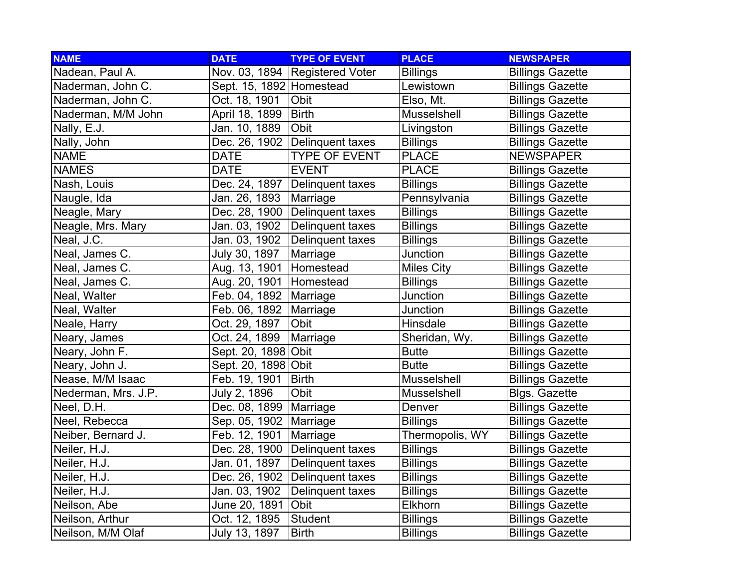| NAME | DATE | TYPE OF EVENT | PLACE | NEWSPAPER |
|---|---|---|---|---|
| Nadean, Paul A. | Nov. 03, 1894 | Registered Voter | Billings | Billings Gazette |
| Naderman, John C. | Sept. 15, 1892 | Homestead | Lewistown | Billings Gazette |
| Naderman, John C. | Oct. 18, 1901 | Obit | Elso, Mt. | Billings Gazette |
| Naderman, M/M John | April 18, 1899 | Birth | Musselshell | Billings Gazette |
| Nally, E.J. | Jan. 10, 1889 | Obit | Livingston | Billings Gazette |
| Nally, John | Dec. 26, 1902 | Delinquent taxes | Billings | Billings Gazette |
| NAME | DATE | TYPE OF EVENT | PLACE | NEWSPAPER |
| NAMES | DATE | EVENT | PLACE | Billings Gazette |
| Nash, Louis | Dec. 24, 1897 | Delinquent taxes | Billings | Billings Gazette |
| Naugle, Ida | Jan. 26, 1893 | Marriage | Pennsylvania | Billings Gazette |
| Neagle, Mary | Dec. 28, 1900 | Delinquent taxes | Billings | Billings Gazette |
| Neagle, Mrs. Mary | Jan. 03, 1902 | Delinquent taxes | Billings | Billings Gazette |
| Neal, J.C. | Jan. 03, 1902 | Delinquent taxes | Billings | Billings Gazette |
| Neal, James C. | July 30, 1897 | Marriage | Junction | Billings Gazette |
| Neal, James C. | Aug. 13, 1901 | Homestead | Miles City | Billings Gazette |
| Neal, James C. | Aug. 20, 1901 | Homestead | Billings | Billings Gazette |
| Neal, Walter | Feb. 04, 1892 | Marriage | Junction | Billings Gazette |
| Neal, Walter | Feb. 06, 1892 | Marriage | Junction | Billings Gazette |
| Neale, Harry | Oct. 29, 1897 | Obit | Hinsdale | Billings Gazette |
| Neary, James | Oct. 24, 1899 | Marriage | Sheridan, Wy. | Billings Gazette |
| Neary, John F. | Sept. 20, 1898 | Obit | Butte | Billings Gazette |
| Neary, John J. | Sept. 20, 1898 | Obit | Butte | Billings Gazette |
| Nease, M/M Isaac | Feb. 19, 1901 | Birth | Musselshell | Billings Gazette |
| Nederman, Mrs. J.P. | July 2, 1896 | Obit | Musselshell | Blgs. Gazette |
| Neel, D.H. | Dec. 08, 1899 | Marriage | Denver | Billings Gazette |
| Neel, Rebecca | Sep. 05, 1902 | Marriage | Billings | Billings Gazette |
| Neiber, Bernard J. | Feb. 12, 1901 | Marriage | Thermopolis, WY | Billings Gazette |
| Neiler, H.J. | Dec. 28, 1900 | Delinquent taxes | Billings | Billings Gazette |
| Neiler, H.J. | Jan. 01, 1897 | Delinquent taxes | Billings | Billings Gazette |
| Neiler, H.J. | Dec. 26, 1902 | Delinquent taxes | Billings | Billings Gazette |
| Neiler, H.J. | Jan. 03, 1902 | Delinquent taxes | Billings | Billings Gazette |
| Neilson, Abe | June 20, 1891 | Obit | Elkhorn | Billings Gazette |
| Neilson, Arthur | Oct. 12, 1895 | Student | Billings | Billings Gazette |
| Neilson, M/M Olaf | July 13, 1897 | Birth | Billings | Billings Gazette |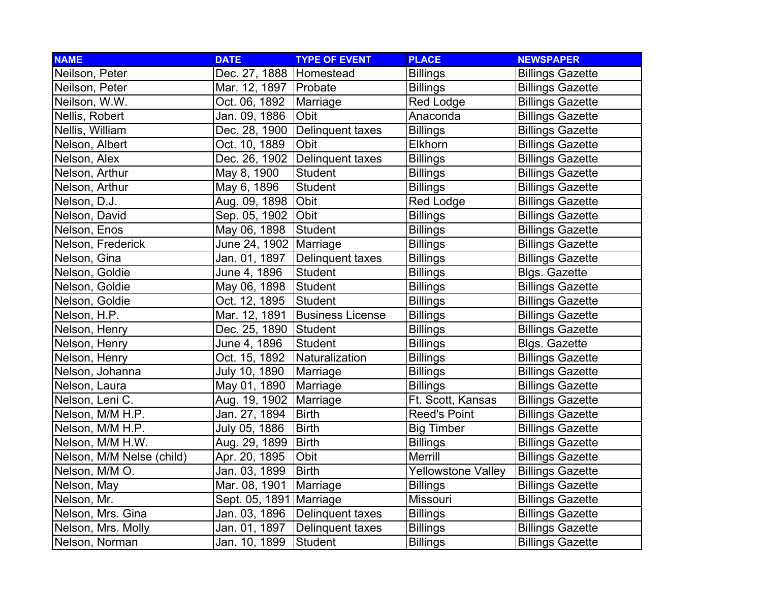| NAME | DATE | TYPE OF EVENT | PLACE | NEWSPAPER |
|---|---|---|---|---|
| Neilson, Peter | Dec. 27, 1888 | Homestead | Billings | Billings Gazette |
| Neilson, Peter | Mar. 12, 1897 | Probate | Billings | Billings Gazette |
| Neilson, W.W. | Oct. 06, 1892 | Marriage | Red Lodge | Billings Gazette |
| Nellis, Robert | Jan. 09, 1886 | Obit | Anaconda | Billings Gazette |
| Nellis, William | Dec. 28, 1900 | Delinquent taxes | Billings | Billings Gazette |
| Nelson, Albert | Oct. 10, 1889 | Obit | Elkhorn | Billings Gazette |
| Nelson, Alex | Dec. 26, 1902 | Delinquent taxes | Billings | Billings Gazette |
| Nelson, Arthur | May 8, 1900 | Student | Billings | Billings Gazette |
| Nelson, Arthur | May 6, 1896 | Student | Billings | Billings Gazette |
| Nelson, D.J. | Aug. 09, 1898 | Obit | Red Lodge | Billings Gazette |
| Nelson, David | Sep. 05, 1902 | Obit | Billings | Billings Gazette |
| Nelson, Enos | May 06, 1898 | Student | Billings | Billings Gazette |
| Nelson, Frederick | June 24, 1902 | Marriage | Billings | Billings Gazette |
| Nelson, Gina | Jan. 01, 1897 | Delinquent taxes | Billings | Billings Gazette |
| Nelson, Goldie | June 4, 1896 | Student | Billings | Blgs. Gazette |
| Nelson, Goldie | May 06, 1898 | Student | Billings | Billings Gazette |
| Nelson, Goldie | Oct. 12, 1895 | Student | Billings | Billings Gazette |
| Nelson, H.P. | Mar. 12, 1891 | Business License | Billings | Billings Gazette |
| Nelson, Henry | Dec. 25, 1890 | Student | Billings | Billings Gazette |
| Nelson, Henry | June 4, 1896 | Student | Billings | Blgs. Gazette |
| Nelson, Henry | Oct. 15, 1892 | Naturalization | Billings | Billings Gazette |
| Nelson, Johanna | July 10, 1890 | Marriage | Billings | Billings Gazette |
| Nelson, Laura | May 01, 1890 | Marriage | Billings | Billings Gazette |
| Nelson, Leni C. | Aug. 19, 1902 | Marriage | Ft. Scott, Kansas | Billings Gazette |
| Nelson, M/M H.P. | Jan. 27, 1894 | Birth | Reed's Point | Billings Gazette |
| Nelson, M/M H.P. | July 05, 1886 | Birth | Big Timber | Billings Gazette |
| Nelson, M/M H.W. | Aug. 29, 1899 | Birth | Billings | Billings Gazette |
| Nelson, M/M Nelse (child) | Apr. 20, 1895 | Obit | Merrill | Billings Gazette |
| Nelson, M/M O. | Jan. 03, 1899 | Birth | Yellowstone Valley | Billings Gazette |
| Nelson, May | Mar. 08, 1901 | Marriage | Billings | Billings Gazette |
| Nelson, Mr. | Sept. 05, 1891 | Marriage | Missouri | Billings Gazette |
| Nelson, Mrs. Gina | Jan. 03, 1896 | Delinquent taxes | Billings | Billings Gazette |
| Nelson, Mrs. Molly | Jan. 01, 1897 | Delinquent taxes | Billings | Billings Gazette |
| Nelson, Norman | Jan. 10, 1899 | Student | Billings | Billings Gazette |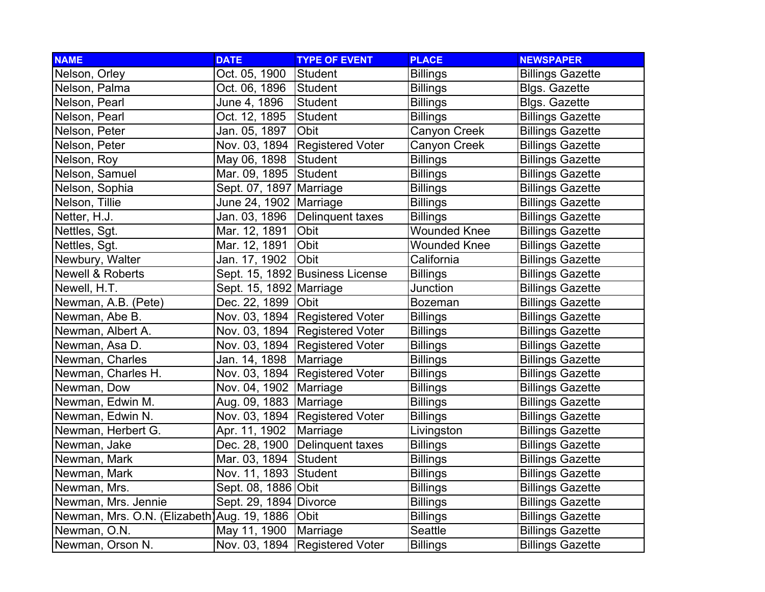| NAME | DATE | TYPE OF EVENT | PLACE | NEWSPAPER |
|---|---|---|---|---|
| Nelson, Orley | Oct. 05, 1900 | Student | Billings | Billings Gazette |
| Nelson, Palma | Oct. 06, 1896 | Student | Billings | Blgs. Gazette |
| Nelson, Pearl | June 4, 1896 | Student | Billings | Blgs. Gazette |
| Nelson, Pearl | Oct. 12, 1895 | Student | Billings | Billings Gazette |
| Nelson, Peter | Jan. 05, 1897 | Obit | Canyon Creek | Billings Gazette |
| Nelson, Peter | Nov. 03, 1894 | Registered Voter | Canyon Creek | Billings Gazette |
| Nelson, Roy | May 06, 1898 | Student | Billings | Billings Gazette |
| Nelson, Samuel | Mar. 09, 1895 | Student | Billings | Billings Gazette |
| Nelson, Sophia | Sept. 07, 1897 | Marriage | Billings | Billings Gazette |
| Nelson, Tillie | June 24, 1902 | Marriage | Billings | Billings Gazette |
| Netter, H.J. | Jan. 03, 1896 | Delinquent taxes | Billings | Billings Gazette |
| Nettles, Sgt. | Mar. 12, 1891 | Obit | Wounded Knee | Billings Gazette |
| Nettles, Sgt. | Mar. 12, 1891 | Obit | Wounded Knee | Billings Gazette |
| Newbury, Walter | Jan. 17, 1902 | Obit | California | Billings Gazette |
| Newell & Roberts | Sept. 15, 1892 | Business License | Billings | Billings Gazette |
| Newell, H.T. | Sept. 15, 1892 | Marriage | Junction | Billings Gazette |
| Newman, A.B. (Pete) | Dec. 22, 1899 | Obit | Bozeman | Billings Gazette |
| Newman, Abe B. | Nov. 03, 1894 | Registered Voter | Billings | Billings Gazette |
| Newman, Albert A. | Nov. 03, 1894 | Registered Voter | Billings | Billings Gazette |
| Newman, Asa D. | Nov. 03, 1894 | Registered Voter | Billings | Billings Gazette |
| Newman, Charles | Jan. 14, 1898 | Marriage | Billings | Billings Gazette |
| Newman, Charles H. | Nov. 03, 1894 | Registered Voter | Billings | Billings Gazette |
| Newman, Dow | Nov. 04, 1902 | Marriage | Billings | Billings Gazette |
| Newman, Edwin M. | Aug. 09, 1883 | Marriage | Billings | Billings Gazette |
| Newman, Edwin N. | Nov. 03, 1894 | Registered Voter | Billings | Billings Gazette |
| Newman, Herbert G. | Apr. 11, 1902 | Marriage | Livingston | Billings Gazette |
| Newman, Jake | Dec. 28, 1900 | Delinquent taxes | Billings | Billings Gazette |
| Newman, Mark | Mar. 03, 1894 | Student | Billings | Billings Gazette |
| Newman, Mark | Nov. 11, 1893 | Student | Billings | Billings Gazette |
| Newman, Mrs. | Sept. 08, 1886 | Obit | Billings | Billings Gazette |
| Newman, Mrs. Jennie | Sept. 29, 1894 | Divorce | Billings | Billings Gazette |
| Newman, Mrs. O.N. (Elizabeth) | Aug. 19, 1886 | Obit | Billings | Billings Gazette |
| Newman, O.N. | May 11, 1900 | Marriage | Seattle | Billings Gazette |
| Newman, Orson N. | Nov. 03, 1894 | Registered Voter | Billings | Billings Gazette |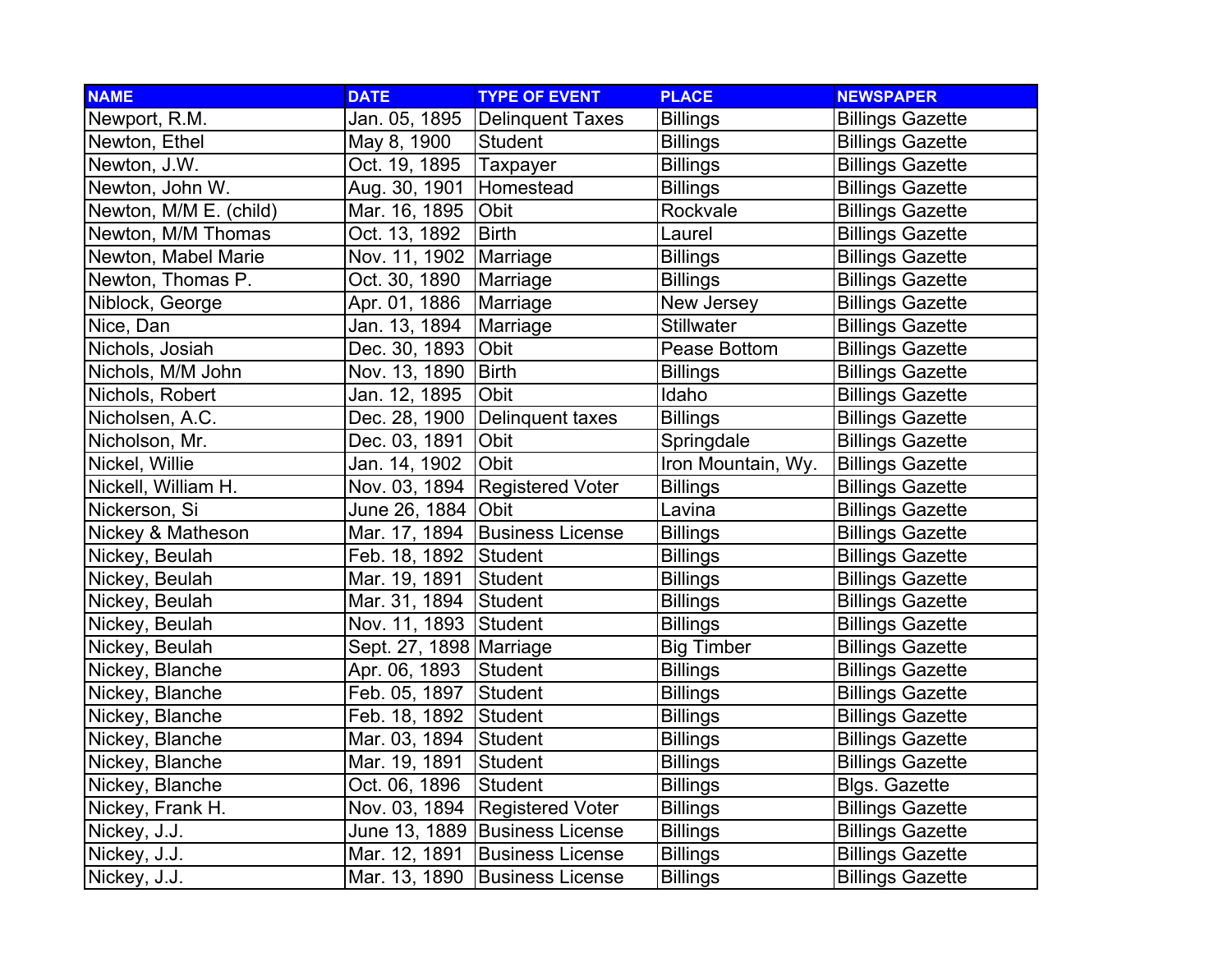| NAME | DATE | TYPE OF EVENT | PLACE | NEWSPAPER |
| --- | --- | --- | --- | --- |
| Newport, R.M. | Jan. 05, 1895 | Delinquent Taxes | Billings | Billings Gazette |
| Newton, Ethel | May 8, 1900 | Student | Billings | Billings Gazette |
| Newton, J.W. | Oct. 19, 1895 | Taxpayer | Billings | Billings Gazette |
| Newton, John W. | Aug. 30, 1901 | Homestead | Billings | Billings Gazette |
| Newton, M/M E. (child) | Mar. 16, 1895 | Obit | Rockvale | Billings Gazette |
| Newton, M/M Thomas | Oct. 13, 1892 | Birth | Laurel | Billings Gazette |
| Newton, Mabel Marie | Nov. 11, 1902 | Marriage | Billings | Billings Gazette |
| Newton, Thomas P. | Oct. 30, 1890 | Marriage | Billings | Billings Gazette |
| Niblock, George | Apr. 01, 1886 | Marriage | New Jersey | Billings Gazette |
| Nice, Dan | Jan. 13, 1894 | Marriage | Stillwater | Billings Gazette |
| Nichols, Josiah | Dec. 30, 1893 | Obit | Pease Bottom | Billings Gazette |
| Nichols, M/M John | Nov. 13, 1890 | Birth | Billings | Billings Gazette |
| Nichols, Robert | Jan. 12, 1895 | Obit | Idaho | Billings Gazette |
| Nicholsen, A.C. | Dec. 28, 1900 | Delinquent taxes | Billings | Billings Gazette |
| Nicholson, Mr. | Dec. 03, 1891 | Obit | Springdale | Billings Gazette |
| Nickel, Willie | Jan. 14, 1902 | Obit | Iron Mountain, Wy. | Billings Gazette |
| Nickell, William H. | Nov. 03, 1894 | Registered Voter | Billings | Billings Gazette |
| Nickerson, Si | June 26, 1884 | Obit | Lavina | Billings Gazette |
| Nickey & Matheson | Mar. 17, 1894 | Business License | Billings | Billings Gazette |
| Nickey, Beulah | Feb. 18, 1892 | Student | Billings | Billings Gazette |
| Nickey, Beulah | Mar. 19, 1891 | Student | Billings | Billings Gazette |
| Nickey, Beulah | Mar. 31, 1894 | Student | Billings | Billings Gazette |
| Nickey, Beulah | Nov. 11, 1893 | Student | Billings | Billings Gazette |
| Nickey, Beulah | Sept. 27, 1898 | Marriage | Big Timber | Billings Gazette |
| Nickey, Blanche | Apr. 06, 1893 | Student | Billings | Billings Gazette |
| Nickey, Blanche | Feb. 05, 1897 | Student | Billings | Billings Gazette |
| Nickey, Blanche | Feb. 18, 1892 | Student | Billings | Billings Gazette |
| Nickey, Blanche | Mar. 03, 1894 | Student | Billings | Billings Gazette |
| Nickey, Blanche | Mar. 19, 1891 | Student | Billings | Billings Gazette |
| Nickey, Blanche | Oct. 06, 1896 | Student | Billings | Blgs. Gazette |
| Nickey, Frank H. | Nov. 03, 1894 | Registered Voter | Billings | Billings Gazette |
| Nickey, J.J. | June 13, 1889 | Business License | Billings | Billings Gazette |
| Nickey, J.J. | Mar. 12, 1891 | Business License | Billings | Billings Gazette |
| Nickey, J.J. | Mar. 13, 1890 | Business License | Billings | Billings Gazette |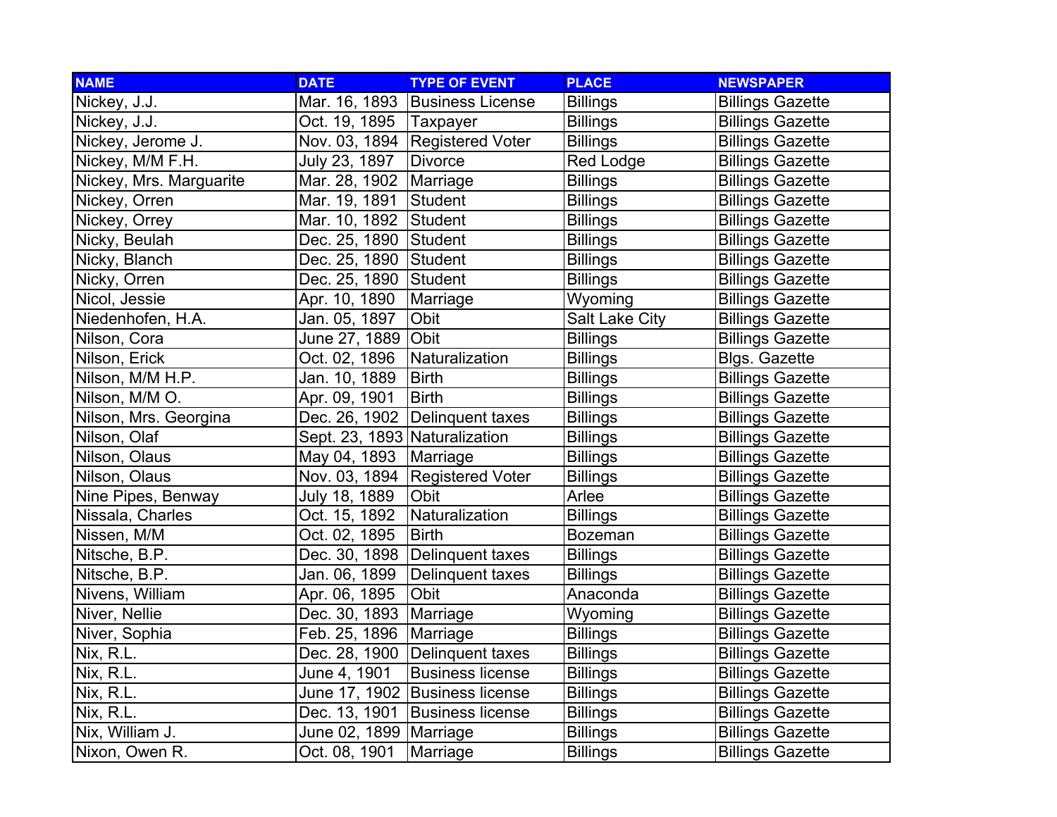| NAME | DATE | TYPE OF EVENT | PLACE | NEWSPAPER |
|---|---|---|---|---|
| Nickey, J.J. | Mar. 16, 1893 | Business License | Billings | Billings Gazette |
| Nickey, J.J. | Oct. 19, 1895 | Taxpayer | Billings | Billings Gazette |
| Nickey, Jerome J. | Nov. 03, 1894 | Registered Voter | Billings | Billings Gazette |
| Nickey, M/M F.H. | July 23, 1897 | Divorce | Red Lodge | Billings Gazette |
| Nickey, Mrs. Marguarite | Mar. 28, 1902 | Marriage | Billings | Billings Gazette |
| Nickey, Orren | Mar. 19, 1891 | Student | Billings | Billings Gazette |
| Nickey, Orrey | Mar. 10, 1892 | Student | Billings | Billings Gazette |
| Nicky, Beulah | Dec. 25, 1890 | Student | Billings | Billings Gazette |
| Nicky, Blanch | Dec. 25, 1890 | Student | Billings | Billings Gazette |
| Nicky, Orren | Dec. 25, 1890 | Student | Billings | Billings Gazette |
| Nicol, Jessie | Apr. 10, 1890 | Marriage | Wyoming | Billings Gazette |
| Niedenhofen, H.A. | Jan. 05, 1897 | Obit | Salt Lake City | Billings Gazette |
| Nilson, Cora | June 27, 1889 | Obit | Billings | Billings Gazette |
| Nilson, Erick | Oct. 02, 1896 | Naturalization | Billings | Blgs. Gazette |
| Nilson, M/M H.P. | Jan. 10, 1889 | Birth | Billings | Billings Gazette |
| Nilson, M/M O. | Apr. 09, 1901 | Birth | Billings | Billings Gazette |
| Nilson, Mrs. Georgina | Dec. 26, 1902 | Delinquent taxes | Billings | Billings Gazette |
| Nilson, Olaf | Sept. 23, 1893 | Naturalization | Billings | Billings Gazette |
| Nilson, Olaus | May 04, 1893 | Marriage | Billings | Billings Gazette |
| Nilson, Olaus | Nov. 03, 1894 | Registered Voter | Billings | Billings Gazette |
| Nine Pipes, Benway | July 18, 1889 | Obit | Arlee | Billings Gazette |
| Nissala, Charles | Oct. 15, 1892 | Naturalization | Billings | Billings Gazette |
| Nissen, M/M | Oct. 02, 1895 | Birth | Bozeman | Billings Gazette |
| Nitsche, B.P. | Dec. 30, 1898 | Delinquent taxes | Billings | Billings Gazette |
| Nitsche, B.P. | Jan. 06, 1899 | Delinquent taxes | Billings | Billings Gazette |
| Nivens, William | Apr. 06, 1895 | Obit | Anaconda | Billings Gazette |
| Niver, Nellie | Dec. 30, 1893 | Marriage | Wyoming | Billings Gazette |
| Niver, Sophia | Feb. 25, 1896 | Marriage | Billings | Billings Gazette |
| Nix, R.L. | Dec. 28, 1900 | Delinquent taxes | Billings | Billings Gazette |
| Nix, R.L. | June 4, 1901 | Business license | Billings | Billings Gazette |
| Nix, R.L. | June 17, 1902 | Business license | Billings | Billings Gazette |
| Nix, R.L. | Dec. 13, 1901 | Business license | Billings | Billings Gazette |
| Nix, William J. | June 02, 1899 | Marriage | Billings | Billings Gazette |
| Nixon, Owen R. | Oct. 08, 1901 | Marriage | Billings | Billings Gazette |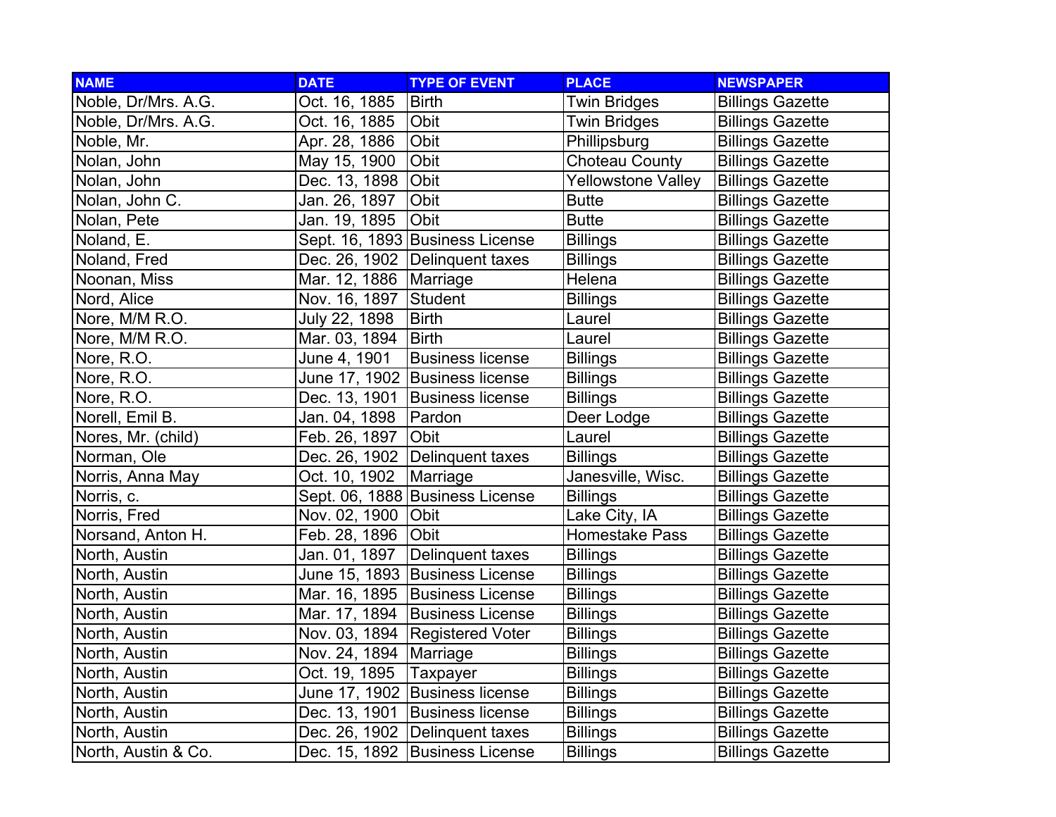| NAME | DATE | TYPE OF EVENT | PLACE | NEWSPAPER |
|---|---|---|---|---|
| Noble, Dr/Mrs. A.G. | Oct. 16, 1885 | Birth | Twin Bridges | Billings Gazette |
| Noble, Dr/Mrs. A.G. | Oct. 16, 1885 | Obit | Twin Bridges | Billings Gazette |
| Noble, Mr. | Apr. 28, 1886 | Obit | Phillipsburg | Billings Gazette |
| Nolan, John | May 15, 1900 | Obit | Choteau County | Billings Gazette |
| Nolan, John | Dec. 13, 1898 | Obit | Yellowstone Valley | Billings Gazette |
| Nolan, John C. | Jan. 26, 1897 | Obit | Butte | Billings Gazette |
| Nolan, Pete | Jan. 19, 1895 | Obit | Butte | Billings Gazette |
| Noland, E. | Sept. 16, 1893 | Business License | Billings | Billings Gazette |
| Noland, Fred | Dec. 26, 1902 | Delinquent taxes | Billings | Billings Gazette |
| Noonan, Miss | Mar. 12, 1886 | Marriage | Helena | Billings Gazette |
| Nord, Alice | Nov. 16, 1897 | Student | Billings | Billings Gazette |
| Nore, M/M R.O. | July 22, 1898 | Birth | Laurel | Billings Gazette |
| Nore, M/M R.O. | Mar. 03, 1894 | Birth | Laurel | Billings Gazette |
| Nore, R.O. | June 4, 1901 | Business license | Billings | Billings Gazette |
| Nore, R.O. | June 17, 1902 | Business license | Billings | Billings Gazette |
| Nore, R.O. | Dec. 13, 1901 | Business license | Billings | Billings Gazette |
| Norell, Emil B. | Jan. 04, 1898 | Pardon | Deer Lodge | Billings Gazette |
| Nores, Mr. (child) | Feb. 26, 1897 | Obit | Laurel | Billings Gazette |
| Norman, Ole | Dec. 26, 1902 | Delinquent taxes | Billings | Billings Gazette |
| Norris, Anna May | Oct. 10, 1902 | Marriage | Janesville, Wisc. | Billings Gazette |
| Norris, c. | Sept. 06, 1888 | Business License | Billings | Billings Gazette |
| Norris, Fred | Nov. 02, 1900 | Obit | Lake City, IA | Billings Gazette |
| Norsand, Anton H. | Feb. 28, 1896 | Obit | Homestake Pass | Billings Gazette |
| North, Austin | Jan. 01, 1897 | Delinquent taxes | Billings | Billings Gazette |
| North, Austin | June 15, 1893 | Business License | Billings | Billings Gazette |
| North, Austin | Mar. 16, 1895 | Business License | Billings | Billings Gazette |
| North, Austin | Mar. 17, 1894 | Business License | Billings | Billings Gazette |
| North, Austin | Nov. 03, 1894 | Registered Voter | Billings | Billings Gazette |
| North, Austin | Nov. 24, 1894 | Marriage | Billings | Billings Gazette |
| North, Austin | Oct. 19, 1895 | Taxpayer | Billings | Billings Gazette |
| North, Austin | June 17, 1902 | Business license | Billings | Billings Gazette |
| North, Austin | Dec. 13, 1901 | Business license | Billings | Billings Gazette |
| North, Austin | Dec. 26, 1902 | Delinquent taxes | Billings | Billings Gazette |
| North, Austin & Co. | Dec. 15, 1892 | Business License | Billings | Billings Gazette |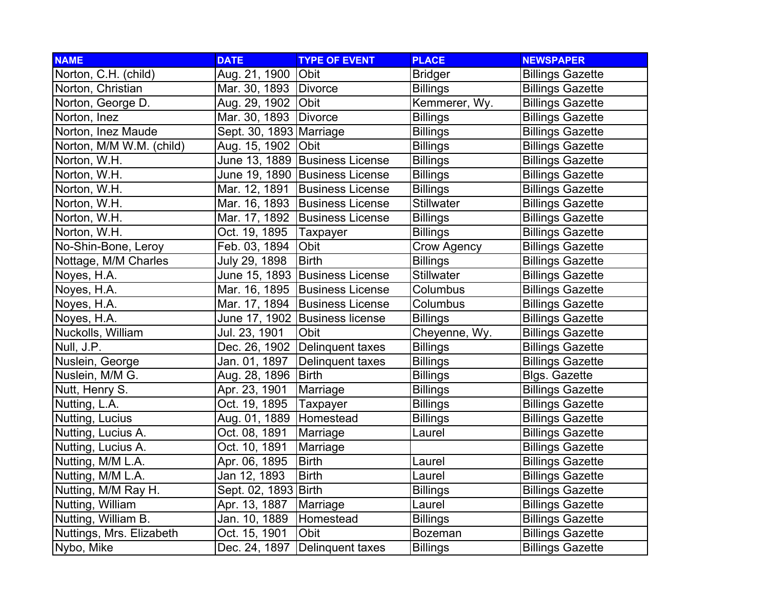| NAME | DATE | TYPE OF EVENT | PLACE | NEWSPAPER |
|---|---|---|---|---|
| Norton, C.H. (child) | Aug. 21, 1900 | Obit | Bridger | Billings Gazette |
| Norton, Christian | Mar. 30, 1893 | Divorce | Billings | Billings Gazette |
| Norton, George D. | Aug. 29, 1902 | Obit | Kemmerer, Wy. | Billings Gazette |
| Norton, Inez | Mar. 30, 1893 | Divorce | Billings | Billings Gazette |
| Norton, Inez Maude | Sept. 30, 1893 | Marriage | Billings | Billings Gazette |
| Norton, M/M W.M. (child) | Aug. 15, 1902 | Obit | Billings | Billings Gazette |
| Norton, W.H. | June 13, 1889 | Business License | Billings | Billings Gazette |
| Norton, W.H. | June 19, 1890 | Business License | Billings | Billings Gazette |
| Norton, W.H. | Mar. 12, 1891 | Business License | Billings | Billings Gazette |
| Norton, W.H. | Mar. 16, 1893 | Business License | Stillwater | Billings Gazette |
| Norton, W.H. | Mar. 17, 1892 | Business License | Billings | Billings Gazette |
| Norton, W.H. | Oct. 19, 1895 | Taxpayer | Billings | Billings Gazette |
| No-Shin-Bone, Leroy | Feb. 03, 1894 | Obit | Crow Agency | Billings Gazette |
| Nottage, M/M Charles | July 29, 1898 | Birth | Billings | Billings Gazette |
| Noyes, H.A. | June 15, 1893 | Business License | Stillwater | Billings Gazette |
| Noyes, H.A. | Mar. 16, 1895 | Business License | Columbus | Billings Gazette |
| Noyes, H.A. | Mar. 17, 1894 | Business License | Columbus | Billings Gazette |
| Noyes, H.A. | June 17, 1902 | Business license | Billings | Billings Gazette |
| Nuckolls, William | Jul. 23, 1901 | Obit | Cheyenne, Wy. | Billings Gazette |
| Null, J.P. | Dec. 26, 1902 | Delinquent taxes | Billings | Billings Gazette |
| Nuslein, George | Jan. 01, 1897 | Delinquent taxes | Billings | Billings Gazette |
| Nuslein, M/M G. | Aug. 28, 1896 | Birth | Billings | Blgs. Gazette |
| Nutt, Henry S. | Apr. 23, 1901 | Marriage | Billings | Billings Gazette |
| Nutting, L.A. | Oct. 19, 1895 | Taxpayer | Billings | Billings Gazette |
| Nutting, Lucius | Aug. 01, 1889 | Homestead | Billings | Billings Gazette |
| Nutting, Lucius A. | Oct. 08, 1891 | Marriage | Laurel | Billings Gazette |
| Nutting, Lucius A. | Oct. 10, 1891 | Marriage | | Billings Gazette |
| Nutting, M/M L.A. | Apr. 06, 1895 | Birth | Laurel | Billings Gazette |
| Nutting, M/M L.A. | Jan 12, 1893 | Birth | Laurel | Billings Gazette |
| Nutting, M/M Ray H. | Sept. 02, 1893 | Birth | Billings | Billings Gazette |
| Nutting, William | Apr. 13, 1887 | Marriage | Laurel | Billings Gazette |
| Nutting, William B. | Jan. 10, 1889 | Homestead | Billings | Billings Gazette |
| Nuttings, Mrs. Elizabeth | Oct. 15, 1901 | Obit | Bozeman | Billings Gazette |
| Nybo, Mike | Dec. 24, 1897 | Delinquent taxes | Billings | Billings Gazette |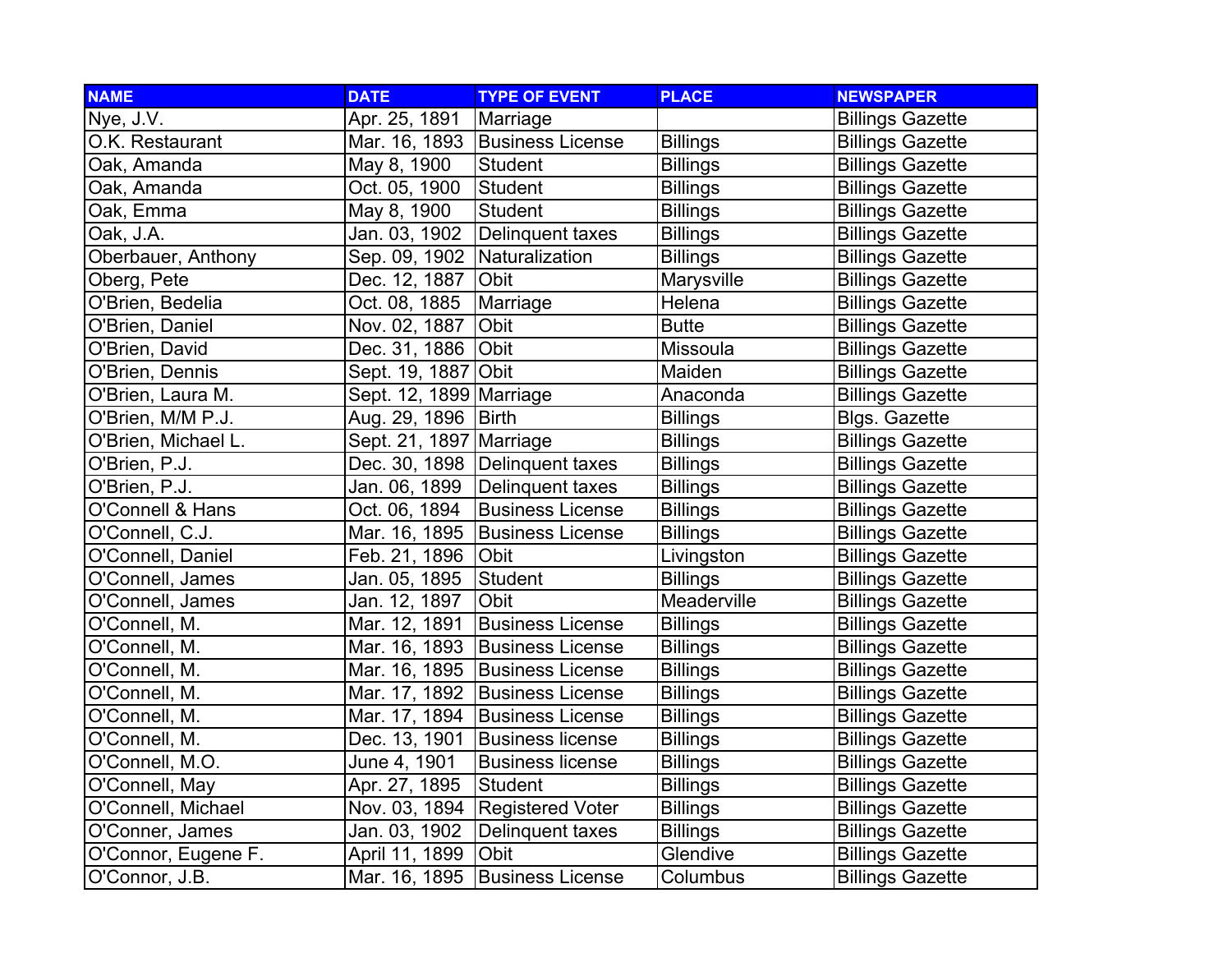| NAME | DATE | TYPE OF EVENT | PLACE | NEWSPAPER |
|---|---|---|---|---|
| Nye, J.V. | Apr. 25, 1891 | Marriage | | Billings Gazette |
| O.K. Restaurant | Mar. 16, 1893 | Business License | Billings | Billings Gazette |
| Oak, Amanda | May 8, 1900 | Student | Billings | Billings Gazette |
| Oak, Amanda | Oct. 05, 1900 | Student | Billings | Billings Gazette |
| Oak, Emma | May 8, 1900 | Student | Billings | Billings Gazette |
| Oak, J.A. | Jan. 03, 1902 | Delinquent taxes | Billings | Billings Gazette |
| Oberbauer, Anthony | Sep. 09, 1902 | Naturalization | Billings | Billings Gazette |
| Oberg, Pete | Dec. 12, 1887 | Obit | Marysville | Billings Gazette |
| O'Brien, Bedelia | Oct. 08, 1885 | Marriage | Helena | Billings Gazette |
| O'Brien, Daniel | Nov. 02, 1887 | Obit | Butte | Billings Gazette |
| O'Brien, David | Dec. 31, 1886 | Obit | Missoula | Billings Gazette |
| O'Brien, Dennis | Sept. 19, 1887 | Obit | Maiden | Billings Gazette |
| O'Brien, Laura M. | Sept. 12, 1899 | Marriage | Anaconda | Billings Gazette |
| O'Brien, M/M P.J. | Aug. 29, 1896 | Birth | Billings | Blgs. Gazette |
| O'Brien, Michael L. | Sept. 21, 1897 | Marriage | Billings | Billings Gazette |
| O'Brien, P.J. | Dec. 30, 1898 | Delinquent taxes | Billings | Billings Gazette |
| O'Brien, P.J. | Jan. 06, 1899 | Delinquent taxes | Billings | Billings Gazette |
| O'Connell & Hans | Oct. 06, 1894 | Business License | Billings | Billings Gazette |
| O'Connell, C.J. | Mar. 16, 1895 | Business License | Billings | Billings Gazette |
| O'Connell, Daniel | Feb. 21, 1896 | Obit | Livingston | Billings Gazette |
| O'Connell, James | Jan. 05, 1895 | Student | Billings | Billings Gazette |
| O'Connell, James | Jan. 12, 1897 | Obit | Meaderville | Billings Gazette |
| O'Connell, M. | Mar. 12, 1891 | Business License | Billings | Billings Gazette |
| O'Connell, M. | Mar. 16, 1893 | Business License | Billings | Billings Gazette |
| O'Connell, M. | Mar. 16, 1895 | Business License | Billings | Billings Gazette |
| O'Connell, M. | Mar. 17, 1892 | Business License | Billings | Billings Gazette |
| O'Connell, M. | Mar. 17, 1894 | Business License | Billings | Billings Gazette |
| O'Connell, M. | Dec. 13, 1901 | Business license | Billings | Billings Gazette |
| O'Connell, M.O. | June 4, 1901 | Business license | Billings | Billings Gazette |
| O'Connell, May | Apr. 27, 1895 | Student | Billings | Billings Gazette |
| O'Connell, Michael | Nov. 03, 1894 | Registered Voter | Billings | Billings Gazette |
| O'Conner, James | Jan. 03, 1902 | Delinquent taxes | Billings | Billings Gazette |
| O'Connor, Eugene F. | April 11, 1899 | Obit | Glendive | Billings Gazette |
| O'Connor, J.B. | Mar. 16, 1895 | Business License | Columbus | Billings Gazette |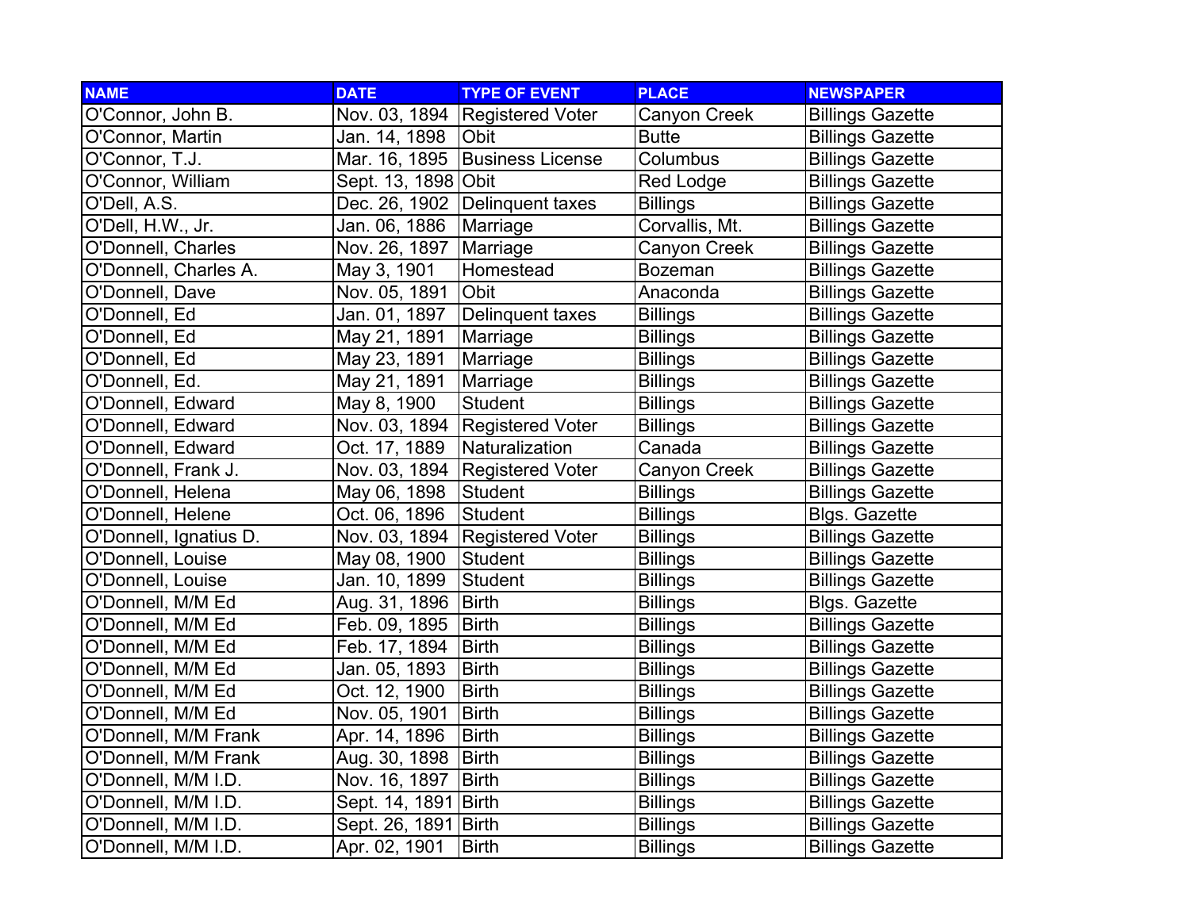| NAME | DATE | TYPE OF EVENT | PLACE | NEWSPAPER |
|---|---|---|---|---|
| O'Connor, John B. | Nov. 03, 1894 | Registered Voter | Canyon Creek | Billings Gazette |
| O'Connor, Martin | Jan. 14, 1898 | Obit | Butte | Billings Gazette |
| O'Connor, T.J. | Mar. 16, 1895 | Business License | Columbus | Billings Gazette |
| O'Connor, William | Sept. 13, 1898 | Obit | Red Lodge | Billings Gazette |
| O'Dell, A.S. | Dec. 26, 1902 | Delinquent taxes | Billings | Billings Gazette |
| O'Dell, H.W., Jr. | Jan. 06, 1886 | Marriage | Corvallis, Mt. | Billings Gazette |
| O'Donnell, Charles | Nov. 26, 1897 | Marriage | Canyon Creek | Billings Gazette |
| O'Donnell, Charles A. | May 3, 1901 | Homestead | Bozeman | Billings Gazette |
| O'Donnell, Dave | Nov. 05, 1891 | Obit | Anaconda | Billings Gazette |
| O'Donnell, Ed | Jan. 01, 1897 | Delinquent taxes | Billings | Billings Gazette |
| O'Donnell, Ed | May 21, 1891 | Marriage | Billings | Billings Gazette |
| O'Donnell, Ed | May 23, 1891 | Marriage | Billings | Billings Gazette |
| O'Donnell, Ed. | May 21, 1891 | Marriage | Billings | Billings Gazette |
| O'Donnell, Edward | May 8, 1900 | Student | Billings | Billings Gazette |
| O'Donnell, Edward | Nov. 03, 1894 | Registered Voter | Billings | Billings Gazette |
| O'Donnell, Edward | Oct. 17, 1889 | Naturalization | Canada | Billings Gazette |
| O'Donnell, Frank J. | Nov. 03, 1894 | Registered Voter | Canyon Creek | Billings Gazette |
| O'Donnell, Helena | May 06, 1898 | Student | Billings | Billings Gazette |
| O'Donnell, Helene | Oct. 06, 1896 | Student | Billings | Blgs. Gazette |
| O'Donnell, Ignatius D. | Nov. 03, 1894 | Registered Voter | Billings | Billings Gazette |
| O'Donnell, Louise | May 08, 1900 | Student | Billings | Billings Gazette |
| O'Donnell, Louise | Jan. 10, 1899 | Student | Billings | Billings Gazette |
| O'Donnell, M/M Ed | Aug. 31, 1896 | Birth | Billings | Blgs. Gazette |
| O'Donnell, M/M Ed | Feb. 09, 1895 | Birth | Billings | Billings Gazette |
| O'Donnell, M/M Ed | Feb. 17, 1894 | Birth | Billings | Billings Gazette |
| O'Donnell, M/M Ed | Jan. 05, 1893 | Birth | Billings | Billings Gazette |
| O'Donnell, M/M Ed | Oct. 12, 1900 | Birth | Billings | Billings Gazette |
| O'Donnell, M/M Ed | Nov. 05, 1901 | Birth | Billings | Billings Gazette |
| O'Donnell, M/M Frank | Apr. 14, 1896 | Birth | Billings | Billings Gazette |
| O'Donnell, M/M Frank | Aug. 30, 1898 | Birth | Billings | Billings Gazette |
| O'Donnell, M/M I.D. | Nov. 16, 1897 | Birth | Billings | Billings Gazette |
| O'Donnell, M/M I.D. | Sept. 14, 1891 | Birth | Billings | Billings Gazette |
| O'Donnell, M/M I.D. | Sept. 26, 1891 | Birth | Billings | Billings Gazette |
| O'Donnell, M/M I.D. | Apr. 02, 1901 | Birth | Billings | Billings Gazette |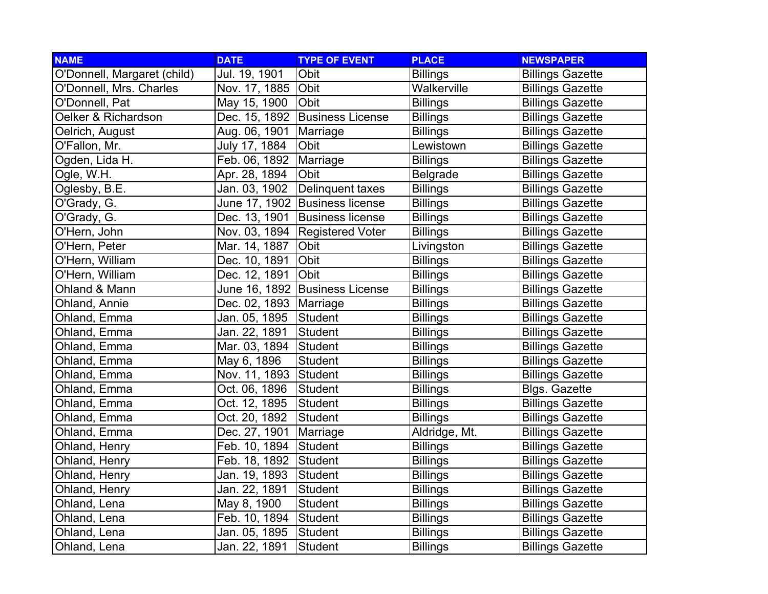| NAME | DATE | TYPE OF EVENT | PLACE | NEWSPAPER |
|---|---|---|---|---|
| O'Donnell, Margaret (child) | Jul. 19, 1901 | Obit | Billings | Billings Gazette |
| O'Donnell, Mrs. Charles | Nov. 17, 1885 | Obit | Walkerville | Billings Gazette |
| O'Donnell, Pat | May 15, 1900 | Obit | Billings | Billings Gazette |
| Oelker & Richardson | Dec. 15, 1892 | Business License | Billings | Billings Gazette |
| Oelrich, August | Aug. 06, 1901 | Marriage | Billings | Billings Gazette |
| O'Fallon, Mr. | July 17, 1884 | Obit | Lewistown | Billings Gazette |
| Ogden, Lida H. | Feb. 06, 1892 | Marriage | Billings | Billings Gazette |
| Ogle, W.H. | Apr. 28, 1894 | Obit | Belgrade | Billings Gazette |
| Oglesby, B.E. | Jan. 03, 1902 | Delinquent taxes | Billings | Billings Gazette |
| O'Grady, G. | June 17, 1902 | Business license | Billings | Billings Gazette |
| O'Grady, G. | Dec. 13, 1901 | Business license | Billings | Billings Gazette |
| O'Hern, John | Nov. 03, 1894 | Registered Voter | Billings | Billings Gazette |
| O'Hern, Peter | Mar. 14, 1887 | Obit | Livingston | Billings Gazette |
| O'Hern, William | Dec. 10, 1891 | Obit | Billings | Billings Gazette |
| O'Hern, William | Dec. 12, 1891 | Obit | Billings | Billings Gazette |
| Ohland & Mann | June 16, 1892 | Business License | Billings | Billings Gazette |
| Ohland, Annie | Dec. 02, 1893 | Marriage | Billings | Billings Gazette |
| Ohland, Emma | Jan. 05, 1895 | Student | Billings | Billings Gazette |
| Ohland, Emma | Jan. 22, 1891 | Student | Billings | Billings Gazette |
| Ohland, Emma | Mar. 03, 1894 | Student | Billings | Billings Gazette |
| Ohland, Emma | May 6, 1896 | Student | Billings | Billings Gazette |
| Ohland, Emma | Nov. 11, 1893 | Student | Billings | Billings Gazette |
| Ohland, Emma | Oct. 06, 1896 | Student | Billings | Blgs. Gazette |
| Ohland, Emma | Oct. 12, 1895 | Student | Billings | Billings Gazette |
| Ohland, Emma | Oct. 20, 1892 | Student | Billings | Billings Gazette |
| Ohland, Emma | Dec. 27, 1901 | Marriage | Aldridge, Mt. | Billings Gazette |
| Ohland, Henry | Feb. 10, 1894 | Student | Billings | Billings Gazette |
| Ohland, Henry | Feb. 18, 1892 | Student | Billings | Billings Gazette |
| Ohland, Henry | Jan. 19, 1893 | Student | Billings | Billings Gazette |
| Ohland, Henry | Jan. 22, 1891 | Student | Billings | Billings Gazette |
| Ohland, Lena | May 8, 1900 | Student | Billings | Billings Gazette |
| Ohland, Lena | Feb. 10, 1894 | Student | Billings | Billings Gazette |
| Ohland, Lena | Jan. 05, 1895 | Student | Billings | Billings Gazette |
| Ohland, Lena | Jan. 22, 1891 | Student | Billings | Billings Gazette |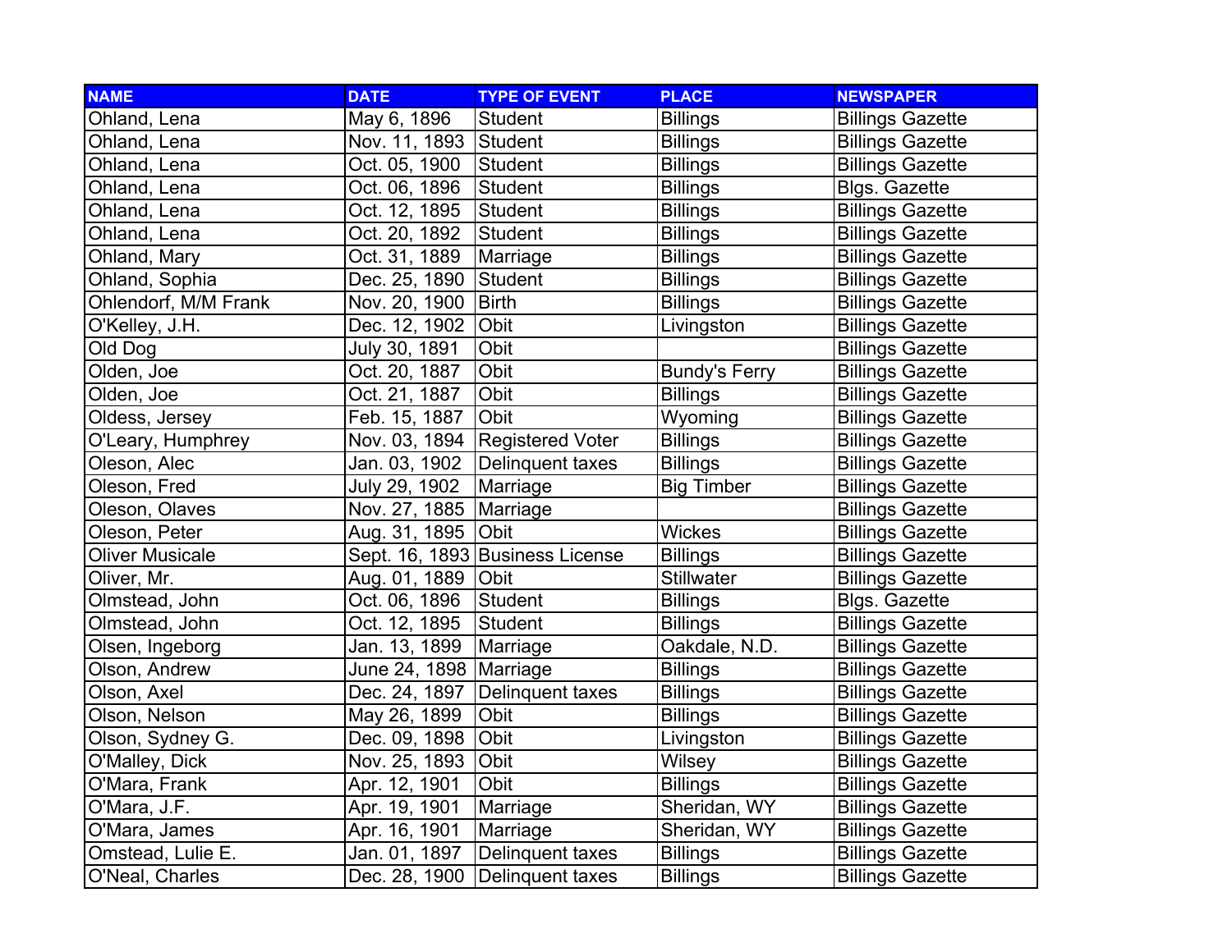| NAME | DATE | TYPE OF EVENT | PLACE | NEWSPAPER |
|---|---|---|---|---|
| Ohland, Lena | May 6, 1896 | Student | Billings | Billings Gazette |
| Ohland, Lena | Nov. 11, 1893 | Student | Billings | Billings Gazette |
| Ohland, Lena | Oct. 05, 1900 | Student | Billings | Billings Gazette |
| Ohland, Lena | Oct. 06, 1896 | Student | Billings | Blgs. Gazette |
| Ohland, Lena | Oct. 12, 1895 | Student | Billings | Billings Gazette |
| Ohland, Lena | Oct. 20, 1892 | Student | Billings | Billings Gazette |
| Ohland, Mary | Oct. 31, 1889 | Marriage | Billings | Billings Gazette |
| Ohland, Sophia | Dec. 25, 1890 | Student | Billings | Billings Gazette |
| Ohlendorf, M/M Frank | Nov. 20, 1900 | Birth | Billings | Billings Gazette |
| O'Kelley, J.H. | Dec. 12, 1902 | Obit | Livingston | Billings Gazette |
| Old Dog | July 30, 1891 | Obit | | Billings Gazette |
| Olden, Joe | Oct. 20, 1887 | Obit | Bundy's Ferry | Billings Gazette |
| Olden, Joe | Oct. 21, 1887 | Obit | Billings | Billings Gazette |
| Oldess, Jersey | Feb. 15, 1887 | Obit | Wyoming | Billings Gazette |
| O'Leary, Humphrey | Nov. 03, 1894 | Registered Voter | Billings | Billings Gazette |
| Oleson, Alec | Jan. 03, 1902 | Delinquent taxes | Billings | Billings Gazette |
| Oleson, Fred | July 29, 1902 | Marriage | Big Timber | Billings Gazette |
| Oleson, Olaves | Nov. 27, 1885 | Marriage | | Billings Gazette |
| Oleson, Peter | Aug. 31, 1895 | Obit | Wickes | Billings Gazette |
| Oliver Musicale | Sept. 16, 1893 | Business License | Billings | Billings Gazette |
| Oliver, Mr. | Aug. 01, 1889 | Obit | Stillwater | Billings Gazette |
| Olmstead, John | Oct. 06, 1896 | Student | Billings | Blgs. Gazette |
| Olmstead, John | Oct. 12, 1895 | Student | Billings | Billings Gazette |
| Olsen, Ingeborg | Jan. 13, 1899 | Marriage | Oakdale, N.D. | Billings Gazette |
| Olson, Andrew | June 24, 1898 | Marriage | Billings | Billings Gazette |
| Olson, Axel | Dec. 24, 1897 | Delinquent taxes | Billings | Billings Gazette |
| Olson, Nelson | May 26, 1899 | Obit | Billings | Billings Gazette |
| Olson, Sydney G. | Dec. 09, 1898 | Obit | Livingston | Billings Gazette |
| O'Malley, Dick | Nov. 25, 1893 | Obit | Wilsey | Billings Gazette |
| O'Mara, Frank | Apr. 12, 1901 | Obit | Billings | Billings Gazette |
| O'Mara, J.F. | Apr. 19, 1901 | Marriage | Sheridan, WY | Billings Gazette |
| O'Mara, James | Apr. 16, 1901 | Marriage | Sheridan, WY | Billings Gazette |
| Omstead, Lulie E. | Jan. 01, 1897 | Delinquent taxes | Billings | Billings Gazette |
| O'Neal, Charles | Dec. 28, 1900 | Delinquent taxes | Billings | Billings Gazette |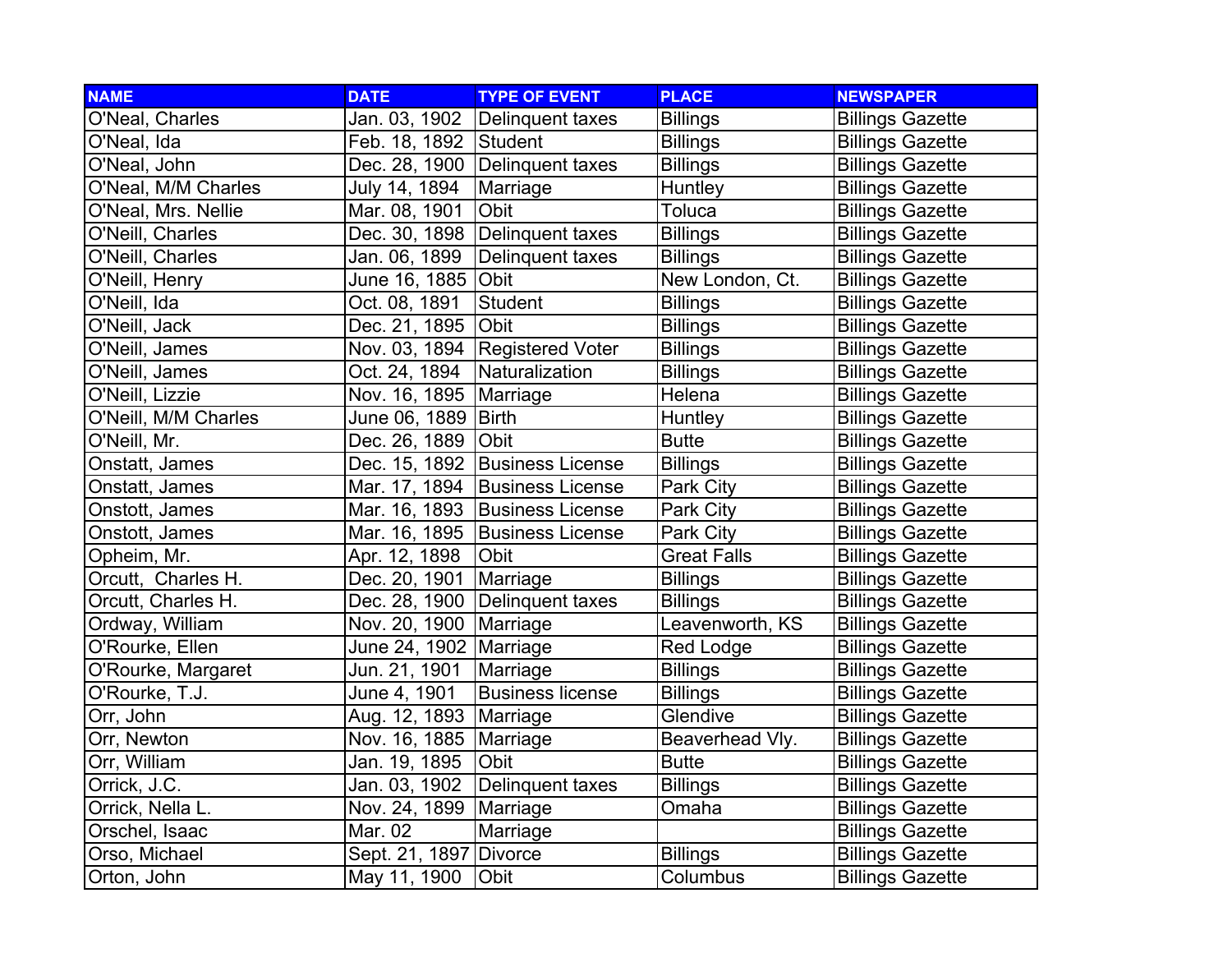| NAME | DATE | TYPE OF EVENT | PLACE | NEWSPAPER |
|---|---|---|---|---|
| O'Neal, Charles | Jan. 03, 1902 | Delinquent taxes | Billings | Billings Gazette |
| O'Neal, Ida | Feb. 18, 1892 | Student | Billings | Billings Gazette |
| O'Neal, John | Dec. 28, 1900 | Delinquent taxes | Billings | Billings Gazette |
| O'Neal, M/M Charles | July 14, 1894 | Marriage | Huntley | Billings Gazette |
| O'Neal, Mrs. Nellie | Mar. 08, 1901 | Obit | Toluca | Billings Gazette |
| O'Neill, Charles | Dec. 30, 1898 | Delinquent taxes | Billings | Billings Gazette |
| O'Neill, Charles | Jan. 06, 1899 | Delinquent taxes | Billings | Billings Gazette |
| O'Neill, Henry | June 16, 1885 | Obit | New London, Ct. | Billings Gazette |
| O'Neill, Ida | Oct. 08, 1891 | Student | Billings | Billings Gazette |
| O'Neill, Jack | Dec. 21, 1895 | Obit | Billings | Billings Gazette |
| O'Neill, James | Nov. 03, 1894 | Registered Voter | Billings | Billings Gazette |
| O'Neill, James | Oct. 24, 1894 | Naturalization | Billings | Billings Gazette |
| O'Neill, Lizzie | Nov. 16, 1895 | Marriage | Helena | Billings Gazette |
| O'Neill, M/M Charles | June 06, 1889 | Birth | Huntley | Billings Gazette |
| O'Neill, Mr. | Dec. 26, 1889 | Obit | Butte | Billings Gazette |
| Onstatt, James | Dec. 15, 1892 | Business License | Billings | Billings Gazette |
| Onstatt, James | Mar. 17, 1894 | Business License | Park City | Billings Gazette |
| Onstott, James | Mar. 16, 1893 | Business License | Park City | Billings Gazette |
| Onstott, James | Mar. 16, 1895 | Business License | Park City | Billings Gazette |
| Opheim, Mr. | Apr. 12, 1898 | Obit | Great Falls | Billings Gazette |
| Orcutt, Charles H. | Dec. 20, 1901 | Marriage | Billings | Billings Gazette |
| Orcutt, Charles H. | Dec. 28, 1900 | Delinquent taxes | Billings | Billings Gazette |
| Ordway, William | Nov. 20, 1900 | Marriage | Leavenworth, KS | Billings Gazette |
| O'Rourke, Ellen | June 24, 1902 | Marriage | Red Lodge | Billings Gazette |
| O'Rourke, Margaret | Jun. 21, 1901 | Marriage | Billings | Billings Gazette |
| O'Rourke, T.J. | June 4, 1901 | Business license | Billings | Billings Gazette |
| Orr, John | Aug. 12, 1893 | Marriage | Glendive | Billings Gazette |
| Orr, Newton | Nov. 16, 1885 | Marriage | Beaverhead Vly. | Billings Gazette |
| Orr, William | Jan. 19, 1895 | Obit | Butte | Billings Gazette |
| Orrick, J.C. | Jan. 03, 1902 | Delinquent taxes | Billings | Billings Gazette |
| Orrick, Nella L. | Nov. 24, 1899 | Marriage | Omaha | Billings Gazette |
| Orschel, Isaac | Mar. 02 | Marriage | | Billings Gazette |
| Orso, Michael | Sept. 21, 1897 | Divorce | Billings | Billings Gazette |
| Orton, John | May 11, 1900 | Obit | Columbus | Billings Gazette |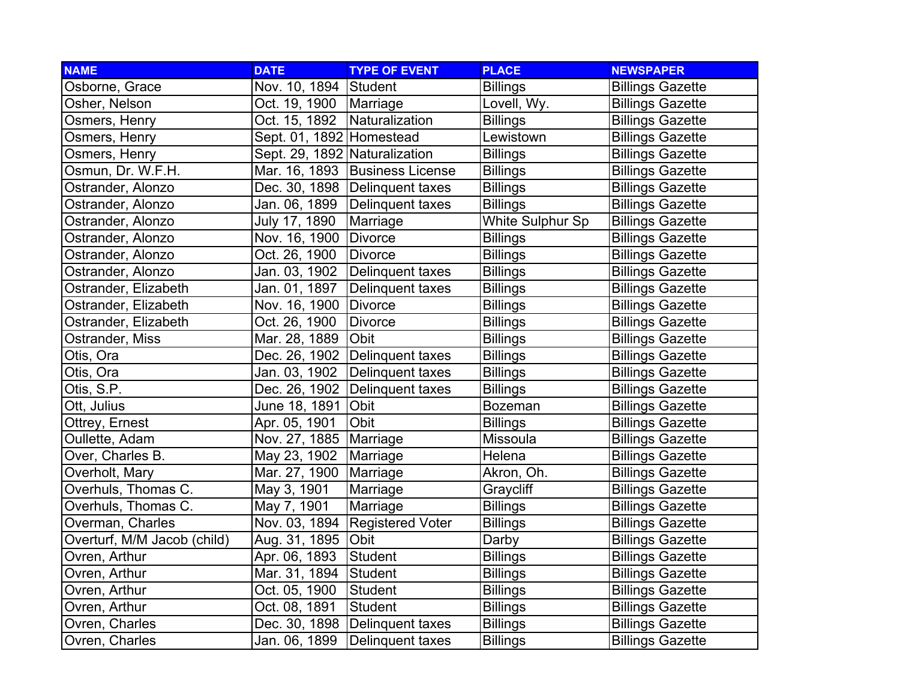| NAME | DATE | TYPE OF EVENT | PLACE | NEWSPAPER |
|---|---|---|---|---|
| Osborne, Grace | Nov. 10, 1894 | Student | Billings | Billings Gazette |
| Osher, Nelson | Oct. 19, 1900 | Marriage | Lovell, Wy. | Billings Gazette |
| Osmers, Henry | Oct. 15, 1892 | Naturalization | Billings | Billings Gazette |
| Osmers, Henry | Sept. 01, 1892 | Homestead | Lewistown | Billings Gazette |
| Osmers, Henry | Sept. 29, 1892 | Naturalization | Billings | Billings Gazette |
| Osmun, Dr. W.F.H. | Mar. 16, 1893 | Business License | Billings | Billings Gazette |
| Ostrander, Alonzo | Dec. 30, 1898 | Delinquent taxes | Billings | Billings Gazette |
| Ostrander, Alonzo | Jan. 06, 1899 | Delinquent taxes | Billings | Billings Gazette |
| Ostrander, Alonzo | July 17, 1890 | Marriage | White Sulphur Sp | Billings Gazette |
| Ostrander, Alonzo | Nov. 16, 1900 | Divorce | Billings | Billings Gazette |
| Ostrander, Alonzo | Oct. 26, 1900 | Divorce | Billings | Billings Gazette |
| Ostrander, Alonzo | Jan. 03, 1902 | Delinquent taxes | Billings | Billings Gazette |
| Ostrander, Elizabeth | Jan. 01, 1897 | Delinquent taxes | Billings | Billings Gazette |
| Ostrander, Elizabeth | Nov. 16, 1900 | Divorce | Billings | Billings Gazette |
| Ostrander, Elizabeth | Oct. 26, 1900 | Divorce | Billings | Billings Gazette |
| Ostrander, Miss | Mar. 28, 1889 | Obit | Billings | Billings Gazette |
| Otis, Ora | Dec. 26, 1902 | Delinquent taxes | Billings | Billings Gazette |
| Otis, Ora | Jan. 03, 1902 | Delinquent taxes | Billings | Billings Gazette |
| Otis, S.P. | Dec. 26, 1902 | Delinquent taxes | Billings | Billings Gazette |
| Ott, Julius | June 18, 1891 | Obit | Bozeman | Billings Gazette |
| Ottrey, Ernest | Apr. 05, 1901 | Obit | Billings | Billings Gazette |
| Oullette, Adam | Nov. 27, 1885 | Marriage | Missoula | Billings Gazette |
| Over, Charles B. | May 23, 1902 | Marriage | Helena | Billings Gazette |
| Overholt, Mary | Mar. 27, 1900 | Marriage | Akron, Oh. | Billings Gazette |
| Overhuls, Thomas C. | May 3, 1901 | Marriage | Graycliff | Billings Gazette |
| Overhuls, Thomas C. | May 7, 1901 | Marriage | Billings | Billings Gazette |
| Overman, Charles | Nov. 03, 1894 | Registered Voter | Billings | Billings Gazette |
| Overturf, M/M Jacob (child) | Aug. 31, 1895 | Obit | Darby | Billings Gazette |
| Ovren, Arthur | Apr. 06, 1893 | Student | Billings | Billings Gazette |
| Ovren, Arthur | Mar. 31, 1894 | Student | Billings | Billings Gazette |
| Ovren, Arthur | Oct. 05, 1900 | Student | Billings | Billings Gazette |
| Ovren, Arthur | Oct. 08, 1891 | Student | Billings | Billings Gazette |
| Ovren, Charles | Dec. 30, 1898 | Delinquent taxes | Billings | Billings Gazette |
| Ovren, Charles | Jan. 06, 1899 | Delinquent taxes | Billings | Billings Gazette |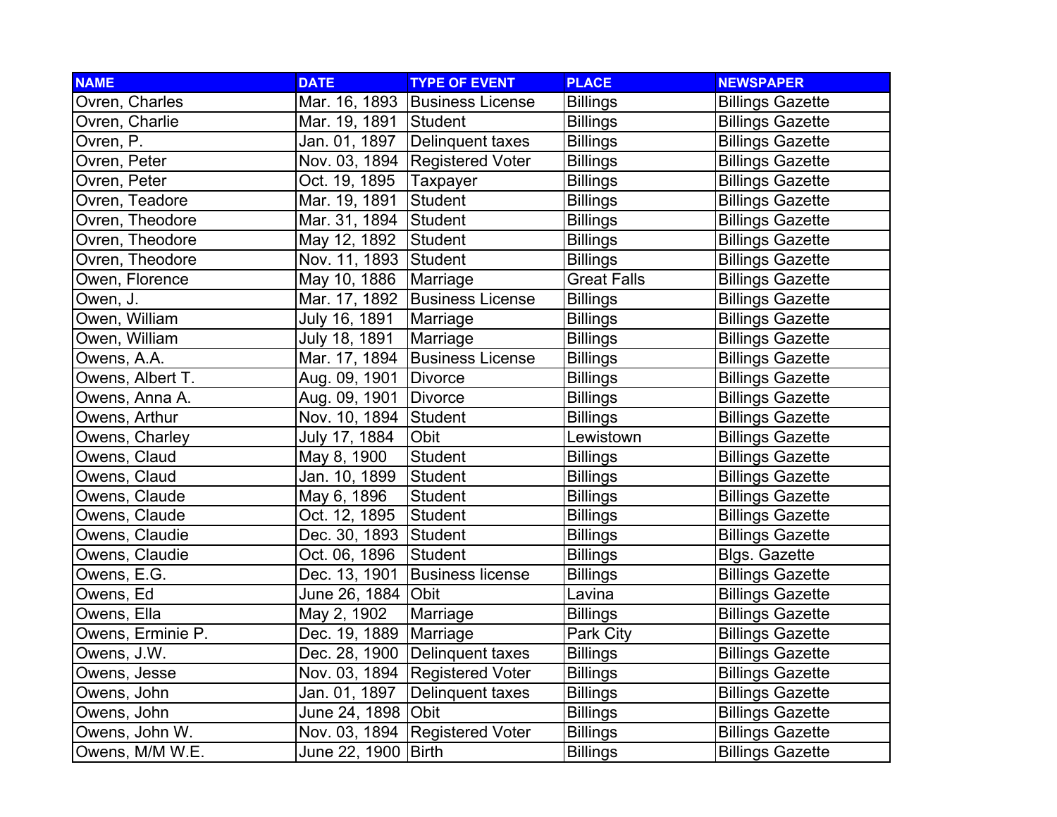| NAME | DATE | TYPE OF EVENT | PLACE | NEWSPAPER |
|---|---|---|---|---|
| Ovren, Charles | Mar. 16, 1893 | Business License | Billings | Billings Gazette |
| Ovren, Charlie | Mar. 19, 1891 | Student | Billings | Billings Gazette |
| Ovren, P. | Jan. 01, 1897 | Delinquent taxes | Billings | Billings Gazette |
| Ovren, Peter | Nov. 03, 1894 | Registered Voter | Billings | Billings Gazette |
| Ovren, Peter | Oct. 19, 1895 | Taxpayer | Billings | Billings Gazette |
| Ovren, Teadore | Mar. 19, 1891 | Student | Billings | Billings Gazette |
| Ovren, Theodore | Mar. 31, 1894 | Student | Billings | Billings Gazette |
| Ovren, Theodore | May 12, 1892 | Student | Billings | Billings Gazette |
| Ovren, Theodore | Nov. 11, 1893 | Student | Billings | Billings Gazette |
| Owen, Florence | May 10, 1886 | Marriage | Great Falls | Billings Gazette |
| Owen, J. | Mar. 17, 1892 | Business License | Billings | Billings Gazette |
| Owen, William | July 16, 1891 | Marriage | Billings | Billings Gazette |
| Owen, William | July 18, 1891 | Marriage | Billings | Billings Gazette |
| Owens, A.A. | Mar. 17, 1894 | Business License | Billings | Billings Gazette |
| Owens, Albert T. | Aug. 09, 1901 | Divorce | Billings | Billings Gazette |
| Owens, Anna A. | Aug. 09, 1901 | Divorce | Billings | Billings Gazette |
| Owens, Arthur | Nov. 10, 1894 | Student | Billings | Billings Gazette |
| Owens, Charley | July 17, 1884 | Obit | Lewistown | Billings Gazette |
| Owens, Claud | May 8, 1900 | Student | Billings | Billings Gazette |
| Owens, Claud | Jan. 10, 1899 | Student | Billings | Billings Gazette |
| Owens, Claude | May 6, 1896 | Student | Billings | Billings Gazette |
| Owens, Claude | Oct. 12, 1895 | Student | Billings | Billings Gazette |
| Owens, Claudie | Dec. 30, 1893 | Student | Billings | Billings Gazette |
| Owens, Claudie | Oct. 06, 1896 | Student | Billings | Blgs. Gazette |
| Owens, E.G. | Dec. 13, 1901 | Business license | Billings | Billings Gazette |
| Owens, Ed | June 26, 1884 | Obit | Lavina | Billings Gazette |
| Owens, Ella | May 2, 1902 | Marriage | Billings | Billings Gazette |
| Owens, Erminie P. | Dec. 19, 1889 | Marriage | Park City | Billings Gazette |
| Owens, J.W. | Dec. 28, 1900 | Delinquent taxes | Billings | Billings Gazette |
| Owens, Jesse | Nov. 03, 1894 | Registered Voter | Billings | Billings Gazette |
| Owens, John | Jan. 01, 1897 | Delinquent taxes | Billings | Billings Gazette |
| Owens, John | June 24, 1898 | Obit | Billings | Billings Gazette |
| Owens, John W. | Nov. 03, 1894 | Registered Voter | Billings | Billings Gazette |
| Owens, M/M W.E. | June 22, 1900 | Birth | Billings | Billings Gazette |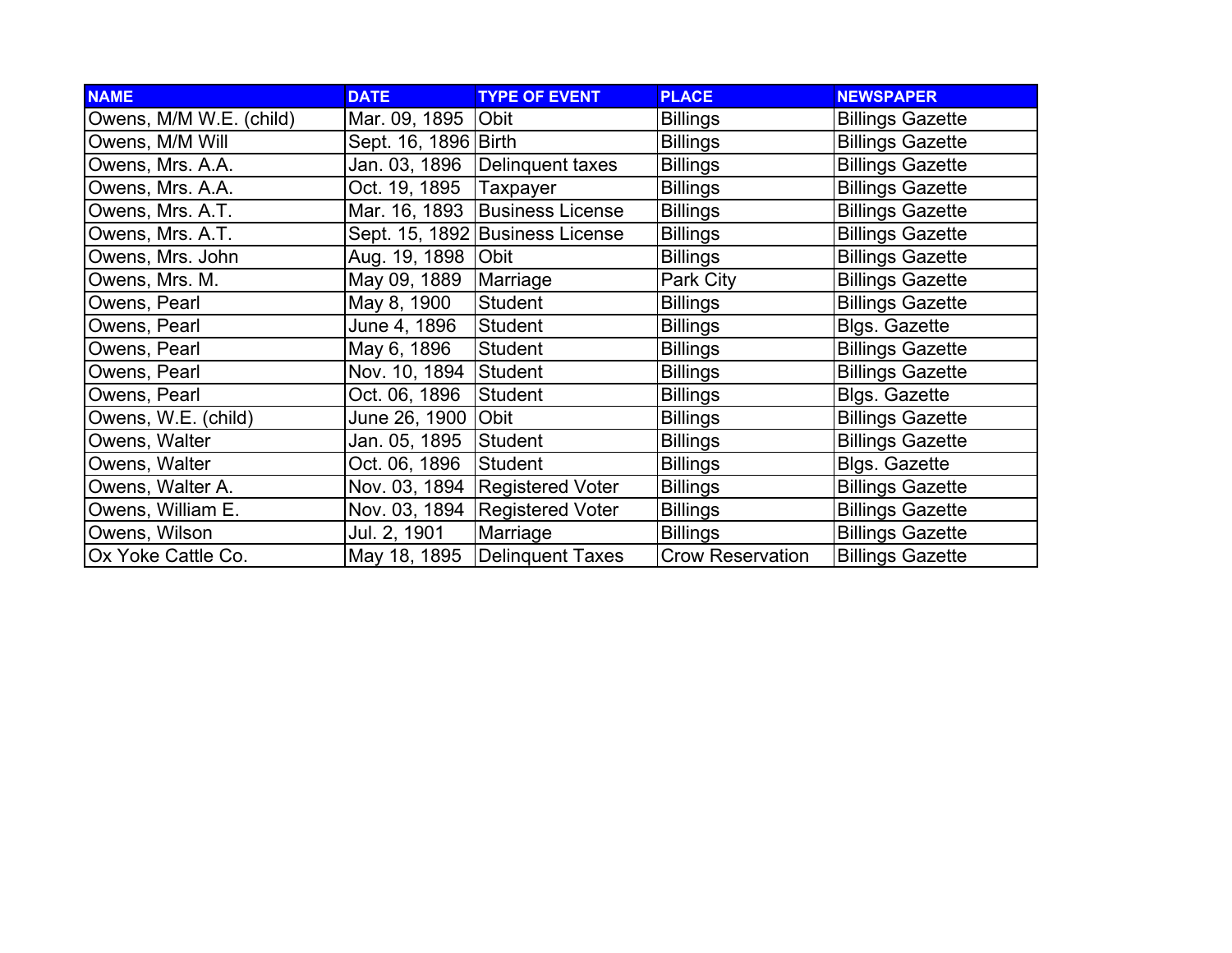| NAME | DATE | TYPE OF EVENT | PLACE | NEWSPAPER |
|---|---|---|---|---|
| Owens, M/M W.E. (child) | Mar. 09, 1895 | Obit | Billings | Billings Gazette |
| Owens, M/M Will | Sept. 16, 1896 | Birth | Billings | Billings Gazette |
| Owens, Mrs. A.A. | Jan. 03, 1896 | Delinquent taxes | Billings | Billings Gazette |
| Owens, Mrs. A.A. | Oct. 19, 1895 | Taxpayer | Billings | Billings Gazette |
| Owens, Mrs. A.T. | Mar. 16, 1893 | Business License | Billings | Billings Gazette |
| Owens, Mrs. A.T. | Sept. 15, 1892 | Business License | Billings | Billings Gazette |
| Owens, Mrs. John | Aug. 19, 1898 | Obit | Billings | Billings Gazette |
| Owens, Mrs. M. | May 09, 1889 | Marriage | Park City | Billings Gazette |
| Owens, Pearl | May 8, 1900 | Student | Billings | Billings Gazette |
| Owens, Pearl | June 4, 1896 | Student | Billings | Blgs. Gazette |
| Owens, Pearl | May 6, 1896 | Student | Billings | Billings Gazette |
| Owens, Pearl | Nov. 10, 1894 | Student | Billings | Billings Gazette |
| Owens, Pearl | Oct. 06, 1896 | Student | Billings | Blgs. Gazette |
| Owens, W.E. (child) | June 26, 1900 | Obit | Billings | Billings Gazette |
| Owens, Walter | Jan. 05, 1895 | Student | Billings | Billings Gazette |
| Owens, Walter | Oct. 06, 1896 | Student | Billings | Blgs. Gazette |
| Owens, Walter A. | Nov. 03, 1894 | Registered Voter | Billings | Billings Gazette |
| Owens, William E. | Nov. 03, 1894 | Registered Voter | Billings | Billings Gazette |
| Owens, Wilson | Jul. 2, 1901 | Marriage | Billings | Billings Gazette |
| Ox Yoke Cattle Co. | May 18, 1895 | Delinquent Taxes | Crow Reservation | Billings Gazette |